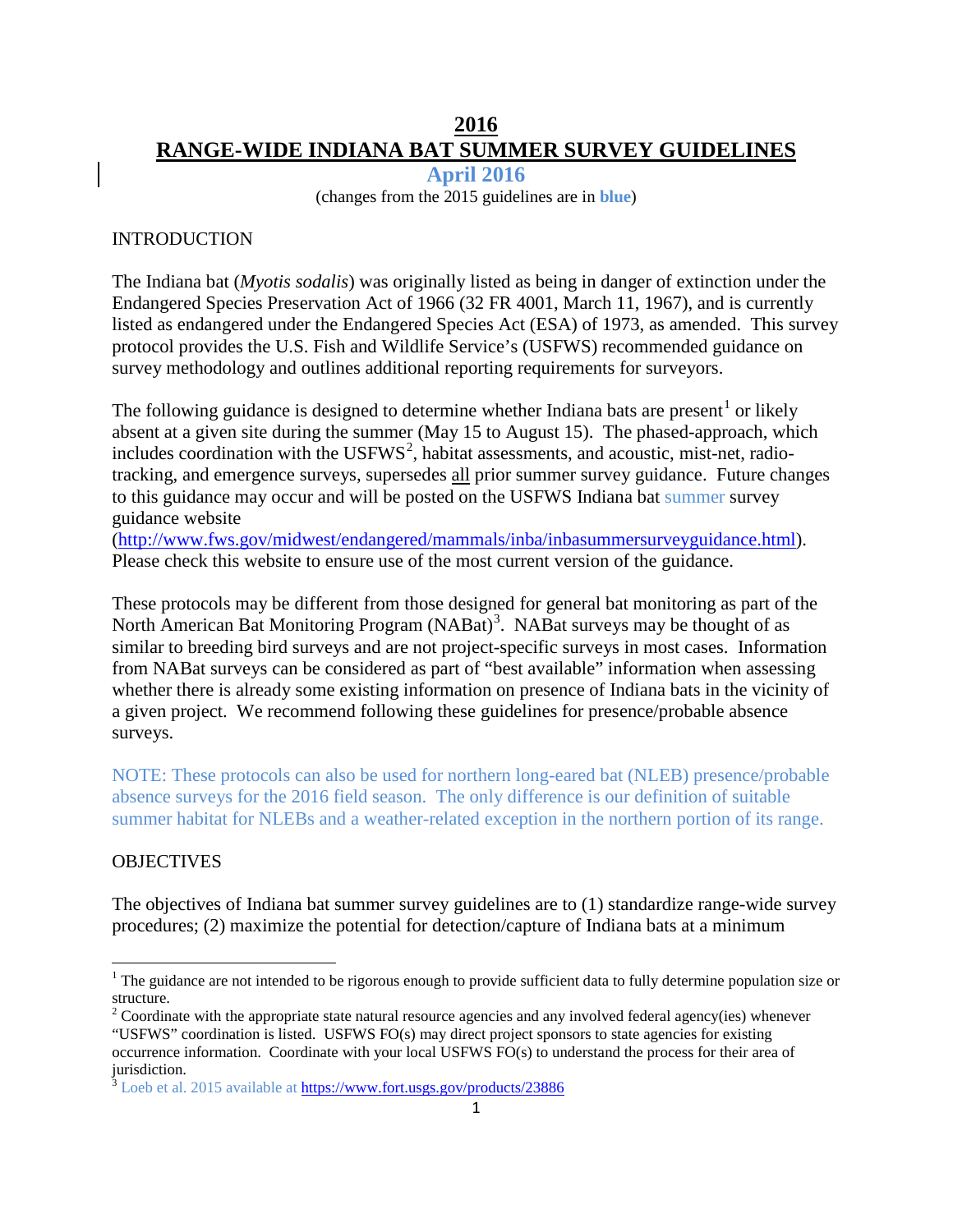# 2016
# RANGE-WIDE INDIANA BAT SUMMER SURVEY GUIDELINES

**April 2016**

(changes from the 2015 guidelines are in **blue**)

## INTRODUCTION

The Indiana bat (*Myotis sodalis*) was originally listed as being in danger of extinction under the Endangered Species Preservation Act of 1966 (32 FR 4001, March 11, 1967), and is currently listed as endangered under the Endangered Species Act (ESA) of 1973, as amended. This survey protocol provides the U.S. Fish and Wildlife Service's (USFWS) recommended guidance on survey methodology and outlines additional reporting requirements for surveyors.

The following guidance is designed to determine whether Indiana bats are present[1] or likely absent at a given site during the summer (May 15 to August 15). The phased-approach, which includes coordination with the USFWS[2], habitat assessments, and acoustic, mist-net, radio-tracking, and emergence surveys, supersedes all prior summer survey guidance. Future changes to this guidance may occur and will be posted on the USFWS Indiana bat summer survey guidance website (http://www.fws.gov/midwest/endangered/mammals/inba/inbasummersurveyguidance.html). Please check this website to ensure use of the most current version of the guidance.

These protocols may be different from those designed for general bat monitoring as part of the North American Bat Monitoring Program (NABat)[3]. NABat surveys may be thought of as similar to breeding bird surveys and are not project-specific surveys in most cases. Information from NABat surveys can be considered as part of "best available" information when assessing whether there is already some existing information on presence of Indiana bats in the vicinity of a given project. We recommend following these guidelines for presence/probable absence surveys.

NOTE: These protocols can also be used for northern long-eared bat (NLEB) presence/probable absence surveys for the 2016 field season. The only difference is our definition of suitable summer habitat for NLEBs and a weather-related exception in the northern portion of its range.

## OBJECTIVES

The objectives of Indiana bat summer survey guidelines are to (1) standardize range-wide survey procedures; (2) maximize the potential for detection/capture of Indiana bats at a minimum

---

[1] The guidance are not intended to be rigorous enough to provide sufficient data to fully determine population size or structure.

[2] Coordinate with the appropriate state natural resource agencies and any involved federal agency(ies) whenever "USFWS" coordination is listed. USFWS FO(s) may direct project sponsors to state agencies for existing occurrence information. Coordinate with your local USFWS FO(s) to understand the process for their area of jurisdiction.

[3] Loeb et al. 2015 available at https://www.fort.usgs.gov/products/23886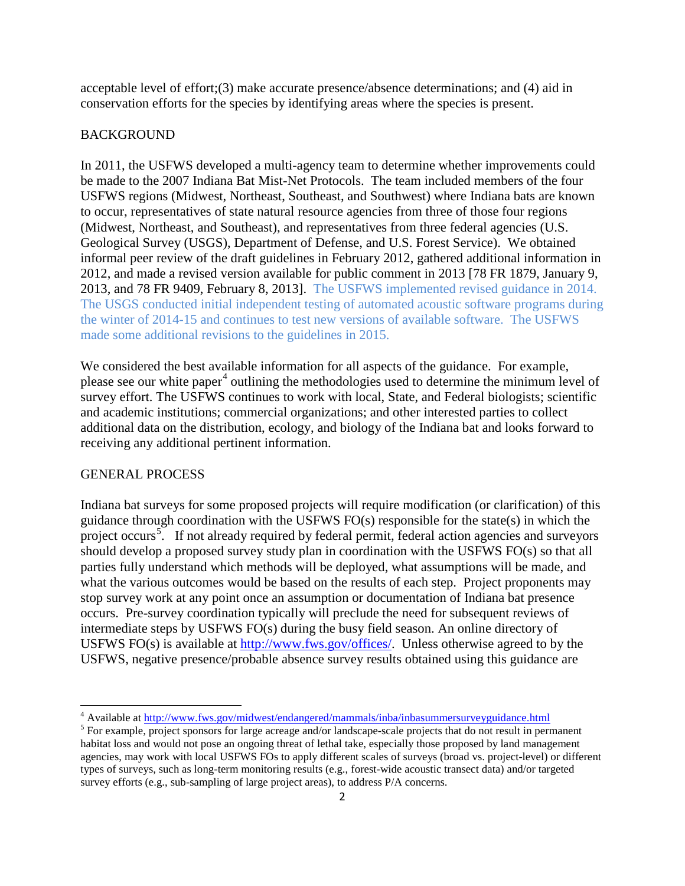acceptable level of effort;(3) make accurate presence/absence determinations; and (4) aid in conservation efforts for the species by identifying areas where the species is present.

## BACKGROUND

In 2011, the USFWS developed a multi-agency team to determine whether improvements could be made to the 2007 Indiana Bat Mist-Net Protocols. The team included members of the four USFWS regions (Midwest, Northeast, Southeast, and Southwest) where Indiana bats are known to occur, representatives of state natural resource agencies from three of those four regions (Midwest, Northeast, and Southeast), and representatives from three federal agencies (U.S. Geological Survey (USGS), Department of Defense, and U.S. Forest Service). We obtained informal peer review of the draft guidelines in February 2012, gathered additional information in 2012, and made a revised version available for public comment in 2013 [78 FR 1879, January 9, 2013, and 78 FR 9409, February 8, 2013]. The USFWS implemented revised guidance in 2014. The USGS conducted initial independent testing of automated acoustic software programs during the winter of 2014-15 and continues to test new versions of available software. The USFWS made some additional revisions to the guidelines in 2015.

We considered the best available information for all aspects of the guidance. For example, please see our white paper[4] outlining the methodologies used to determine the minimum level of survey effort. The USFWS continues to work with local, State, and Federal biologists; scientific and academic institutions; commercial organizations; and other interested parties to collect additional data on the distribution, ecology, and biology of the Indiana bat and looks forward to receiving any additional pertinent information.

## GENERAL PROCESS

Indiana bat surveys for some proposed projects will require modification (or clarification) of this guidance through coordination with the USFWS FO(s) responsible for the state(s) in which the project occurs[5]. If not already required by federal permit, federal action agencies and surveyors should develop a proposed survey study plan in coordination with the USFWS FO(s) so that all parties fully understand which methods will be deployed, what assumptions will be made, and what the various outcomes would be based on the results of each step. Project proponents may stop survey work at any point once an assumption or documentation of Indiana bat presence occurs. Pre-survey coordination typically will preclude the need for subsequent reviews of intermediate steps by USFWS FO(s) during the busy field season. An online directory of USFWS FO(s) is available at http://www.fws.gov/offices/. Unless otherwise agreed to by the USFWS, negative presence/probable absence survey results obtained using this guidance are

---

[4] Available at http://www.fws.gov/midwest/endangered/mammals/inba/inbasummersurveyguidance.html

[5] For example, project sponsors for large acreage and/or landscape-scale projects that do not result in permanent habitat loss and would not pose an ongoing threat of lethal take, especially those proposed by land management agencies, may work with local USFWS FOs to apply different scales of surveys (broad vs. project-level) or different types of surveys, such as long-term monitoring results (e.g., forest-wide acoustic transect data) and/or targeted survey efforts (e.g., sub-sampling of large project areas), to address P/A concerns.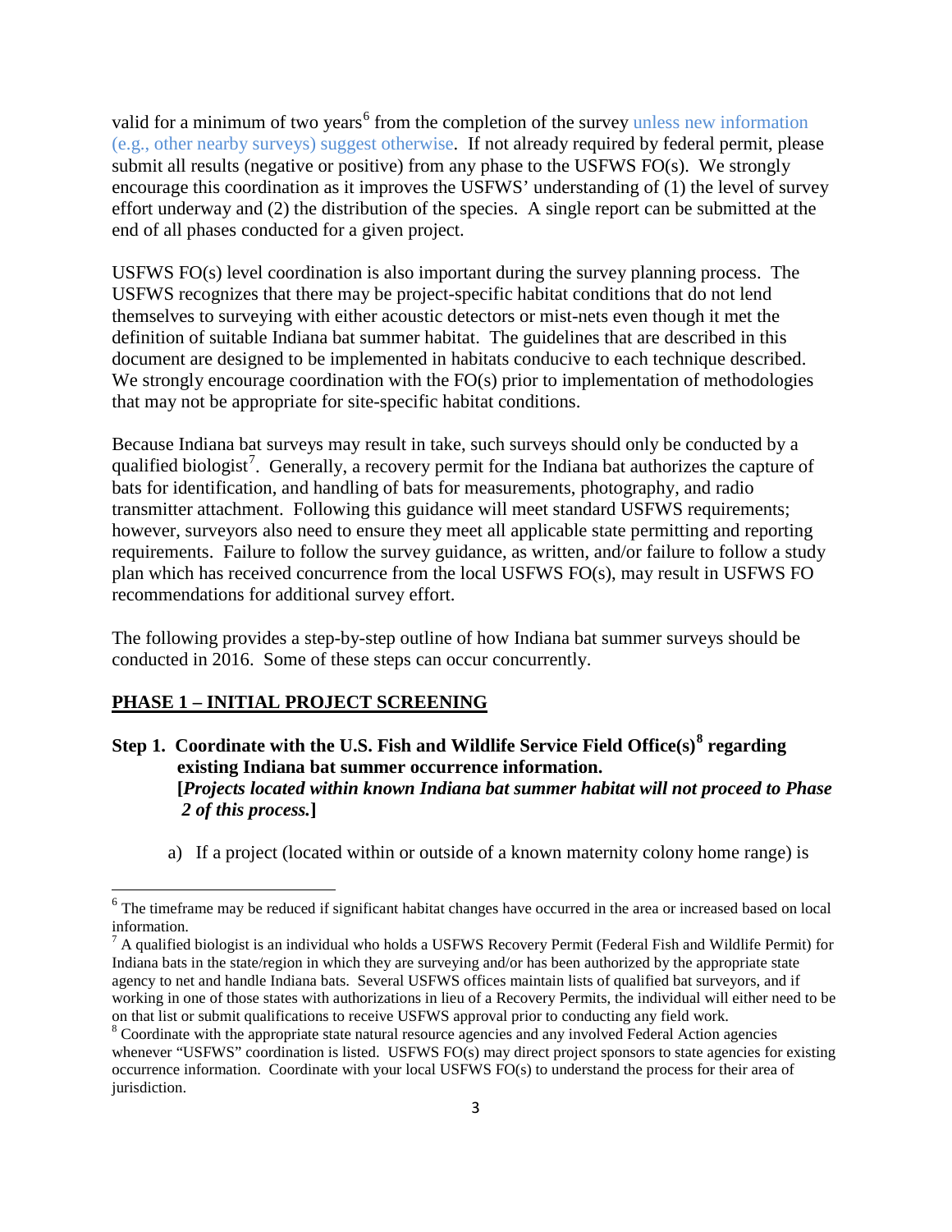valid for a minimum of two years[6] from the completion of the survey unless new information (e.g., other nearby surveys) suggest otherwise. If not already required by federal permit, please submit all results (negative or positive) from any phase to the USFWS FO(s). We strongly encourage this coordination as it improves the USFWS' understanding of (1) the level of survey effort underway and (2) the distribution of the species. A single report can be submitted at the end of all phases conducted for a given project.

USFWS FO(s) level coordination is also important during the survey planning process. The USFWS recognizes that there may be project-specific habitat conditions that do not lend themselves to surveying with either acoustic detectors or mist-nets even though it met the definition of suitable Indiana bat summer habitat. The guidelines that are described in this document are designed to be implemented in habitats conducive to each technique described. We strongly encourage coordination with the FO(s) prior to implementation of methodologies that may not be appropriate for site-specific habitat conditions.

Because Indiana bat surveys may result in take, such surveys should only be conducted by a qualified biologist[7]. Generally, a recovery permit for the Indiana bat authorizes the capture of bats for identification, and handling of bats for measurements, photography, and radio transmitter attachment. Following this guidance will meet standard USFWS requirements; however, surveyors also need to ensure they meet all applicable state permitting and reporting requirements. Failure to follow the survey guidance, as written, and/or failure to follow a study plan which has received concurrence from the local USFWS FO(s), may result in USFWS FO recommendations for additional survey effort.

The following provides a step-by-step outline of how Indiana bat summer surveys should be conducted in 2016. Some of these steps can occur concurrently.

## PHASE 1 – INITIAL PROJECT SCREENING

### Step 1. Coordinate with the U.S. Fish and Wildlife Service Field Office(s)[8] regarding existing Indiana bat summer occurrence information.

**[*Projects located within known Indiana bat summer habitat will not proceed to Phase 2 of this process.*]**

a) If a project (located within or outside of a known maternity colony home range) is

---

[6] The timeframe may be reduced if significant habitat changes have occurred in the area or increased based on local information.

[7] A qualified biologist is an individual who holds a USFWS Recovery Permit (Federal Fish and Wildlife Permit) for Indiana bats in the state/region in which they are surveying and/or has been authorized by the appropriate state agency to net and handle Indiana bats. Several USFWS offices maintain lists of qualified bat surveyors, and if working in one of those states with authorizations in lieu of a Recovery Permits, the individual will either need to be on that list or submit qualifications to receive USFWS approval prior to conducting any field work.

[8] Coordinate with the appropriate state natural resource agencies and any involved Federal Action agencies whenever "USFWS" coordination is listed. USFWS FO(s) may direct project sponsors to state agencies for existing occurrence information. Coordinate with your local USFWS FO(s) to understand the process for their area of jurisdiction.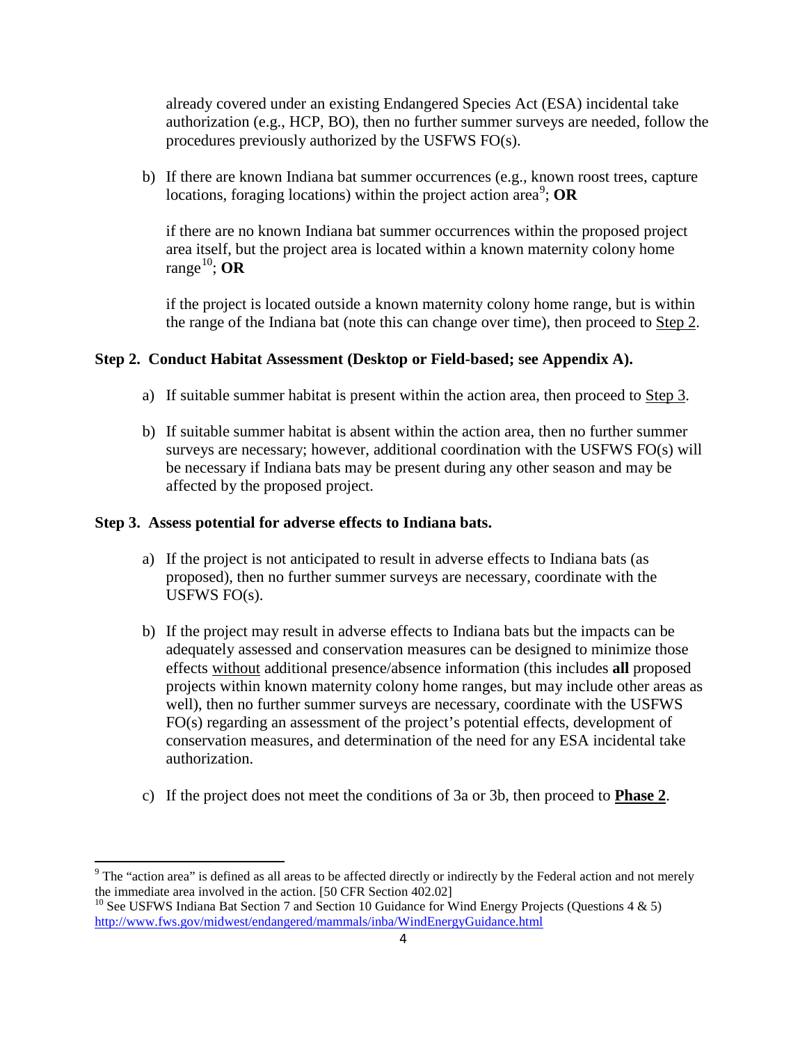already covered under an existing Endangered Species Act (ESA) incidental take authorization (e.g., HCP, BO), then no further summer surveys are needed, follow the procedures previously authorized by the USFWS FO(s).

b) If there are known Indiana bat summer occurrences (e.g., known roost trees, capture locations, foraging locations) within the project action area[9]; **OR**

if there are no known Indiana bat summer occurrences within the proposed project area itself, but the project area is located within a known maternity colony home range[10]; **OR**

if the project is located outside a known maternity colony home range, but is within the range of the Indiana bat (note this can change over time), then proceed to Step 2.

**Step 2. Conduct Habitat Assessment (Desktop or Field-based; see Appendix A).**

a) If suitable summer habitat is present within the action area, then proceed to Step 3.

b) If suitable summer habitat is absent within the action area, then no further summer surveys are necessary; however, additional coordination with the USFWS FO(s) will be necessary if Indiana bats may be present during any other season and may be affected by the proposed project.

**Step 3. Assess potential for adverse effects to Indiana bats.**

a) If the project is not anticipated to result in adverse effects to Indiana bats (as proposed), then no further summer surveys are necessary, coordinate with the USFWS FO(s).

b) If the project may result in adverse effects to Indiana bats but the impacts can be adequately assessed and conservation measures can be designed to minimize those effects without additional presence/absence information (this includes **all** proposed projects within known maternity colony home ranges, but may include other areas as well), then no further summer surveys are necessary, coordinate with the USFWS FO(s) regarding an assessment of the project's potential effects, development of conservation measures, and determination of the need for any ESA incidental take authorization.

c) If the project does not meet the conditions of 3a or 3b, then proceed to **Phase 2**.

[9] The "action area" is defined as all areas to be affected directly or indirectly by the Federal action and not merely the immediate area involved in the action. [50 CFR Section 402.02]

[10] See USFWS Indiana Bat Section 7 and Section 10 Guidance for Wind Energy Projects (Questions 4 & 5) http://www.fws.gov/midwest/endangered/mammals/inba/WindEnergyGuidance.html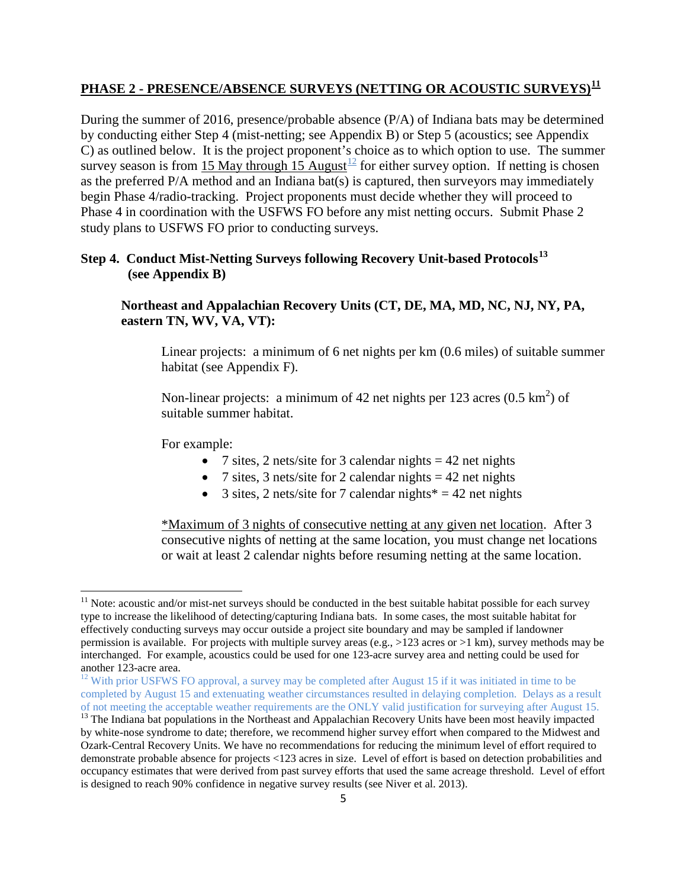## PHASE 2 - PRESENCE/ABSENCE SURVEYS (NETTING OR ACOUSTIC SURVEYS)[11]

During the summer of 2016, presence/probable absence (P/A) of Indiana bats may be determined by conducting either Step 4 (mist-netting; see Appendix B) or Step 5 (acoustics; see Appendix C) as outlined below. It is the project proponent's choice as to which option to use. The summer survey season is from 15 May through 15 August[12] for either survey option. If netting is chosen as the preferred P/A method and an Indiana bat(s) is captured, then surveyors may immediately begin Phase 4/radio-tracking. Project proponents must decide whether they will proceed to Phase 4 in coordination with the USFWS FO before any mist netting occurs. Submit Phase 2 study plans to USFWS FO prior to conducting surveys.

### Step 4. Conduct Mist-Netting Surveys following Recovery Unit-based Protocols[13] (see Appendix B)

**Northeast and Appalachian Recovery Units (CT, DE, MA, MD, NC, NJ, NY, PA, eastern TN, WV, VA, VT):**

Linear projects: a minimum of 6 net nights per km (0.6 miles) of suitable summer habitat (see Appendix F).

Non-linear projects: a minimum of 42 net nights per 123 acres (0.5 km$^2$) of suitable summer habitat.

For example:

- 7 sites, 2 nets/site for 3 calendar nights = 42 net nights
- 7 sites, 3 nets/site for 2 calendar nights = 42 net nights
- 3 sites, 2 nets/site for 7 calendar nights* = 42 net nights

*Maximum of 3 nights of consecutive netting at any given net location. After 3 consecutive nights of netting at the same location, you must change net locations or wait at least 2 calendar nights before resuming netting at the same location.

---

[11] Note: acoustic and/or mist-net surveys should be conducted in the best suitable habitat possible for each survey type to increase the likelihood of detecting/capturing Indiana bats. In some cases, the most suitable habitat for effectively conducting surveys may occur outside a project site boundary and may be sampled if landowner permission is available. For projects with multiple survey areas (e.g., >123 acres or >1 km), survey methods may be interchanged. For example, acoustics could be used for one 123-acre survey area and netting could be used for another 123-acre area.

[12] With prior USFWS FO approval, a survey may be completed after August 15 if it was initiated in time to be completed by August 15 and extenuating weather circumstances resulted in delaying completion. Delays as a result of not meeting the acceptable weather requirements are the ONLY valid justification for surveying after August 15.

[13] The Indiana bat populations in the Northeast and Appalachian Recovery Units have been most heavily impacted by white-nose syndrome to date; therefore, we recommend higher survey effort when compared to the Midwest and Ozark-Central Recovery Units. We have no recommendations for reducing the minimum level of effort required to demonstrate probable absence for projects <123 acres in size. Level of effort is based on detection probabilities and occupancy estimates that were derived from past survey efforts that used the same acreage threshold. Level of effort is designed to reach 90% confidence in negative survey results (see Niver et al. 2013).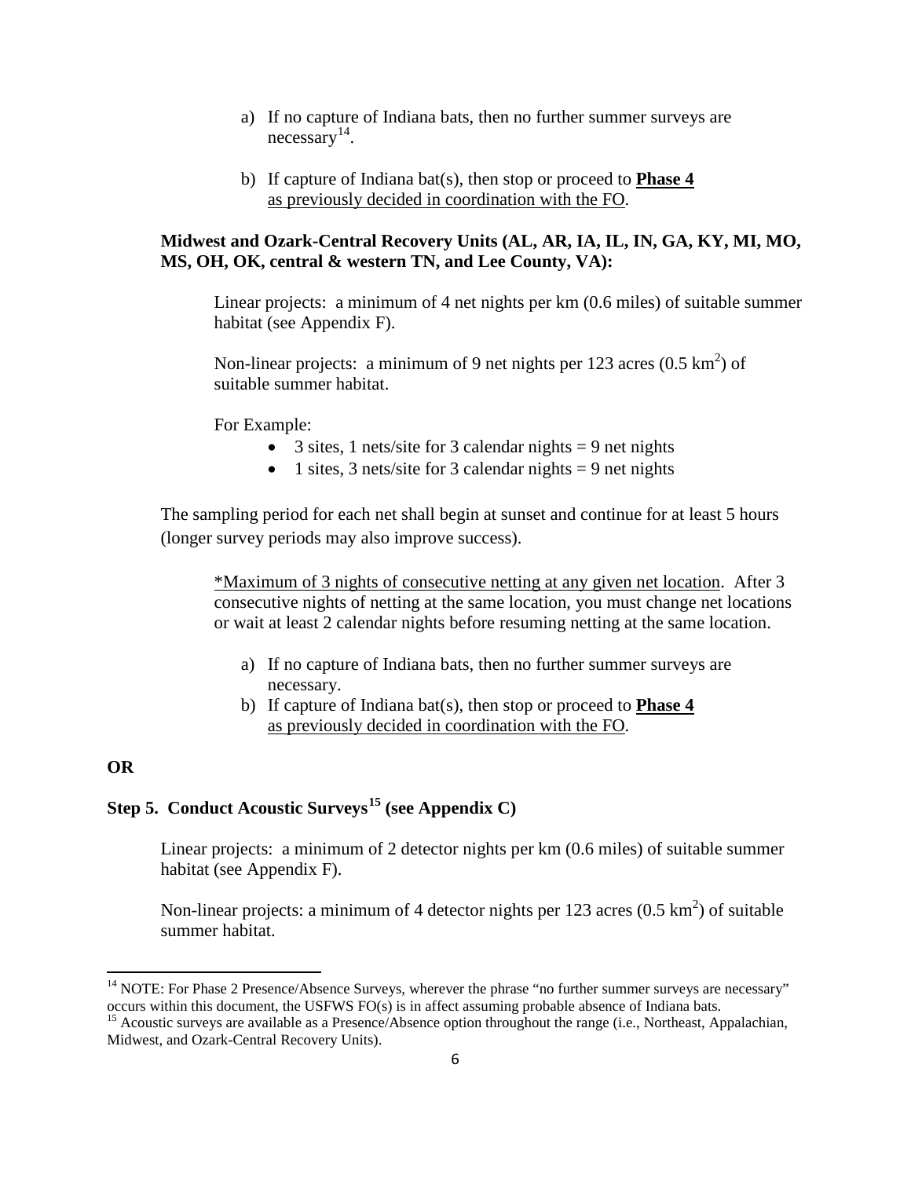a) If no capture of Indiana bats, then no further summer surveys are necessary[14].

b) If capture of Indiana bat(s), then stop or proceed to **Phase 4** as previously decided in coordination with the FO.

**Midwest and Ozark-Central Recovery Units (AL, AR, IA, IL, IN, GA, KY, MI, MO, MS, OH, OK, central & western TN, and Lee County, VA):**

Linear projects: a minimum of 4 net nights per km (0.6 miles) of suitable summer habitat (see Appendix F).

Non-linear projects: a minimum of 9 net nights per 123 acres (0.5 $km^2$) of suitable summer habitat.

For Example:

- 3 sites, 1 nets/site for 3 calendar nights = 9 net nights
- 1 sites, 3 nets/site for 3 calendar nights = 9 net nights

The sampling period for each net shall begin at sunset and continue for at least 5 hours (longer survey periods may also improve success).

*Maximum of 3 nights of consecutive netting at any given net location. After 3 consecutive nights of netting at the same location, you must change net locations or wait at least 2 calendar nights before resuming netting at the same location.

a) If no capture of Indiana bats, then no further summer surveys are necessary.
b) If capture of Indiana bat(s), then stop or proceed to **Phase 4** as previously decided in coordination with the FO.

**OR**

## Step 5. Conduct Acoustic Surveys[15] (see Appendix C)

Linear projects: a minimum of 2 detector nights per km (0.6 miles) of suitable summer habitat (see Appendix F).

Non-linear projects: a minimum of 4 detector nights per 123 acres (0.5 $km^2$) of suitable summer habitat.

---

[14] NOTE: For Phase 2 Presence/Absence Surveys, wherever the phrase "no further summer surveys are necessary" occurs within this document, the USFWS FO(s) is in affect assuming probable absence of Indiana bats.

[15] Acoustic surveys are available as a Presence/Absence option throughout the range (i.e., Northeast, Appalachian, Midwest, and Ozark-Central Recovery Units).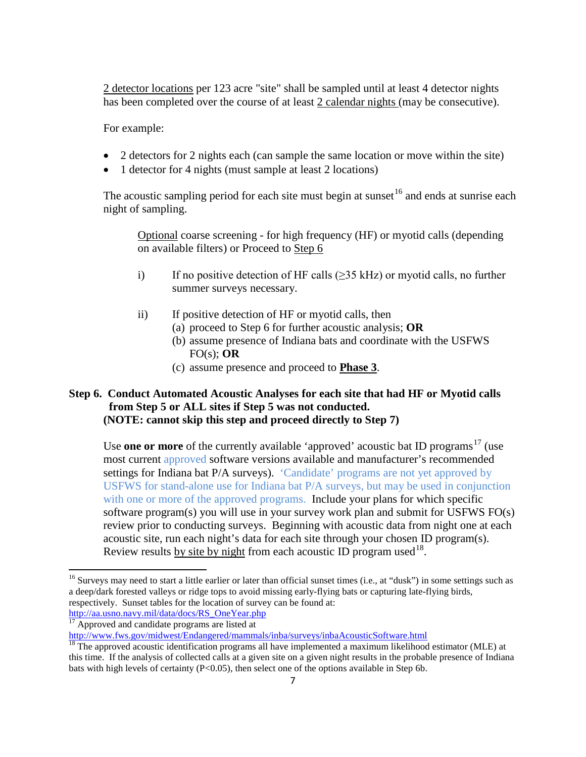2 detector locations per 123 acre "site" shall be sampled until at least 4 detector nights has been completed over the course of at least 2 calendar nights (may be consecutive).

For example:

- 2 detectors for 2 nights each (can sample the same location or move within the site)
- 1 detector for 4 nights (must sample at least 2 locations)

The acoustic sampling period for each site must begin at sunset[16] and ends at sunrise each night of sampling.

Optional coarse screening - for high frequency (HF) or myotid calls (depending on available filters) or Proceed to Step 6

i) If no positive detection of HF calls (≥35 kHz) or myotid calls, no further summer surveys necessary.

ii) If positive detection of HF or myotid calls, then
   (a) proceed to Step 6 for further acoustic analysis; **OR**
   (b) assume presence of Indiana bats and coordinate with the USFWS FO(s); **OR**
   (c) assume presence and proceed to **Phase 3**.

**Step 6. Conduct Automated Acoustic Analyses for each site that had HF or Myotid calls from Step 5 or ALL sites if Step 5 was not conducted. (NOTE: cannot skip this step and proceed directly to Step 7)**

Use **one or more** of the currently available 'approved' acoustic bat ID programs[17] (use most current approved software versions available and manufacturer's recommended settings for Indiana bat P/A surveys). 'Candidate' programs are not yet approved by USFWS for stand-alone use for Indiana bat P/A surveys, but may be used in conjunction with one or more of the approved programs. Include your plans for which specific software program(s) you will use in your survey work plan and submit for USFWS FO(s) review prior to conducting surveys. Beginning with acoustic data from night one at each acoustic site, run each night's data for each site through your chosen ID program(s). Review results by site by night from each acoustic ID program used[18].

---

[16] Surveys may need to start a little earlier or later than official sunset times (i.e., at "dusk") in some settings such as a deep/dark forested valleys or ridge tops to avoid missing early-flying bats or capturing late-flying birds, respectively. Sunset tables for the location of survey can be found at: http://aa.usno.navy.mil/data/docs/RS_OneYear.php

[17] Approved and candidate programs are listed at http://www.fws.gov/midwest/Endangered/mammals/inba/surveys/inbaAcousticSoftware.html

[18] The approved acoustic identification programs all have implemented a maximum likelihood estimator (MLE) at this time. If the analysis of collected calls at a given site on a given night results in the probable presence of Indiana bats with high levels of certainty ($P<0.05$), then select one of the options available in Step 6b.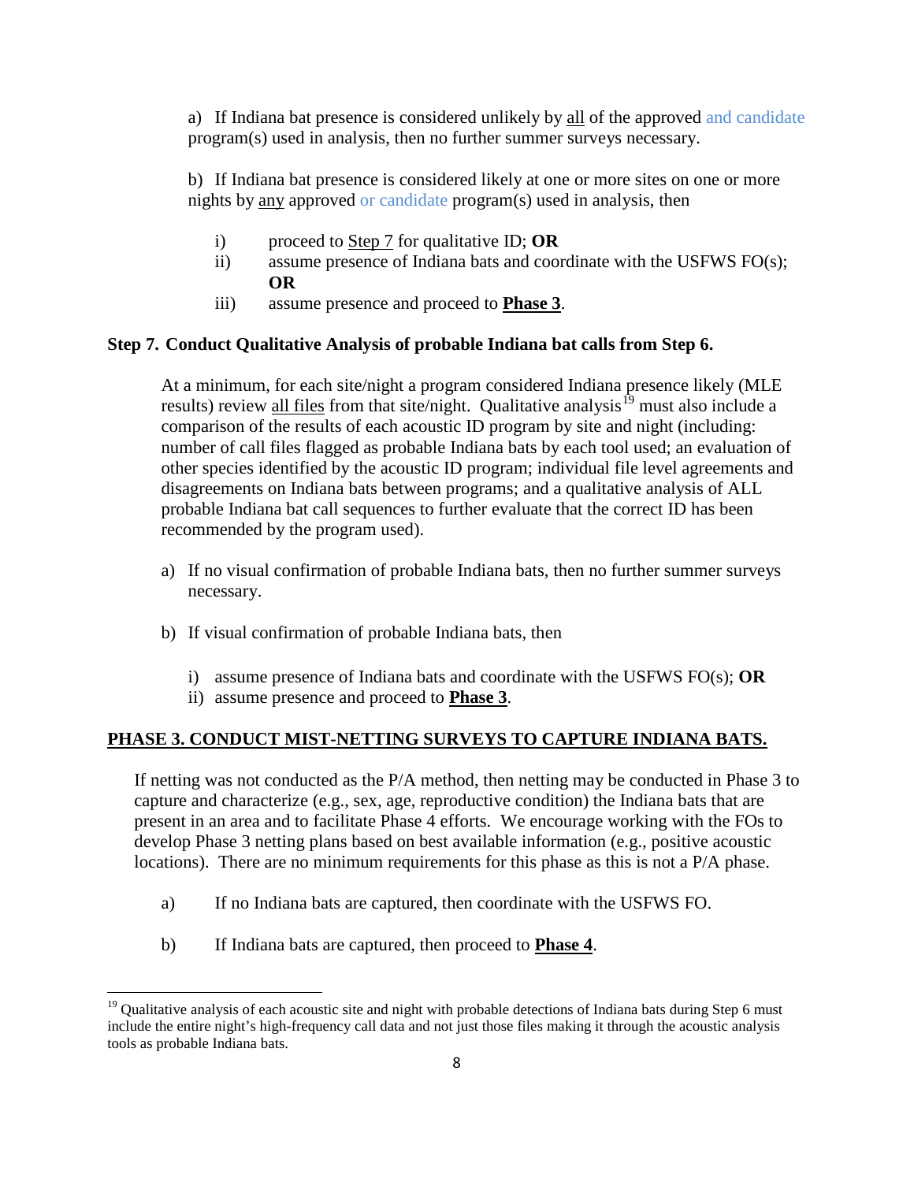a) If Indiana bat presence is considered unlikely by <u>all</u> of the approved and candidate program(s) used in analysis, then no further summer surveys necessary.

b) If Indiana bat presence is considered likely at one or more sites on one or more nights by <u>any</u> approved or candidate program(s) used in analysis, then

   i) proceed to <u>Step 7</u> for qualitative ID; **OR**
   ii) assume presence of Indiana bats and coordinate with the USFWS FO(s); **OR**
   iii) assume presence and proceed to **<u>Phase 3</u>**.

**Step 7. Conduct Qualitative Analysis of probable Indiana bat calls from Step 6.**

At a minimum, for each site/night a program considered Indiana presence likely (MLE results) review <u>all files</u> from that site/night. Qualitative analysis[19] must also include a comparison of the results of each acoustic ID program by site and night (including: number of call files flagged as probable Indiana bats by each tool used; an evaluation of other species identified by the acoustic ID program; individual file level agreements and disagreements on Indiana bats between programs; and a qualitative analysis of ALL probable Indiana bat call sequences to further evaluate that the correct ID has been recommended by the program used).

a) If no visual confirmation of probable Indiana bats, then no further summer surveys necessary.

b) If visual confirmation of probable Indiana bats, then

   i) assume presence of Indiana bats and coordinate with the USFWS FO(s); **OR**
   ii) assume presence and proceed to **<u>Phase 3</u>**.

## <u>PHASE 3. CONDUCT MIST-NETTING SURVEYS TO CAPTURE INDIANA BATS.</u>

If netting was not conducted as the P/A method, then netting may be conducted in Phase 3 to capture and characterize (e.g., sex, age, reproductive condition) the Indiana bats that are present in an area and to facilitate Phase 4 efforts. We encourage working with the FOs to develop Phase 3 netting plans based on best available information (e.g., positive acoustic locations). There are no minimum requirements for this phase as this is not a P/A phase.

a) If no Indiana bats are captured, then coordinate with the USFWS FO.

b) If Indiana bats are captured, then proceed to **<u>Phase 4</u>**.

---

[19] Qualitative analysis of each acoustic site and night with probable detections of Indiana bats during Step 6 must include the entire night's high-frequency call data and not just those files making it through the acoustic analysis tools as probable Indiana bats.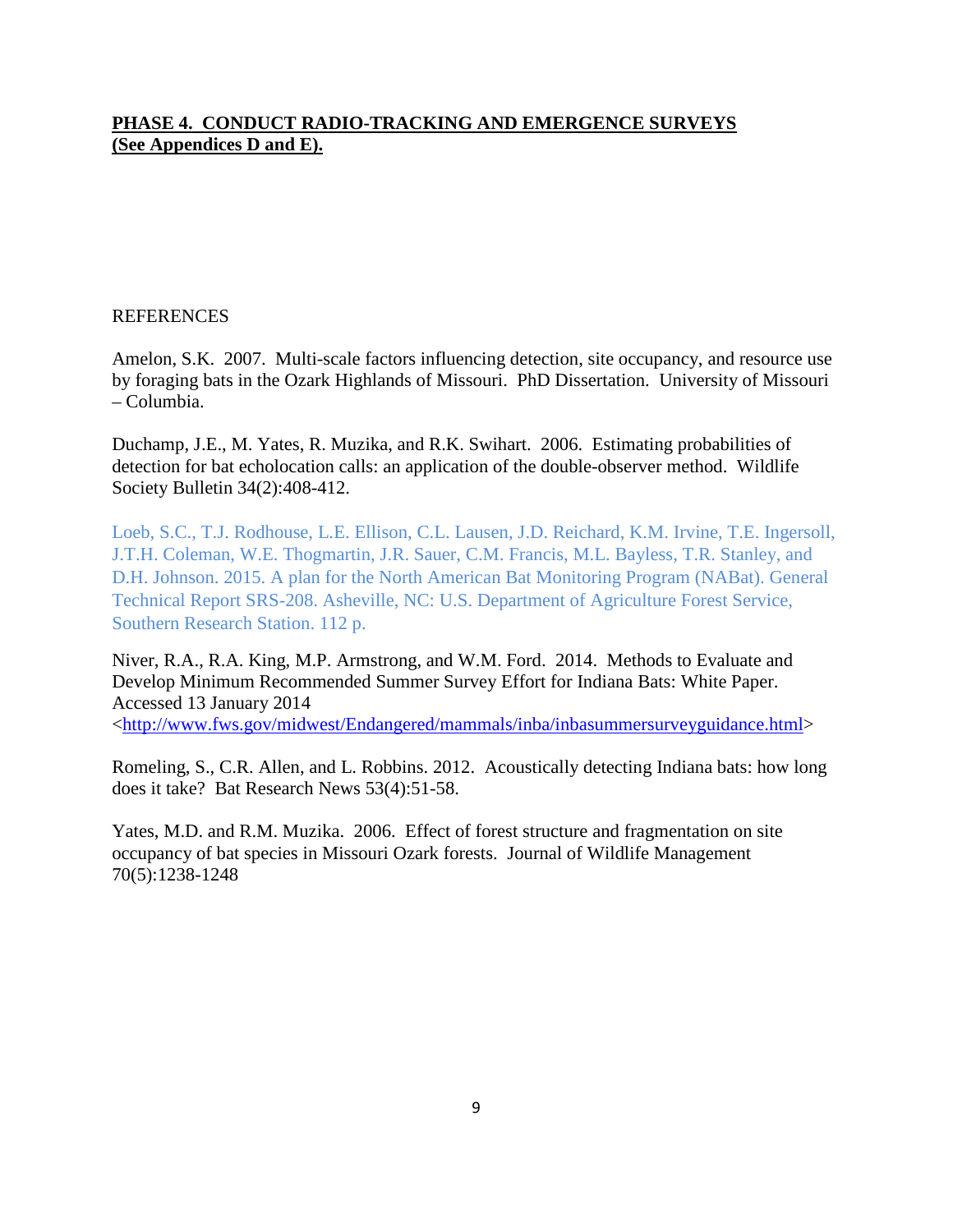## **PHASE 4. CONDUCT RADIO-TRACKING AND EMERGENCE SURVEYS (See Appendices D and E).**

REFERENCES

Amelon, S.K. 2007. Multi-scale factors influencing detection, site occupancy, and resource use by foraging bats in the Ozark Highlands of Missouri. PhD Dissertation. University of Missouri – Columbia.

Duchamp, J.E., M. Yates, R. Muzika, and R.K. Swihart. 2006. Estimating probabilities of detection for bat echolocation calls: an application of the double-observer method. Wildlife Society Bulletin 34(2):408-412.

Loeb, S.C., T.J. Rodhouse, L.E. Ellison, C.L. Lausen, J.D. Reichard, K.M. Irvine, T.E. Ingersoll, J.T.H. Coleman, W.E. Thogmartin, J.R. Sauer, C.M. Francis, M.L. Bayless, T.R. Stanley, and D.H. Johnson. 2015. A plan for the North American Bat Monitoring Program (NABat). General Technical Report SRS-208. Asheville, NC: U.S. Department of Agriculture Forest Service, Southern Research Station. 112 p.

Niver, R.A., R.A. King, M.P. Armstrong, and W.M. Ford. 2014. Methods to Evaluate and Develop Minimum Recommended Summer Survey Effort for Indiana Bats: White Paper. Accessed 13 January 2014 <http://www.fws.gov/midwest/Endangered/mammals/inba/inbasummersurveyguidance.html>

Romeling, S., C.R. Allen, and L. Robbins. 2012. Acoustically detecting Indiana bats: how long does it take? Bat Research News 53(4):51-58.

Yates, M.D. and R.M. Muzika. 2006. Effect of forest structure and fragmentation on site occupancy of bat species in Missouri Ozark forests. Journal of Wildlife Management 70(5):1238-1248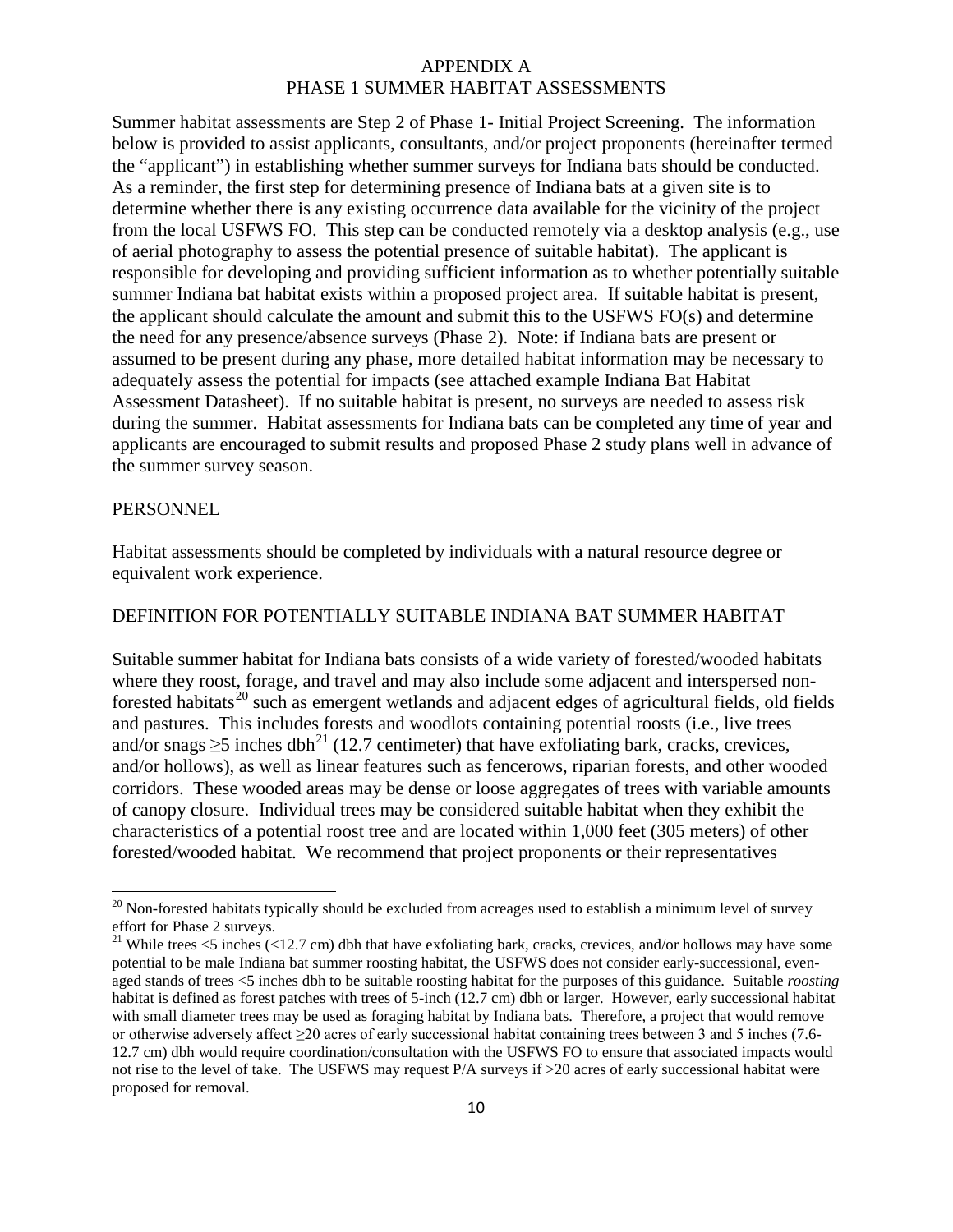# APPENDIX A
# PHASE 1 SUMMER HABITAT ASSESSMENTS

Summer habitat assessments are Step 2 of Phase 1- Initial Project Screening. The information below is provided to assist applicants, consultants, and/or project proponents (hereinafter termed the "applicant") in establishing whether summer surveys for Indiana bats should be conducted. As a reminder, the first step for determining presence of Indiana bats at a given site is to determine whether there is any existing occurrence data available for the vicinity of the project from the local USFWS FO. This step can be conducted remotely via a desktop analysis (e.g., use of aerial photography to assess the potential presence of suitable habitat). The applicant is responsible for developing and providing sufficient information as to whether potentially suitable summer Indiana bat habitat exists within a proposed project area. If suitable habitat is present, the applicant should calculate the amount and submit this to the USFWS FO(s) and determine the need for any presence/absence surveys (Phase 2). Note: if Indiana bats are present or assumed to be present during any phase, more detailed habitat information may be necessary to adequately assess the potential for impacts (see attached example Indiana Bat Habitat Assessment Datasheet). If no suitable habitat is present, no surveys are needed to assess risk during the summer. Habitat assessments for Indiana bats can be completed any time of year and applicants are encouraged to submit results and proposed Phase 2 study plans well in advance of the summer survey season.

## PERSONNEL

Habitat assessments should be completed by individuals with a natural resource degree or equivalent work experience.

## DEFINITION FOR POTENTIALLY SUITABLE INDIANA BAT SUMMER HABITAT

Suitable summer habitat for Indiana bats consists of a wide variety of forested/wooded habitats where they roost, forage, and travel and may also include some adjacent and interspersed non-forested habitats[20] such as emergent wetlands and adjacent edges of agricultural fields, old fields and pastures. This includes forests and woodlots containing potential roosts (i.e., live trees and/or snags ≥5 inches dbh[21] (12.7 centimeter) that have exfoliating bark, cracks, crevices, and/or hollows), as well as linear features such as fencerows, riparian forests, and other wooded corridors. These wooded areas may be dense or loose aggregates of trees with variable amounts of canopy closure. Individual trees may be considered suitable habitat when they exhibit the characteristics of a potential roost tree and are located within 1,000 feet (305 meters) of other forested/wooded habitat. We recommend that project proponents or their representatives

---

[20] Non-forested habitats typically should be excluded from acreages used to establish a minimum level of survey effort for Phase 2 surveys.

[21] While trees <5 inches (<12.7 cm) dbh that have exfoliating bark, cracks, crevices, and/or hollows may have some potential to be male Indiana bat summer roosting habitat, the USFWS does not consider early-successional, even-aged stands of trees <5 inches dbh to be suitable roosting habitat for the purposes of this guidance. Suitable *roosting* habitat is defined as forest patches with trees of 5-inch (12.7 cm) dbh or larger. However, early successional habitat with small diameter trees may be used as foraging habitat by Indiana bats. Therefore, a project that would remove or otherwise adversely affect ≥20 acres of early successional habitat containing trees between 3 and 5 inches (7.6-12.7 cm) dbh would require coordination/consultation with the USFWS FO to ensure that associated impacts would not rise to the level of take. The USFWS may request P/A surveys if >20 acres of early successional habitat were proposed for removal.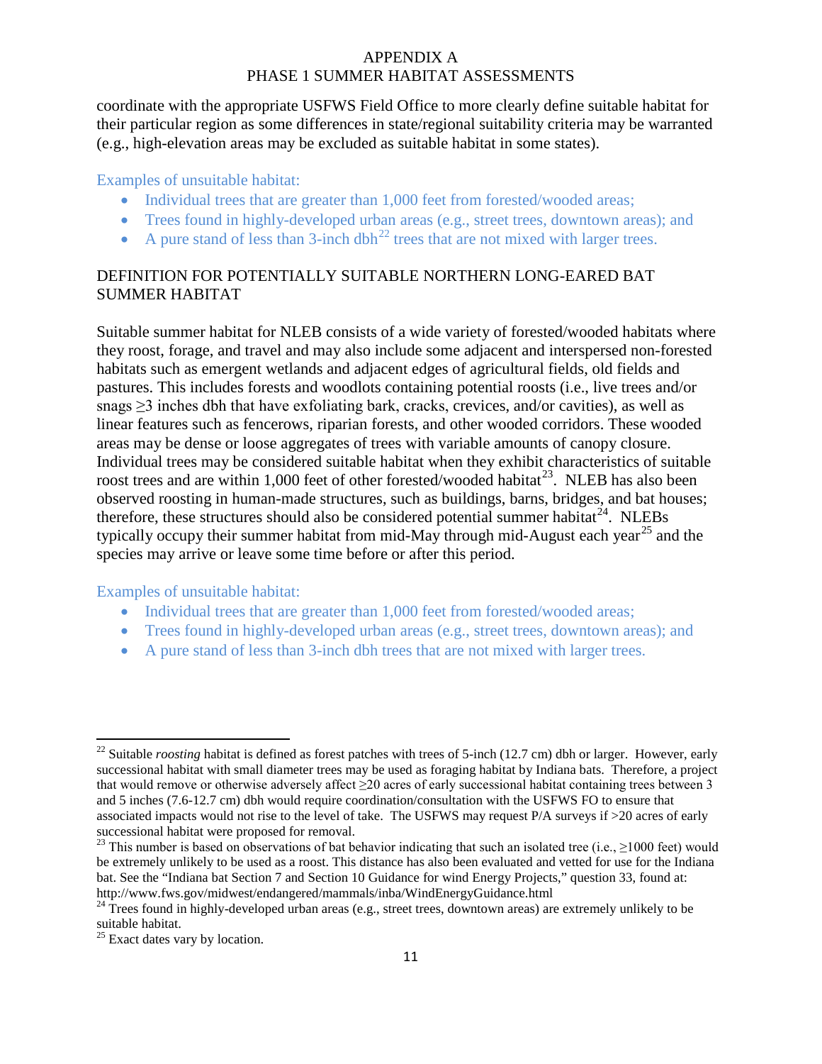coordinate with the appropriate USFWS Field Office to more clearly define suitable habitat for their particular region as some differences in state/regional suitability criteria may be warranted (e.g., high-elevation areas may be excluded as suitable habitat in some states).

Examples of unsuitable habitat:

- Individual trees that are greater than 1,000 feet from forested/wooded areas;
- Trees found in highly-developed urban areas (e.g., street trees, downtown areas); and
- A pure stand of less than 3-inch dbh[22] trees that are not mixed with larger trees.

## DEFINITION FOR POTENTIALLY SUITABLE NORTHERN LONG-EARED BAT SUMMER HABITAT

Suitable summer habitat for NLEB consists of a wide variety of forested/wooded habitats where they roost, forage, and travel and may also include some adjacent and interspersed non-forested habitats such as emergent wetlands and adjacent edges of agricultural fields, old fields and pastures. This includes forests and woodlots containing potential roosts (i.e., live trees and/or snags ≥3 inches dbh that have exfoliating bark, cracks, crevices, and/or cavities), as well as linear features such as fencerows, riparian forests, and other wooded corridors. These wooded areas may be dense or loose aggregates of trees with variable amounts of canopy closure. Individual trees may be considered suitable habitat when they exhibit characteristics of suitable roost trees and are within 1,000 feet of other forested/wooded habitat[23]. NLEB has also been observed roosting in human-made structures, such as buildings, barns, bridges, and bat houses; therefore, these structures should also be considered potential summer habitat[24]. NLEBs typically occupy their summer habitat from mid-May through mid-August each year[25] and the species may arrive or leave some time before or after this period.

Examples of unsuitable habitat:

- Individual trees that are greater than 1,000 feet from forested/wooded areas;
- Trees found in highly-developed urban areas (e.g., street trees, downtown areas); and
- A pure stand of less than 3-inch dbh trees that are not mixed with larger trees.

---

[22] Suitable *roosting* habitat is defined as forest patches with trees of 5-inch (12.7 cm) dbh or larger. However, early successional habitat with small diameter trees may be used as foraging habitat by Indiana bats. Therefore, a project that would remove or otherwise adversely affect ≥20 acres of early successional habitat containing trees between 3 and 5 inches (7.6-12.7 cm) dbh would require coordination/consultation with the USFWS FO to ensure that associated impacts would not rise to the level of take. The USFWS may request P/A surveys if >20 acres of early successional habitat were proposed for removal.

[23] This number is based on observations of bat behavior indicating that such an isolated tree (i.e., ≥1000 feet) would be extremely unlikely to be used as a roost. This distance has also been evaluated and vetted for use for the Indiana bat. See the "Indiana bat Section 7 and Section 10 Guidance for wind Energy Projects," question 33, found at: http://www.fws.gov/midwest/endangered/mammals/inba/WindEnergyGuidance.html

[24] Trees found in highly-developed urban areas (e.g., street trees, downtown areas) are extremely unlikely to be suitable habitat.

[25] Exact dates vary by location.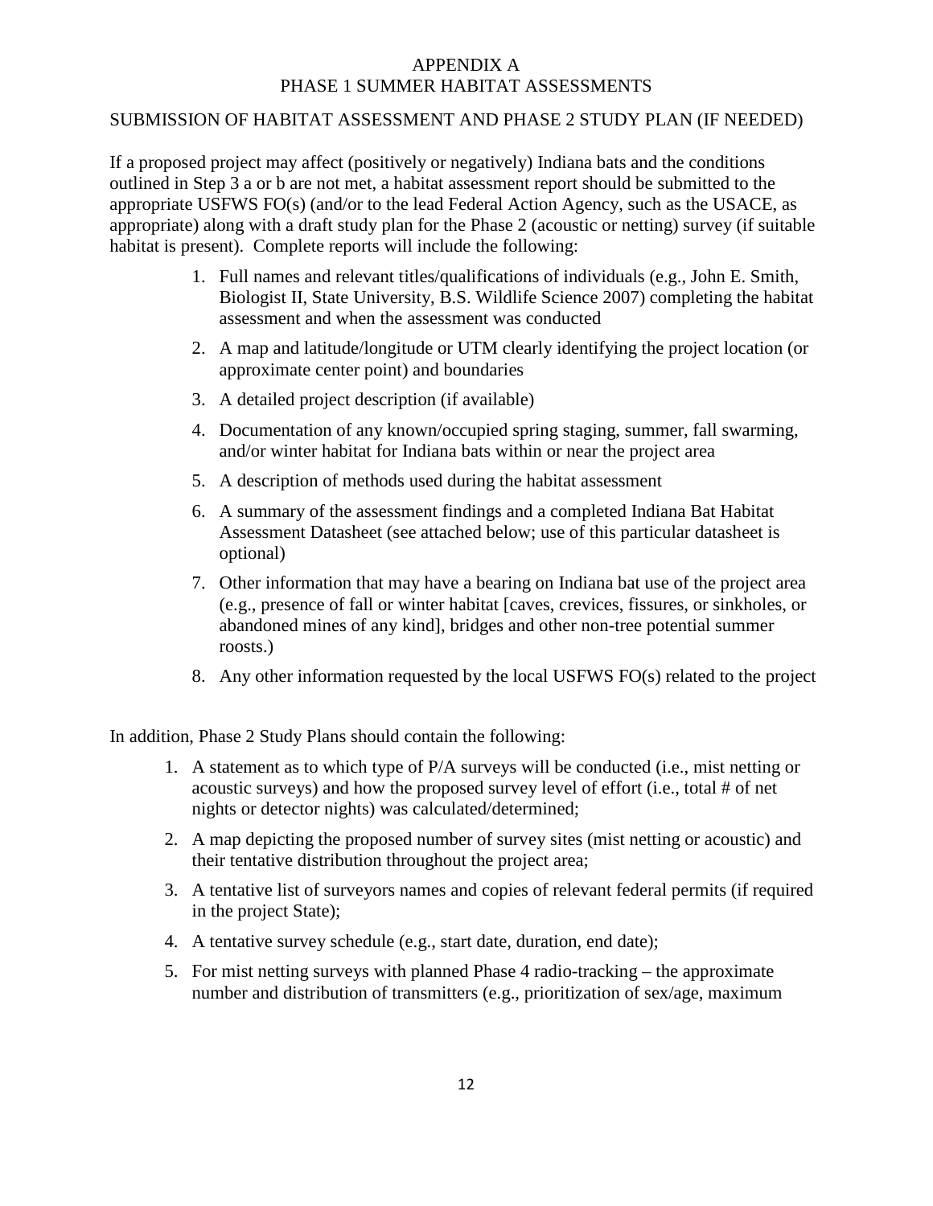# APPENDIX A
# PHASE 1 SUMMER HABITAT ASSESSMENTS

## SUBMISSION OF HABITAT ASSESSMENT AND PHASE 2 STUDY PLAN (IF NEEDED)

If a proposed project may affect (positively or negatively) Indiana bats and the conditions outlined in Step 3 a or b are not met, a habitat assessment report should be submitted to the appropriate USFWS FO(s) (and/or to the lead Federal Action Agency, such as the USACE, as appropriate) along with a draft study plan for the Phase 2 (acoustic or netting) survey (if suitable habitat is present). Complete reports will include the following:

1. Full names and relevant titles/qualifications of individuals (e.g., John E. Smith, Biologist II, State University, B.S. Wildlife Science 2007) completing the habitat assessment and when the assessment was conducted
2. A map and latitude/longitude or UTM clearly identifying the project location (or approximate center point) and boundaries
3. A detailed project description (if available)
4. Documentation of any known/occupied spring staging, summer, fall swarming, and/or winter habitat for Indiana bats within or near the project area
5. A description of methods used during the habitat assessment
6. A summary of the assessment findings and a completed Indiana Bat Habitat Assessment Datasheet (see attached below; use of this particular datasheet is optional)
7. Other information that may have a bearing on Indiana bat use of the project area (e.g., presence of fall or winter habitat [caves, crevices, fissures, or sinkholes, or abandoned mines of any kind], bridges and other non-tree potential summer roosts.)
8. Any other information requested by the local USFWS FO(s) related to the project

In addition, Phase 2 Study Plans should contain the following:

1. A statement as to which type of P/A surveys will be conducted (i.e., mist netting or acoustic surveys) and how the proposed survey level of effort (i.e., total # of net nights or detector nights) was calculated/determined;
2. A map depicting the proposed number of survey sites (mist netting or acoustic) and their tentative distribution throughout the project area;
3. A tentative list of surveyors names and copies of relevant federal permits (if required in the project State);
4. A tentative survey schedule (e.g., start date, duration, end date);
5. For mist netting surveys with planned Phase 4 radio-tracking – the approximate number and distribution of transmitters (e.g., prioritization of sex/age, maximum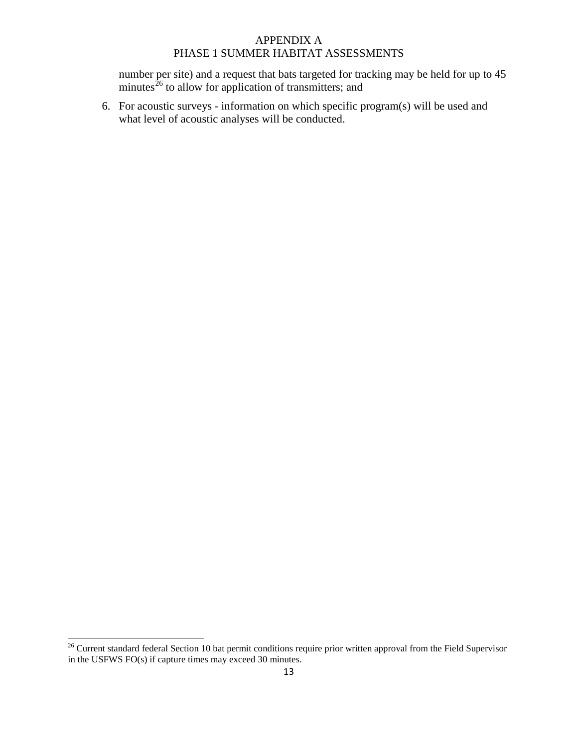number per site) and a request that bats targeted for tracking may be held for up to 45 minutes[26] to allow for application of transmitters; and

6. For acoustic surveys - information on which specific program(s) will be used and what level of acoustic analyses will be conducted.

[26] Current standard federal Section 10 bat permit conditions require prior written approval from the Field Supervisor in the USFWS FO(s) if capture times may exceed 30 minutes.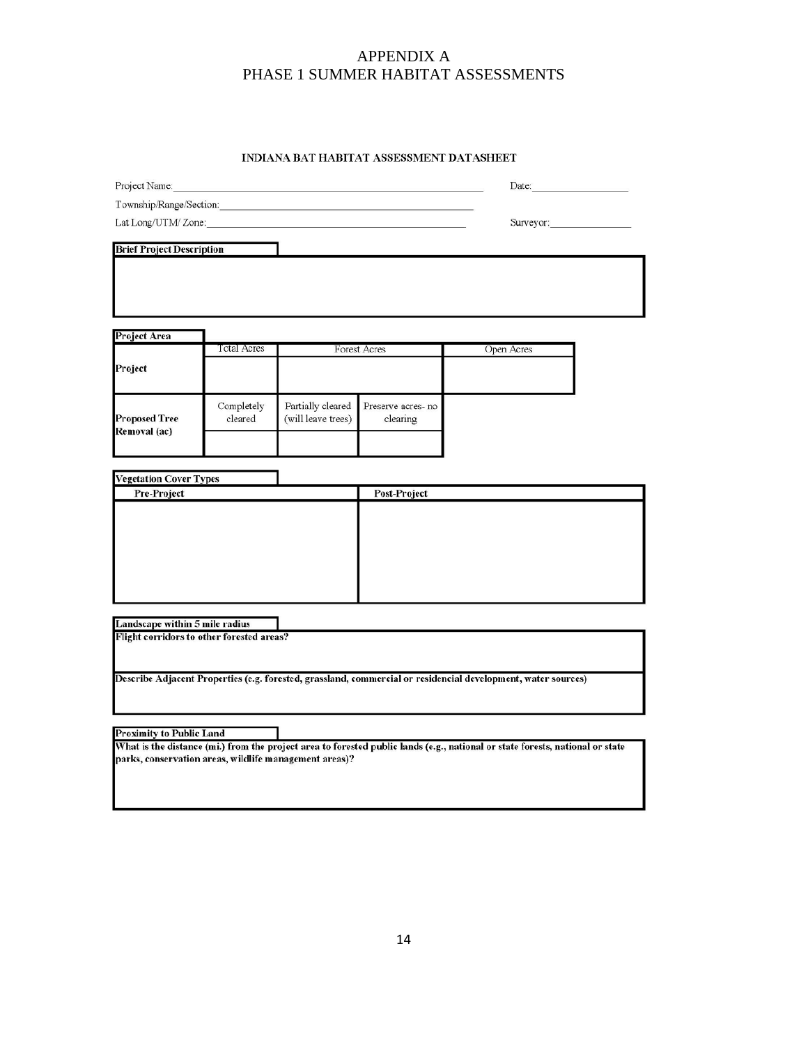# APPENDIX A
# PHASE 1 SUMMER HABITAT ASSESSMENTS

## INDIANA BAT HABITAT ASSESSMENT DATASHEET

Project Name:______________________________ Date:______________

Township/Range/Section:______________________________

Lat Long/UTM/ Zone:______________________________ Surveyor:______________

**Brief Project Description**

| |
|---|
| |

**Project Area**

| | Total Acres | Forest Acres | | Open Acres |
|---|---|---|---|---|
| **Project** | | | | |
| | Completely cleared | Partially cleared (will leave trees) | Preserve acres- no clearing | |
| **Proposed Tree Removal (ac)** | | | | |

**Vegetation Cover Types**

| Pre-Project | Post-Project |
|---|---|
| | |

**Landscape within 5 mile radius**

| |
|---|
| **Flight corridors to other forested areas?** |
| **Describe Adjacent Properties (e.g. forested, grassland, commercial or residencial development, water sources)** |

**Proximity to Public Land**

| |
|---|
| **What is the distance (mi.) from the project area to forested public lands (e.g., national or state forests, national or state parks, conservation areas, wildlife management areas)?** |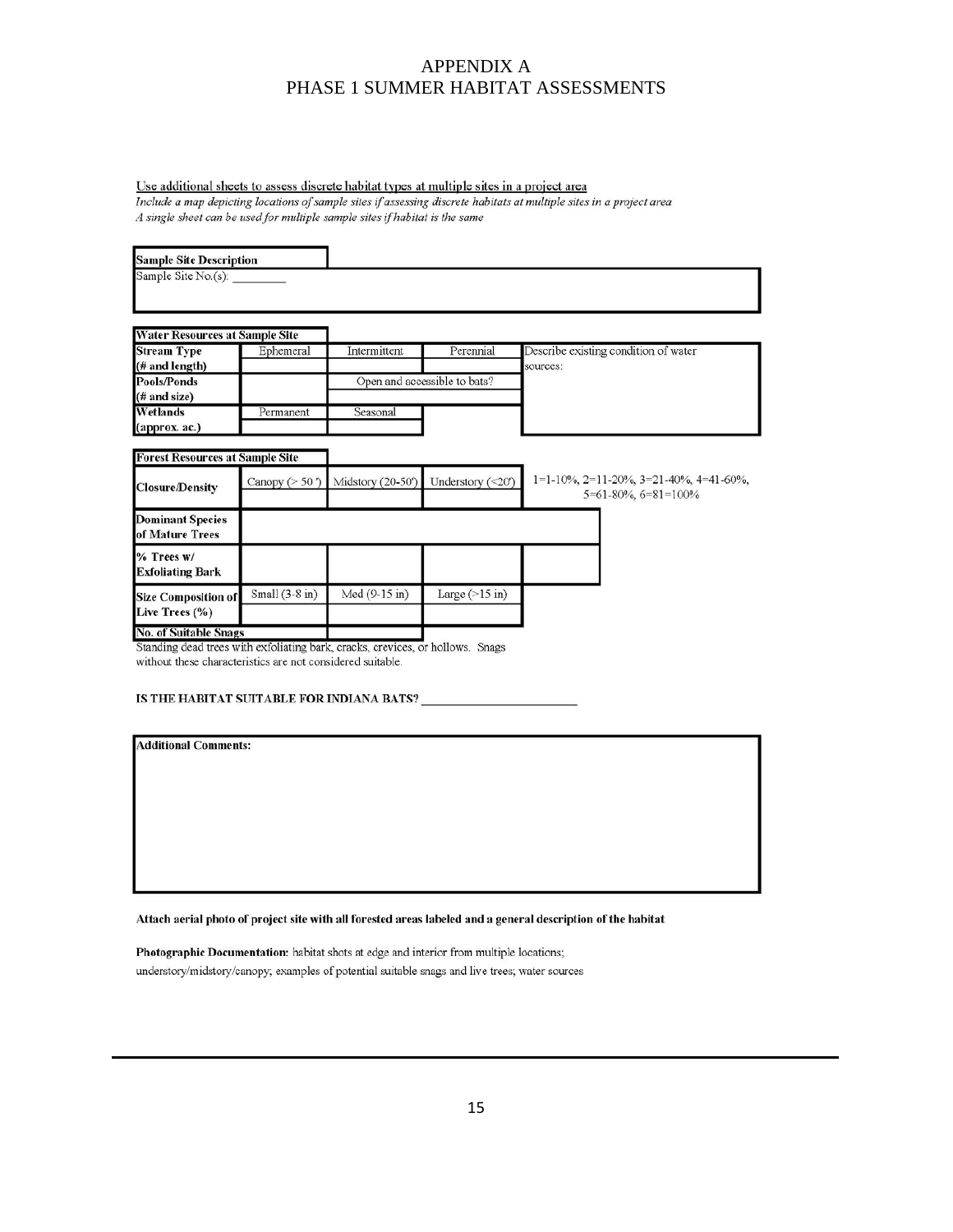# APPENDIX A
# PHASE 1 SUMMER HABITAT ASSESSMENTS

Use additional sheets to assess discrete habitat types at multiple sites in a project area

*Include a map depicting locations of sample sites if assessing discrete habitats at multiple sites in a project area*

*A single sheet can be used for multiple sample sites if habitat is the same*

| **Sample Site Description** |
|---|
| Sample Site No.(s): ________ |

| **Water Resources at Sample Site** | | | | |
|---|---|---|---|---|
| **Stream Type (# and length)** | Ephemeral | Intermittent | Perennial | Describe existing condition of water sources: |
| **Pools/Ponds (# and size)** | | Open and accessible to bats? | | |
| **Wetlands (approx. ac.)** | Permanent | Seasonal | | |

| **Forest Resources at Sample Site** | | | | |
|---|---|---|---|---|
| **Closure/Density** | Canopy (> 50 ') | Midstory (20-50') | Understory (<20') | 1=1-10%, 2=11-20%, 3=21-40%, 4=41-60%, 5=61-80%, 6=81=100% |
| **Dominant Species of Mature Trees** | | | | |
| **% Trees w/ Exfoliating Bark** | | | | |
| **Size Composition of Live Trees (%)** | Small (3-8 in) | Med (9-15 in) | Large (>15 in) | |
| **No. of Suitable Snags** | | | | |

Standing dead trees with exfoliating bark, cracks, crevices, or hollows. Snags without these characteristics are not considered suitable.

**IS THE HABITAT SUITABLE FOR INDIANA BATS?** ______________________

| **Additional Comments:** |
|---|
| |

**Attach aerial photo of project site with all forested areas labeled and a general description of the habitat**

**Photographic Documentation:** habitat shots at edge and interior from multiple locations; understory/midstory/canopy; examples of potential suitable snags and live trees; water sources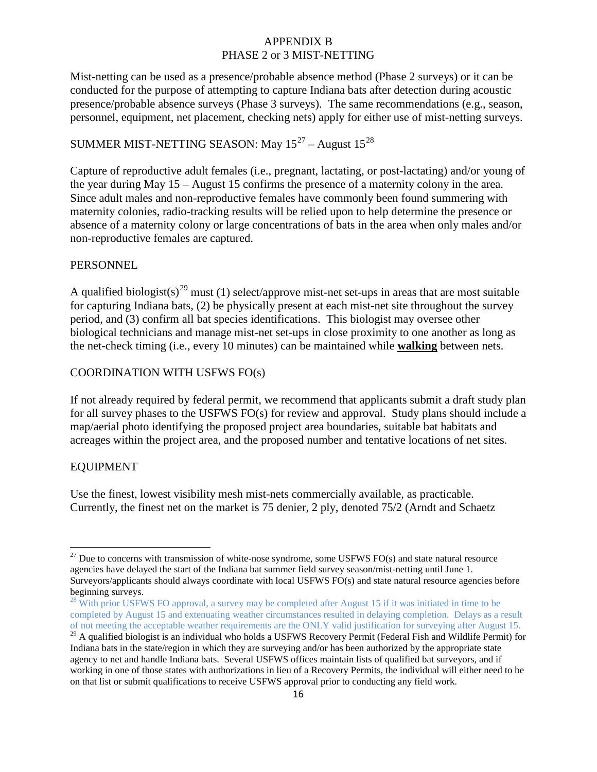# APPENDIX B
## PHASE 2 or 3 MIST-NETTING

Mist-netting can be used as a presence/probable absence method (Phase 2 surveys) or it can be conducted for the purpose of attempting to capture Indiana bats after detection during acoustic presence/probable absence surveys (Phase 3 surveys). The same recommendations (e.g., season, personnel, equipment, net placement, checking nets) apply for either use of mist-netting surveys.

### SUMMER MIST-NETTING SEASON: May 15[27] – August 15[28]

Capture of reproductive adult females (i.e., pregnant, lactating, or post-lactating) and/or young of the year during May 15 – August 15 confirms the presence of a maternity colony in the area. Since adult males and non-reproductive females have commonly been found summering with maternity colonies, radio-tracking results will be relied upon to help determine the presence or absence of a maternity colony or large concentrations of bats in the area when only males and/or non-reproductive females are captured.

### PERSONNEL

A qualified biologist(s)[29] must (1) select/approve mist-net set-ups in areas that are most suitable for capturing Indiana bats, (2) be physically present at each mist-net site throughout the survey period, and (3) confirm all bat species identifications. This biologist may oversee other biological technicians and manage mist-net set-ups in close proximity to one another as long as the net-check timing (i.e., every 10 minutes) can be maintained while **walking** between nets.

### COORDINATION WITH USFWS FO(s)

If not already required by federal permit, we recommend that applicants submit a draft study plan for all survey phases to the USFWS FO(s) for review and approval. Study plans should include a map/aerial photo identifying the proposed project area boundaries, suitable bat habitats and acreages within the project area, and the proposed number and tentative locations of net sites.

### EQUIPMENT

Use the finest, lowest visibility mesh mist-nets commercially available, as practicable. Currently, the finest net on the market is 75 denier, 2 ply, denoted 75/2 (Arndt and Schaetz

---

[27] Due to concerns with transmission of white-nose syndrome, some USFWS FO(s) and state natural resource agencies have delayed the start of the Indiana bat summer field survey season/mist-netting until June 1. Surveyors/applicants should always coordinate with local USFWS FO(s) and state natural resource agencies before beginning surveys.

[28] With prior USFWS FO approval, a survey may be completed after August 15 if it was initiated in time to be completed by August 15 and extenuating weather circumstances resulted in delaying completion. Delays as a result of not meeting the acceptable weather requirements are the ONLY valid justification for surveying after August 15.

[29] A qualified biologist is an individual who holds a USFWS Recovery Permit (Federal Fish and Wildlife Permit) for Indiana bats in the state/region in which they are surveying and/or has been authorized by the appropriate state agency to net and handle Indiana bats. Several USFWS offices maintain lists of qualified bat surveyors, and if working in one of those states with authorizations in lieu of a Recovery Permits, the individual will either need to be on that list or submit qualifications to receive USFWS approval prior to conducting any field work.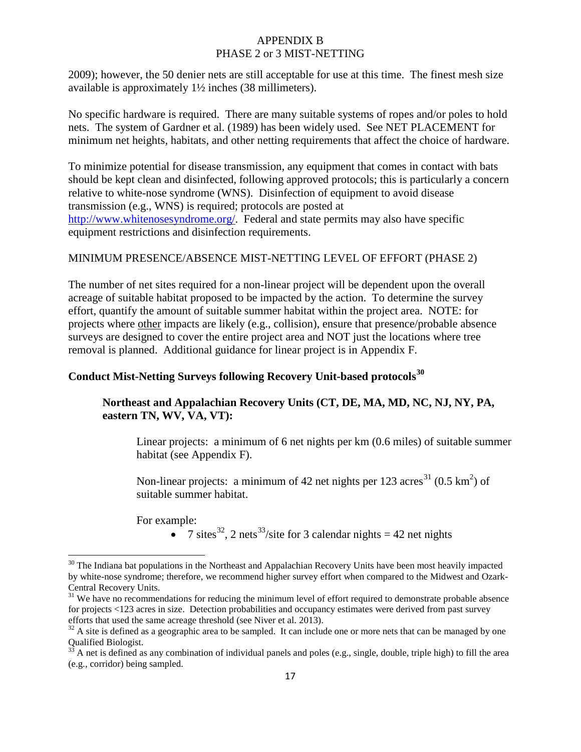2009); however, the 50 denier nets are still acceptable for use at this time. The finest mesh size available is approximately 1½ inches (38 millimeters).

No specific hardware is required. There are many suitable systems of ropes and/or poles to hold nets. The system of Gardner et al. (1989) has been widely used. See NET PLACEMENT for minimum net heights, habitats, and other netting requirements that affect the choice of hardware.

To minimize potential for disease transmission, any equipment that comes in contact with bats should be kept clean and disinfected, following approved protocols; this is particularly a concern relative to white-nose syndrome (WNS). Disinfection of equipment to avoid disease transmission (e.g., WNS) is required; protocols are posted at http://www.whitenosesyndrome.org/. Federal and state permits may also have specific equipment restrictions and disinfection requirements.

MINIMUM PRESENCE/ABSENCE MIST-NETTING LEVEL OF EFFORT (PHASE 2)

The number of net sites required for a non-linear project will be dependent upon the overall acreage of suitable habitat proposed to be impacted by the action. To determine the survey effort, quantify the amount of suitable summer habitat within the project area. NOTE: for projects where other impacts are likely (e.g., collision), ensure that presence/probable absence surveys are designed to cover the entire project area and NOT just the locations where tree removal is planned. Additional guidance for linear project is in Appendix F.

**Conduct Mist-Netting Surveys following Recovery Unit-based protocols[30]**

**Northeast and Appalachian Recovery Units (CT, DE, MA, MD, NC, NJ, NY, PA, eastern TN, WV, VA, VT):**

Linear projects: a minimum of 6 net nights per km (0.6 miles) of suitable summer habitat (see Appendix F).

Non-linear projects: a minimum of 42 net nights per 123 acres[31] (0.5 $km^2$) of suitable summer habitat.

For example:

- 7 sites[32], 2 nets[33]/site for 3 calendar nights = 42 net nights

---

[30] The Indiana bat populations in the Northeast and Appalachian Recovery Units have been most heavily impacted by white-nose syndrome; therefore, we recommend higher survey effort when compared to the Midwest and Ozark-Central Recovery Units.

[31] We have no recommendations for reducing the minimum level of effort required to demonstrate probable absence for projects <123 acres in size. Detection probabilities and occupancy estimates were derived from past survey efforts that used the same acreage threshold (see Niver et al. 2013).

[32] A site is defined as a geographic area to be sampled. It can include one or more nets that can be managed by one Qualified Biologist.

[33] A net is defined as any combination of individual panels and poles (e.g., single, double, triple high) to fill the area (e.g., corridor) being sampled.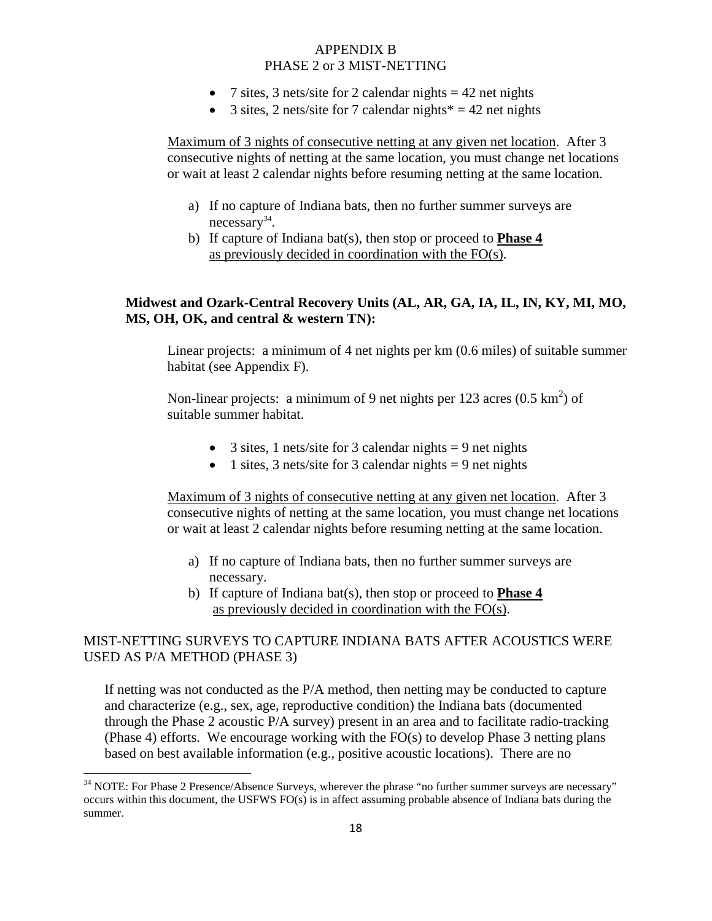- 7 sites, 3 nets/site for 2 calendar nights = 42 net nights
- 3 sites, 2 nets/site for 7 calendar nights* = 42 net nights

Maximum of 3 nights of consecutive netting at any given net location. After 3 consecutive nights of netting at the same location, you must change net locations or wait at least 2 calendar nights before resuming netting at the same location.

a) If no capture of Indiana bats, then no further summer surveys are necessary[34].
b) If capture of Indiana bat(s), then stop or proceed to **Phase 4** as previously decided in coordination with the FO(s).

**Midwest and Ozark-Central Recovery Units (AL, AR, GA, IA, IL, IN, KY, MI, MO, MS, OH, OK, and central & western TN):**

Linear projects: a minimum of 4 net nights per km (0.6 miles) of suitable summer habitat (see Appendix F).

Non-linear projects: a minimum of 9 net nights per 123 acres (0.5 $km^2$) of suitable summer habitat.

- 3 sites, 1 nets/site for 3 calendar nights = 9 net nights
- 1 sites, 3 nets/site for 3 calendar nights = 9 net nights

Maximum of 3 nights of consecutive netting at any given net location. After 3 consecutive nights of netting at the same location, you must change net locations or wait at least 2 calendar nights before resuming netting at the same location.

a) If no capture of Indiana bats, then no further summer surveys are necessary.
b) If capture of Indiana bat(s), then stop or proceed to **Phase 4** as previously decided in coordination with the FO(s).

MIST-NETTING SURVEYS TO CAPTURE INDIANA BATS AFTER ACOUSTICS WERE USED AS P/A METHOD (PHASE 3)

If netting was not conducted as the P/A method, then netting may be conducted to capture and characterize (e.g., sex, age, reproductive condition) the Indiana bats (documented through the Phase 2 acoustic P/A survey) present in an area and to facilitate radio-tracking (Phase 4) efforts. We encourage working with the FO(s) to develop Phase 3 netting plans based on best available information (e.g., positive acoustic locations). There are no

[34] NOTE: For Phase 2 Presence/Absence Surveys, wherever the phrase "no further summer surveys are necessary" occurs within this document, the USFWS FO(s) is in affect assuming probable absence of Indiana bats during the summer.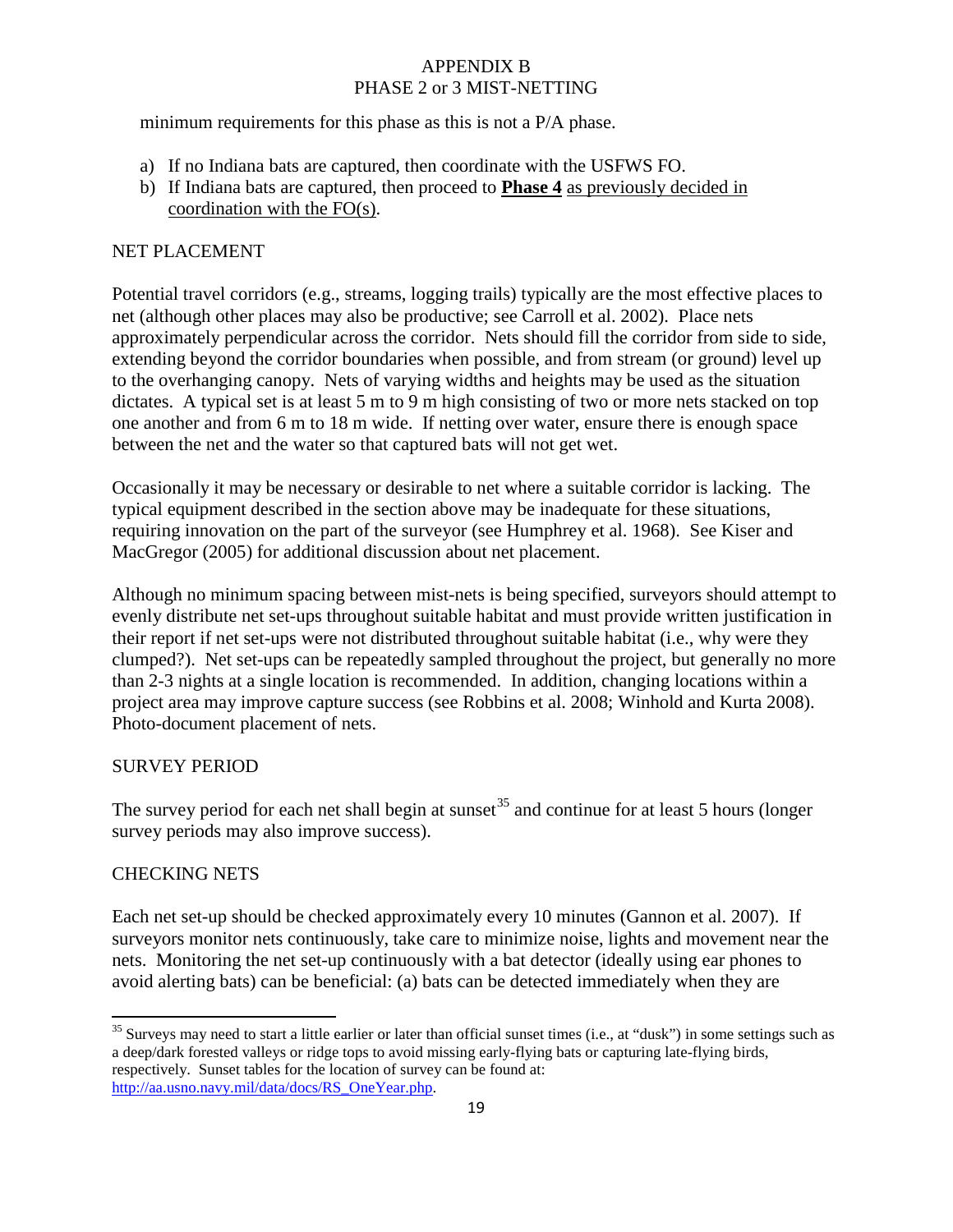minimum requirements for this phase as this is not a P/A phase.

a) If no Indiana bats are captured, then coordinate with the USFWS FO.
b) If Indiana bats are captured, then proceed to **Phase 4** as previously decided in coordination with the FO(s).

NET PLACEMENT

Potential travel corridors (e.g., streams, logging trails) typically are the most effective places to net (although other places may also be productive; see Carroll et al. 2002). Place nets approximately perpendicular across the corridor. Nets should fill the corridor from side to side, extending beyond the corridor boundaries when possible, and from stream (or ground) level up to the overhanging canopy. Nets of varying widths and heights may be used as the situation dictates. A typical set is at least 5 m to 9 m high consisting of two or more nets stacked on top one another and from 6 m to 18 m wide. If netting over water, ensure there is enough space between the net and the water so that captured bats will not get wet.

Occasionally it may be necessary or desirable to net where a suitable corridor is lacking. The typical equipment described in the section above may be inadequate for these situations, requiring innovation on the part of the surveyor (see Humphrey et al. 1968). See Kiser and MacGregor (2005) for additional discussion about net placement.

Although no minimum spacing between mist-nets is being specified, surveyors should attempt to evenly distribute net set-ups throughout suitable habitat and must provide written justification in their report if net set-ups were not distributed throughout suitable habitat (i.e., why were they clumped?). Net set-ups can be repeatedly sampled throughout the project, but generally no more than 2-3 nights at a single location is recommended. In addition, changing locations within a project area may improve capture success (see Robbins et al. 2008; Winhold and Kurta 2008). Photo-document placement of nets.

SURVEY PERIOD

The survey period for each net shall begin at sunset[35] and continue for at least 5 hours (longer survey periods may also improve success).

CHECKING NETS

Each net set-up should be checked approximately every 10 minutes (Gannon et al. 2007). If surveyors monitor nets continuously, take care to minimize noise, lights and movement near the nets. Monitoring the net set-up continuously with a bat detector (ideally using ear phones to avoid alerting bats) can be beneficial: (a) bats can be detected immediately when they are

---

[35] Surveys may need to start a little earlier or later than official sunset times (i.e., at "dusk") in some settings such as a deep/dark forested valleys or ridge tops to avoid missing early-flying bats or capturing late-flying birds, respectively. Sunset tables for the location of survey can be found at: http://aa.usno.navy.mil/data/docs/RS_OneYear.php.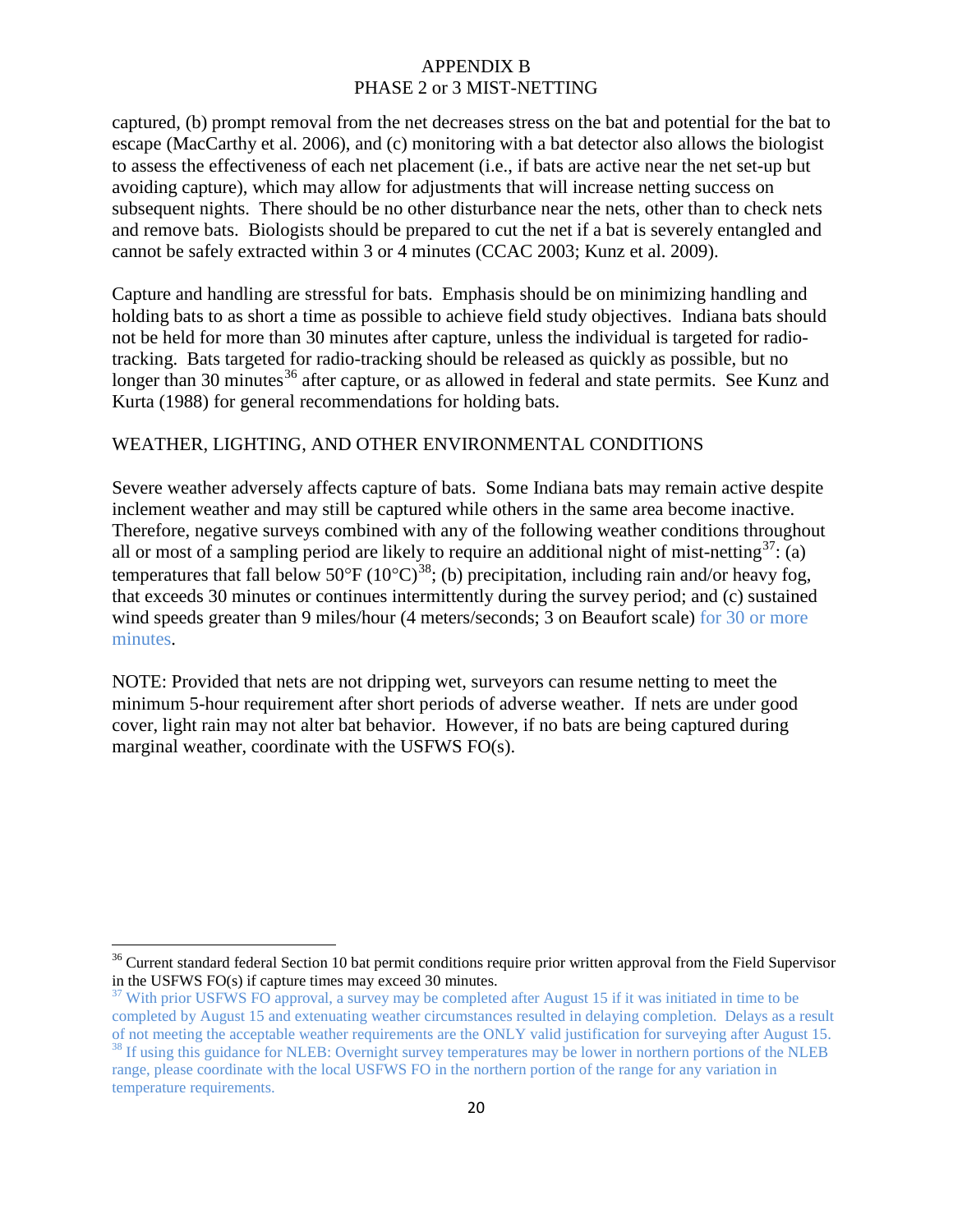captured, (b) prompt removal from the net decreases stress on the bat and potential for the bat to escape (MacCarthy et al. 2006), and (c) monitoring with a bat detector also allows the biologist to assess the effectiveness of each net placement (i.e., if bats are active near the net set-up but avoiding capture), which may allow for adjustments that will increase netting success on subsequent nights. There should be no other disturbance near the nets, other than to check nets and remove bats. Biologists should be prepared to cut the net if a bat is severely entangled and cannot be safely extracted within 3 or 4 minutes (CCAC 2003; Kunz et al. 2009).

Capture and handling are stressful for bats. Emphasis should be on minimizing handling and holding bats to as short a time as possible to achieve field study objectives. Indiana bats should not be held for more than 30 minutes after capture, unless the individual is targeted for radio-tracking. Bats targeted for radio-tracking should be released as quickly as possible, but no longer than 30 minutes[36] after capture, or as allowed in federal and state permits. See Kunz and Kurta (1988) for general recommendations for holding bats.

## WEATHER, LIGHTING, AND OTHER ENVIRONMENTAL CONDITIONS

Severe weather adversely affects capture of bats. Some Indiana bats may remain active despite inclement weather and may still be captured while others in the same area become inactive. Therefore, negative surveys combined with any of the following weather conditions throughout all or most of a sampling period are likely to require an additional night of mist-netting[37]: (a) temperatures that fall below 50°F (10°C)[38]; (b) precipitation, including rain and/or heavy fog, that exceeds 30 minutes or continues intermittently during the survey period; and (c) sustained wind speeds greater than 9 miles/hour (4 meters/seconds; 3 on Beaufort scale) for 30 or more minutes.

NOTE: Provided that nets are not dripping wet, surveyors can resume netting to meet the minimum 5-hour requirement after short periods of adverse weather. If nets are under good cover, light rain may not alter bat behavior. However, if no bats are being captured during marginal weather, coordinate with the USFWS FO(s).

---

[36] Current standard federal Section 10 bat permit conditions require prior written approval from the Field Supervisor in the USFWS FO(s) if capture times may exceed 30 minutes.

[37] With prior USFWS FO approval, a survey may be completed after August 15 if it was initiated in time to be completed by August 15 and extenuating weather circumstances resulted in delaying completion. Delays as a result of not meeting the acceptable weather requirements are the ONLY valid justification for surveying after August 15.

[38] If using this guidance for NLEB: Overnight survey temperatures may be lower in northern portions of the NLEB range, please coordinate with the local USFWS FO in the northern portion of the range for any variation in temperature requirements.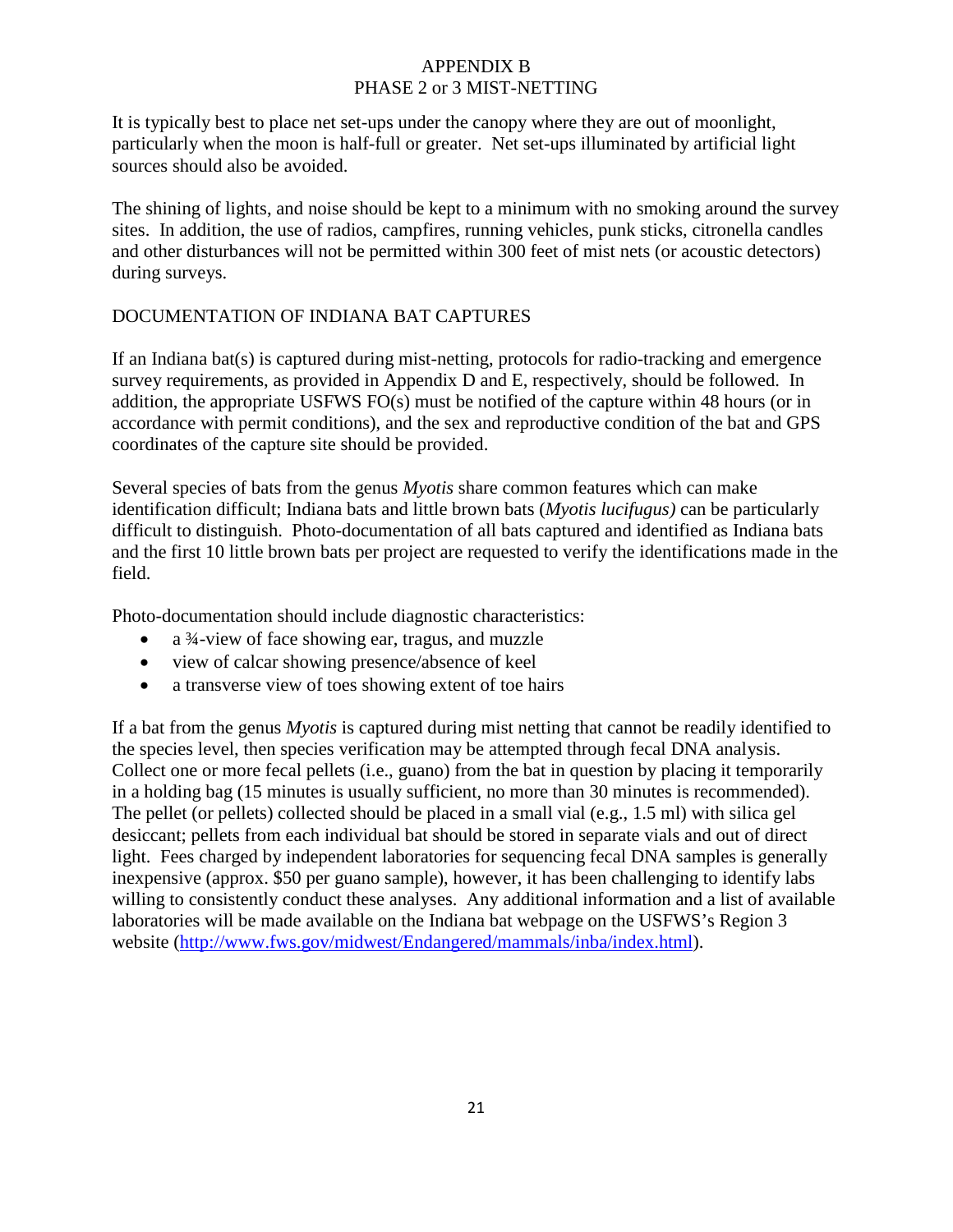# APPENDIX B
# PHASE 2 or 3 MIST-NETTING

It is typically best to place net set-ups under the canopy where they are out of moonlight, particularly when the moon is half-full or greater. Net set-ups illuminated by artificial light sources should also be avoided.

The shining of lights, and noise should be kept to a minimum with no smoking around the survey sites. In addition, the use of radios, campfires, running vehicles, punk sticks, citronella candles and other disturbances will not be permitted within 300 feet of mist nets (or acoustic detectors) during surveys.

## DOCUMENTATION OF INDIANA BAT CAPTURES

If an Indiana bat(s) is captured during mist-netting, protocols for radio-tracking and emergence survey requirements, as provided in Appendix D and E, respectively, should be followed. In addition, the appropriate USFWS FO(s) must be notified of the capture within 48 hours (or in accordance with permit conditions), and the sex and reproductive condition of the bat and GPS coordinates of the capture site should be provided.

Several species of bats from the genus *Myotis* share common features which can make identification difficult; Indiana bats and little brown bats (*Myotis lucifugus)* can be particularly difficult to distinguish. Photo-documentation of all bats captured and identified as Indiana bats and the first 10 little brown bats per project are requested to verify the identifications made in the field.

Photo-documentation should include diagnostic characteristics:

- a ¾-view of face showing ear, tragus, and muzzle
- view of calcar showing presence/absence of keel
- a transverse view of toes showing extent of toe hairs

If a bat from the genus *Myotis* is captured during mist netting that cannot be readily identified to the species level, then species verification may be attempted through fecal DNA analysis. Collect one or more fecal pellets (i.e., guano) from the bat in question by placing it temporarily in a holding bag (15 minutes is usually sufficient, no more than 30 minutes is recommended). The pellet (or pellets) collected should be placed in a small vial (e.g., 1.5 ml) with silica gel desiccant; pellets from each individual bat should be stored in separate vials and out of direct light. Fees charged by independent laboratories for sequencing fecal DNA samples is generally inexpensive (approx. $50 per guano sample), however, it has been challenging to identify labs willing to consistently conduct these analyses. Any additional information and a list of available laboratories will be made available on the Indiana bat webpage on the USFWS's Region 3 website (http://www.fws.gov/midwest/Endangered/mammals/inba/index.html).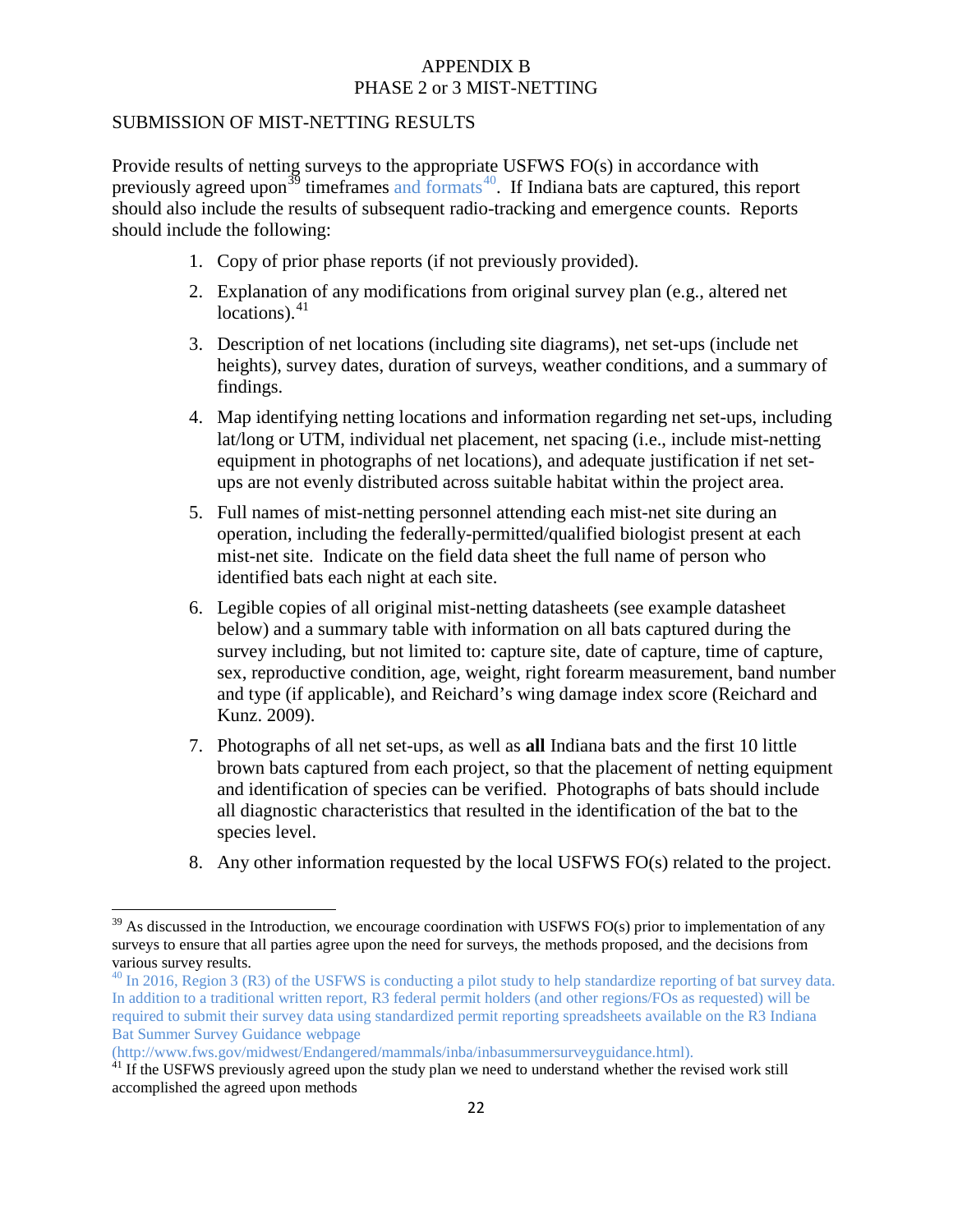APPENDIX B
PHASE 2 or 3 MIST-NETTING

SUBMISSION OF MIST-NETTING RESULTS

Provide results of netting surveys to the appropriate USFWS FO(s) in accordance with previously agreed upon[39] timeframes and formats[40]. If Indiana bats are captured, this report should also include the results of subsequent radio-tracking and emergence counts. Reports should include the following:

1. Copy of prior phase reports (if not previously provided).
2. Explanation of any modifications from original survey plan (e.g., altered net locations).[41]
3. Description of net locations (including site diagrams), net set-ups (include net heights), survey dates, duration of surveys, weather conditions, and a summary of findings.
4. Map identifying netting locations and information regarding net set-ups, including lat/long or UTM, individual net placement, net spacing (i.e., include mist-netting equipment in photographs of net locations), and adequate justification if net set-ups are not evenly distributed across suitable habitat within the project area.
5. Full names of mist-netting personnel attending each mist-net site during an operation, including the federally-permitted/qualified biologist present at each mist-net site. Indicate on the field data sheet the full name of person who identified bats each night at each site.
6. Legible copies of all original mist-netting datasheets (see example datasheet below) and a summary table with information on all bats captured during the survey including, but not limited to: capture site, date of capture, time of capture, sex, reproductive condition, age, weight, right forearm measurement, band number and type (if applicable), and Reichard's wing damage index score (Reichard and Kunz. 2009).
7. Photographs of all net set-ups, as well as **all** Indiana bats and the first 10 little brown bats captured from each project, so that the placement of netting equipment and identification of species can be verified. Photographs of bats should include all diagnostic characteristics that resulted in the identification of the bat to the species level.
8. Any other information requested by the local USFWS FO(s) related to the project.

---

[39] As discussed in the Introduction, we encourage coordination with USFWS FO(s) prior to implementation of any surveys to ensure that all parties agree upon the need for surveys, the methods proposed, and the decisions from various survey results.

[40] In 2016, Region 3 (R3) of the USFWS is conducting a pilot study to help standardize reporting of bat survey data. In addition to a traditional written report, R3 federal permit holders (and other regions/FOs as requested) will be required to submit their survey data using standardized permit reporting spreadsheets available on the R3 Indiana Bat Summer Survey Guidance webpage (http://www.fws.gov/midwest/Endangered/mammals/inba/inbasummersurveyguidance.html).

[41] If the USFWS previously agreed upon the study plan we need to understand whether the revised work still accomplished the agreed upon methods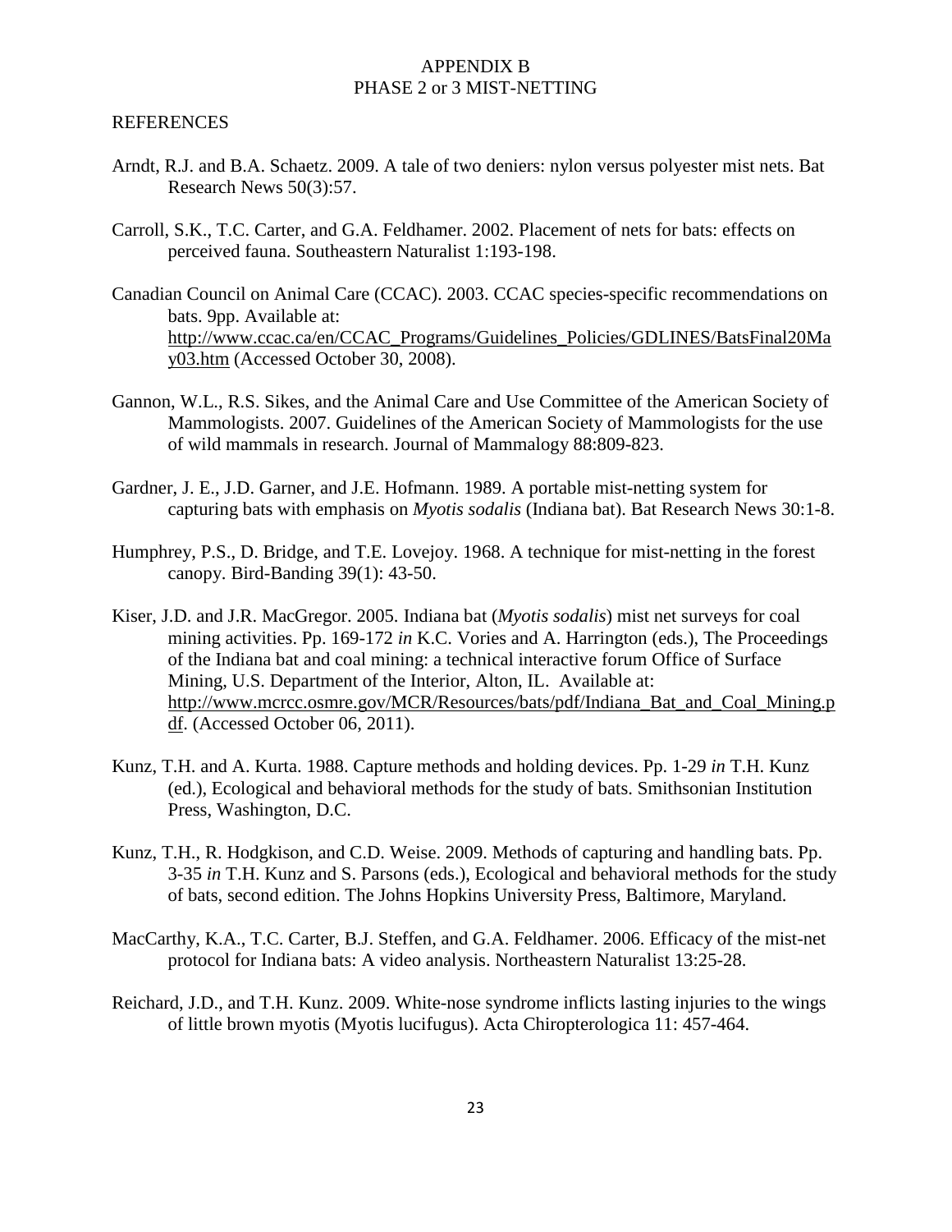# APPENDIX B
## PHASE 2 or 3 MIST-NETTING

### REFERENCES

Arndt, R.J. and B.A. Schaetz. 2009. A tale of two deniers: nylon versus polyester mist nets. Bat Research News 50(3):57.

Carroll, S.K., T.C. Carter, and G.A. Feldhamer. 2002. Placement of nets for bats: effects on perceived fauna. Southeastern Naturalist 1:193-198.

Canadian Council on Animal Care (CCAC). 2003. CCAC species-specific recommendations on bats. 9pp. Available at: http://www.ccac.ca/en/CCAC_Programs/Guidelines_Policies/GDLINES/BatsFinal20May03.htm (Accessed October 30, 2008).

Gannon, W.L., R.S. Sikes, and the Animal Care and Use Committee of the American Society of Mammologists. 2007. Guidelines of the American Society of Mammologists for the use of wild mammals in research. Journal of Mammalogy 88:809-823.

Gardner, J. E., J.D. Garner, and J.E. Hofmann. 1989. A portable mist-netting system for capturing bats with emphasis on *Myotis sodalis* (Indiana bat). Bat Research News 30:1-8.

Humphrey, P.S., D. Bridge, and T.E. Lovejoy. 1968. A technique for mist-netting in the forest canopy. Bird-Banding 39(1): 43-50.

Kiser, J.D. and J.R. MacGregor. 2005. Indiana bat (*Myotis sodalis*) mist net surveys for coal mining activities. Pp. 169-172 *in* K.C. Vories and A. Harrington (eds.), The Proceedings of the Indiana bat and coal mining: a technical interactive forum Office of Surface Mining, U.S. Department of the Interior, Alton, IL. Available at: http://www.mcrcc.osmre.gov/MCR/Resources/bats/pdf/Indiana_Bat_and_Coal_Mining.pdf. (Accessed October 06, 2011).

Kunz, T.H. and A. Kurta. 1988. Capture methods and holding devices. Pp. 1-29 *in* T.H. Kunz (ed.), Ecological and behavioral methods for the study of bats. Smithsonian Institution Press, Washington, D.C.

Kunz, T.H., R. Hodgkison, and C.D. Weise. 2009. Methods of capturing and handling bats. Pp. 3-35 *in* T.H. Kunz and S. Parsons (eds.), Ecological and behavioral methods for the study of bats, second edition. The Johns Hopkins University Press, Baltimore, Maryland.

MacCarthy, K.A., T.C. Carter, B.J. Steffen, and G.A. Feldhamer. 2006. Efficacy of the mist-net protocol for Indiana bats: A video analysis. Northeastern Naturalist 13:25-28.

Reichard, J.D., and T.H. Kunz. 2009. White-nose syndrome inflicts lasting injuries to the wings of little brown myotis (Myotis lucifugus). Acta Chiropterologica 11: 457-464.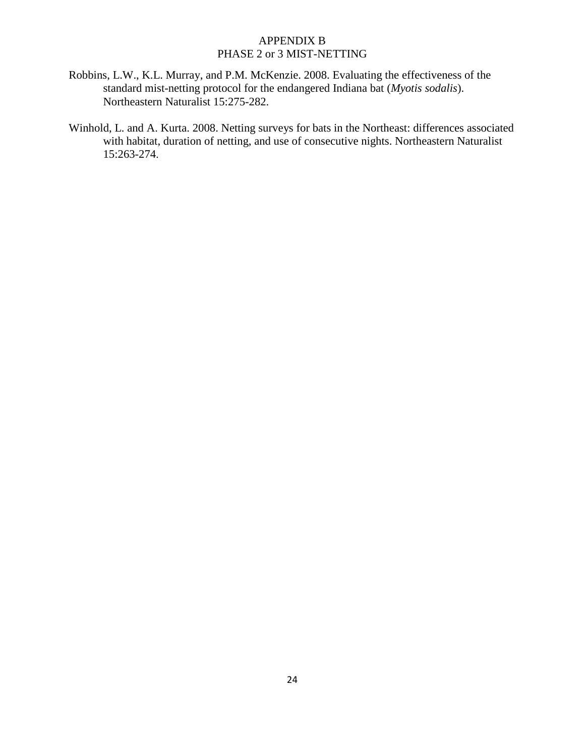APPENDIX B
PHASE 2 or 3 MIST-NETTING

Robbins, L.W., K.L. Murray, and P.M. McKenzie. 2008. Evaluating the effectiveness of the standard mist-netting protocol for the endangered Indiana bat (*Myotis sodalis*). Northeastern Naturalist 15:275-282.

Winhold, L. and A. Kurta. 2008. Netting surveys for bats in the Northeast: differences associated with habitat, duration of netting, and use of consecutive nights. Northeastern Naturalist 15:263-274.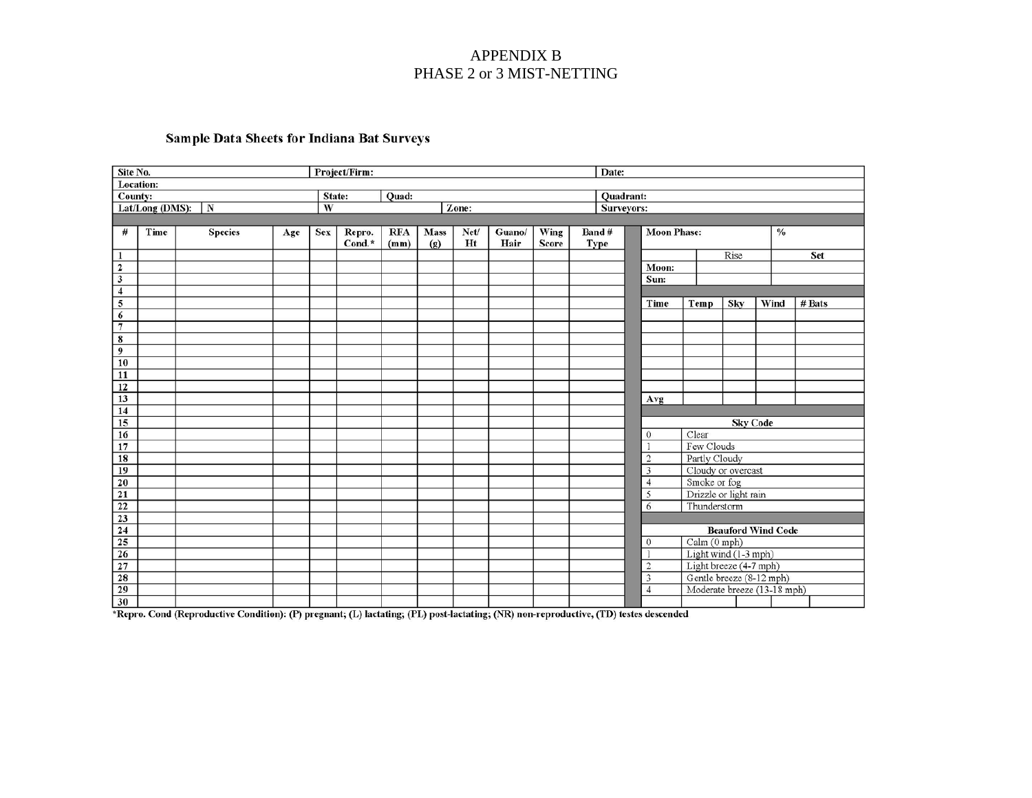# APPENDIX B
# PHASE 2 or 3 MIST-NETTING

## Sample Data Sheets for Indiana Bat Surveys

| Site No. | Project/Firm: | Date: |
|---|---|---|
| Location: | | |
| County: | State: Quad: | Quadrant: |
| Lat/Long (DMS): N | W Zone: | Surveyors: |

| # | Time | Species | Age | Sex | Repro. Cond.* | RFA (mm) | Mass (g) | Net/ Ht | Guano/ Hair | Wing Score | Band # Type |
|---|---|---|---|---|---|---|---|---|---|---|---|
| 1 | | | | | | | | | | | |
| 2 | | | | | | | | | | | |
| 3 | | | | | | | | | | | |
| 4 | | | | | | | | | | | |
| 5 | | | | | | | | | | | |
| 6 | | | | | | | | | | | |
| 7 | | | | | | | | | | | |
| 8 | | | | | | | | | | | |
| 9 | | | | | | | | | | | |
| 10 | | | | | | | | | | | |
| 11 | | | | | | | | | | | |
| 12 | | | | | | | | | | | |
| 13 | | | | | | | | | | | |
| 14 | | | | | | | | | | | |
| 15 | | | | | | | | | | | |
| 16 | | | | | | | | | | | |
| 17 | | | | | | | | | | | |
| 18 | | | | | | | | | | | |
| 19 | | | | | | | | | | | |
| 20 | | | | | | | | | | | |
| 21 | | | | | | | | | | | |
| 22 | | | | | | | | | | | |
| 23 | | | | | | | | | | | |
| 24 | | | | | | | | | | | |
| 25 | | | | | | | | | | | |
| 26 | | | | | | | | | | | |
| 27 | | | | | | | | | | | |
| 28 | | | | | | | | | | | |
| 29 | | | | | | | | | | | |
| 30 | | | | | | | | | | | |

| Moon Phase: | | % |
|---|---|---|
| | Rise | Set |
| Moon: | | |
| Sun: | | |

| Time | Temp | Sky | Wind | # Bats |
|---|---|---|---|---|
| | | | | |
| | | | | |
| | | | | |
| | | | | |
| | | | | |
| | | | | |
| | | | | |
| Avg | | | | |

| Sky Code | |
|---|---|
| 0 | Clear |
| 1 | Few Clouds |
| 2 | Partly Cloudy |
| 3 | Cloudy or overcast |
| 4 | Smoke or fog |
| 5 | Drizzle or light rain |
| 6 | Thunderstorm |

| Beauford Wind Code | |
|---|---|
| 0 | Calm (0 mph) |
| 1 | Light wind (1-3 mph) |
| 2 | Light breeze (4-7 mph) |
| 3 | Gentle breeze (8-12 mph) |
| 4 | Moderate breeze (13-18 mph) |

*Repro. Cond (Reproductive Condition): (P) pregnant; (L) lactating; (PL) post-lactating; (NR) non-reproductive, (TD) testes descended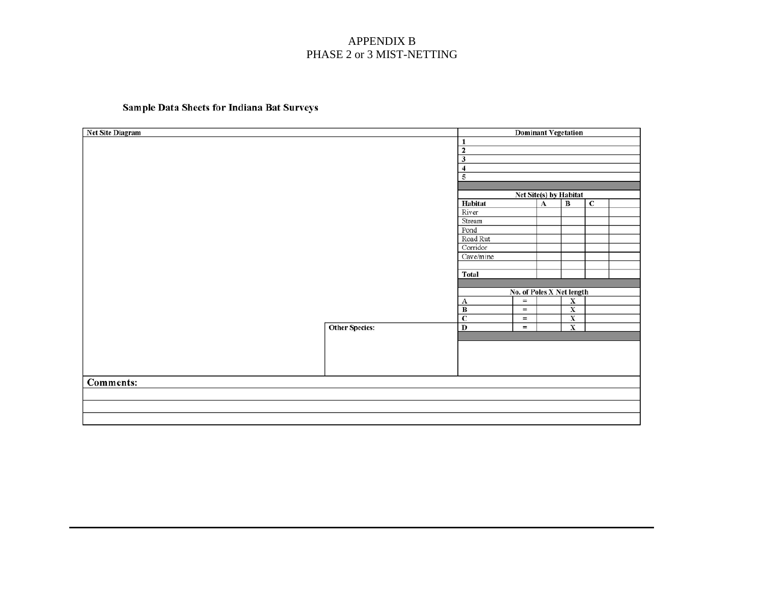APPENDIX B
PHASE 2 or 3 MIST-NETTING

**Sample Data Sheets for Indiana Bat Surveys**

| Net Site Diagram | | Dominant Vegetation | | | | |
|---|---|---|---|---|---|---|
| | | 1 | | | | |
| | | 2 | | | | |
| | | 3 | | | | |
| | | 4 | | | | |
| | | 5 | | | | |
| | | Net Site(s) by Habitat | | | | |
| | | **Habitat** | **A** | **B** | **C** | |
| | | River | | | | |
| | | Stream | | | | |
| | | Pond | | | | |
| | | Road Rut | | | | |
| | | Corridor | | | | |
| | | Cave/mine | | | | |
| | | | | | | |
| | | **Total** | | | | |
| | | No. of Poles X Net length | | | | |
| | | A | = | | X | |
| | | B | = | | X | |
| | | C | = | | X | |
| | Other Species: | D | = | | X | |

| **Comments:** |
|---|
| |
| |
| |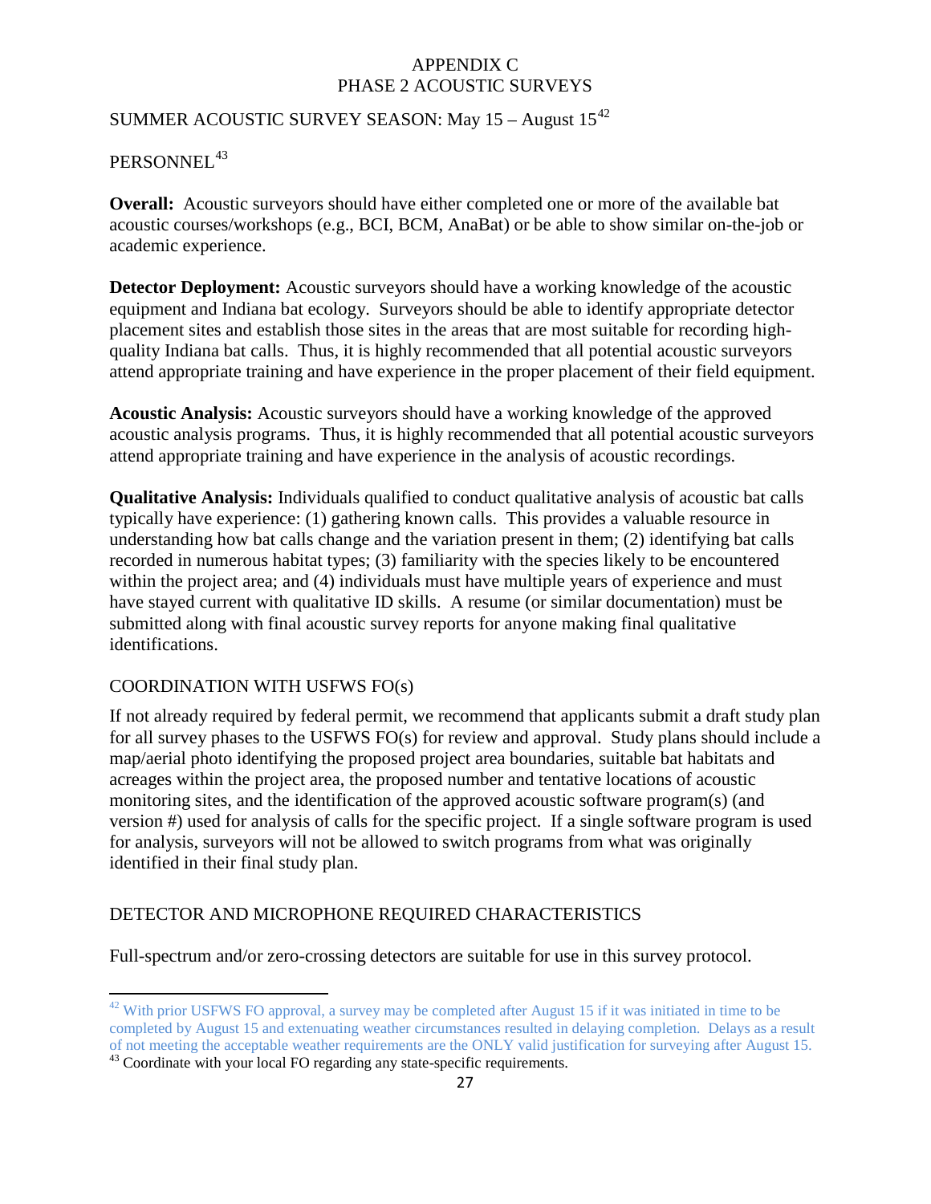# APPENDIX C
# PHASE 2 ACOUSTIC SURVEYS

## SUMMER ACOUSTIC SURVEY SEASON: May 15 – August 15[42]

## PERSONNEL[43]

**Overall:** Acoustic surveyors should have either completed one or more of the available bat acoustic courses/workshops (e.g., BCI, BCM, AnaBat) or be able to show similar on-the-job or academic experience.

**Detector Deployment:** Acoustic surveyors should have a working knowledge of the acoustic equipment and Indiana bat ecology. Surveyors should be able to identify appropriate detector placement sites and establish those sites in the areas that are most suitable for recording high-quality Indiana bat calls. Thus, it is highly recommended that all potential acoustic surveyors attend appropriate training and have experience in the proper placement of their field equipment.

**Acoustic Analysis:** Acoustic surveyors should have a working knowledge of the approved acoustic analysis programs. Thus, it is highly recommended that all potential acoustic surveyors attend appropriate training and have experience in the analysis of acoustic recordings.

**Qualitative Analysis:** Individuals qualified to conduct qualitative analysis of acoustic bat calls typically have experience: (1) gathering known calls. This provides a valuable resource in understanding how bat calls change and the variation present in them; (2) identifying bat calls recorded in numerous habitat types; (3) familiarity with the species likely to be encountered within the project area; and (4) individuals must have multiple years of experience and must have stayed current with qualitative ID skills. A resume (or similar documentation) must be submitted along with final acoustic survey reports for anyone making final qualitative identifications.

## COORDINATION WITH USFWS FO(s)

If not already required by federal permit, we recommend that applicants submit a draft study plan for all survey phases to the USFWS FO(s) for review and approval. Study plans should include a map/aerial photo identifying the proposed project area boundaries, suitable bat habitats and acreages within the project area, the proposed number and tentative locations of acoustic monitoring sites, and the identification of the approved acoustic software program(s) (and version #) used for analysis of calls for the specific project. If a single software program is used for analysis, surveyors will not be allowed to switch programs from what was originally identified in their final study plan.

## DETECTOR AND MICROPHONE REQUIRED CHARACTERISTICS

Full-spectrum and/or zero-crossing detectors are suitable for use in this survey protocol.

---

[42] With prior USFWS FO approval, a survey may be completed after August 15 if it was initiated in time to be completed by August 15 and extenuating weather circumstances resulted in delaying completion. Delays as a result of not meeting the acceptable weather requirements are the ONLY valid justification for surveying after August 15.

[43] Coordinate with your local FO regarding any state-specific requirements.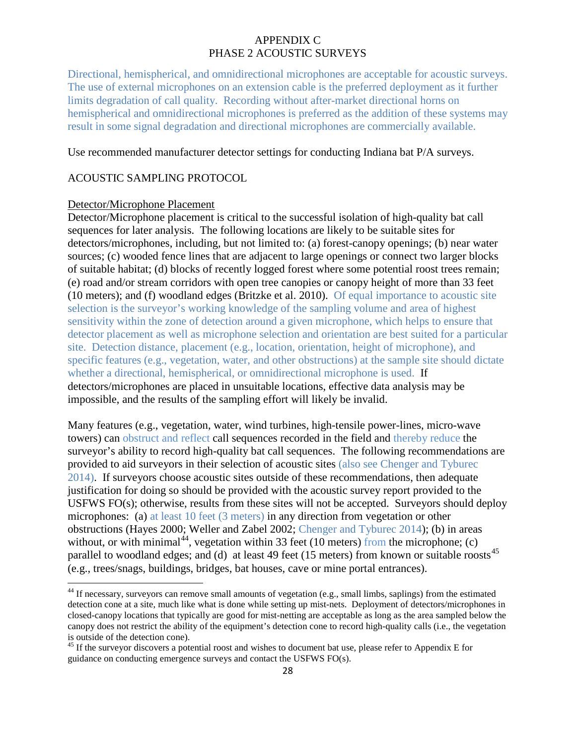# APPENDIX C
## PHASE 2 ACOUSTIC SURVEYS

Directional, hemispherical, and omnidirectional microphones are acceptable for acoustic surveys. The use of external microphones on an extension cable is the preferred deployment as it further limits degradation of call quality. Recording without after-market directional horns on hemispherical and omnidirectional microphones is preferred as the addition of these systems may result in some signal degradation and directional microphones are commercially available.

Use recommended manufacturer detector settings for conducting Indiana bat P/A surveys.

### ACOUSTIC SAMPLING PROTOCOL

#### Detector/Microphone Placement

Detector/Microphone placement is critical to the successful isolation of high-quality bat call sequences for later analysis. The following locations are likely to be suitable sites for detectors/microphones, including, but not limited to: (a) forest-canopy openings; (b) near water sources; (c) wooded fence lines that are adjacent to large openings or connect two larger blocks of suitable habitat; (d) blocks of recently logged forest where some potential roost trees remain; (e) road and/or stream corridors with open tree canopies or canopy height of more than 33 feet (10 meters); and (f) woodland edges (Britzke et al. 2010). Of equal importance to acoustic site selection is the surveyor's working knowledge of the sampling volume and area of highest sensitivity within the zone of detection around a given microphone, which helps to ensure that detector placement as well as microphone selection and orientation are best suited for a particular site. Detection distance, placement (e.g., location, orientation, height of microphone), and specific features (e.g., vegetation, water, and other obstructions) at the sample site should dictate whether a directional, hemispherical, or omnidirectional microphone is used. If detectors/microphones are placed in unsuitable locations, effective data analysis may be impossible, and the results of the sampling effort will likely be invalid.

Many features (e.g., vegetation, water, wind turbines, high-tensile power-lines, micro-wave towers) can obstruct and reflect call sequences recorded in the field and thereby reduce the surveyor's ability to record high-quality bat call sequences. The following recommendations are provided to aid surveyors in their selection of acoustic sites (also see Chenger and Tyburec 2014). If surveyors choose acoustic sites outside of these recommendations, then adequate justification for doing so should be provided with the acoustic survey report provided to the USFWS FO(s); otherwise, results from these sites will not be accepted. Surveyors should deploy microphones: (a) at least 10 feet (3 meters) in any direction from vegetation or other obstructions (Hayes 2000; Weller and Zabel 2002; Chenger and Tyburec 2014); (b) in areas without, or with minimal[44], vegetation within 33 feet (10 meters) from the microphone; (c) parallel to woodland edges; and (d) at least 49 feet (15 meters) from known or suitable roosts[45] (e.g., trees/snags, buildings, bridges, bat houses, cave or mine portal entrances).

---

[44] If necessary, surveyors can remove small amounts of vegetation (e.g., small limbs, saplings) from the estimated detection cone at a site, much like what is done while setting up mist-nets. Deployment of detectors/microphones in closed-canopy locations that typically are good for mist-netting are acceptable as long as the area sampled below the canopy does not restrict the ability of the equipment's detection cone to record high-quality calls (i.e., the vegetation is outside of the detection cone).

[45] If the surveyor discovers a potential roost and wishes to document bat use, please refer to Appendix E for guidance on conducting emergence surveys and contact the USFWS FO(s).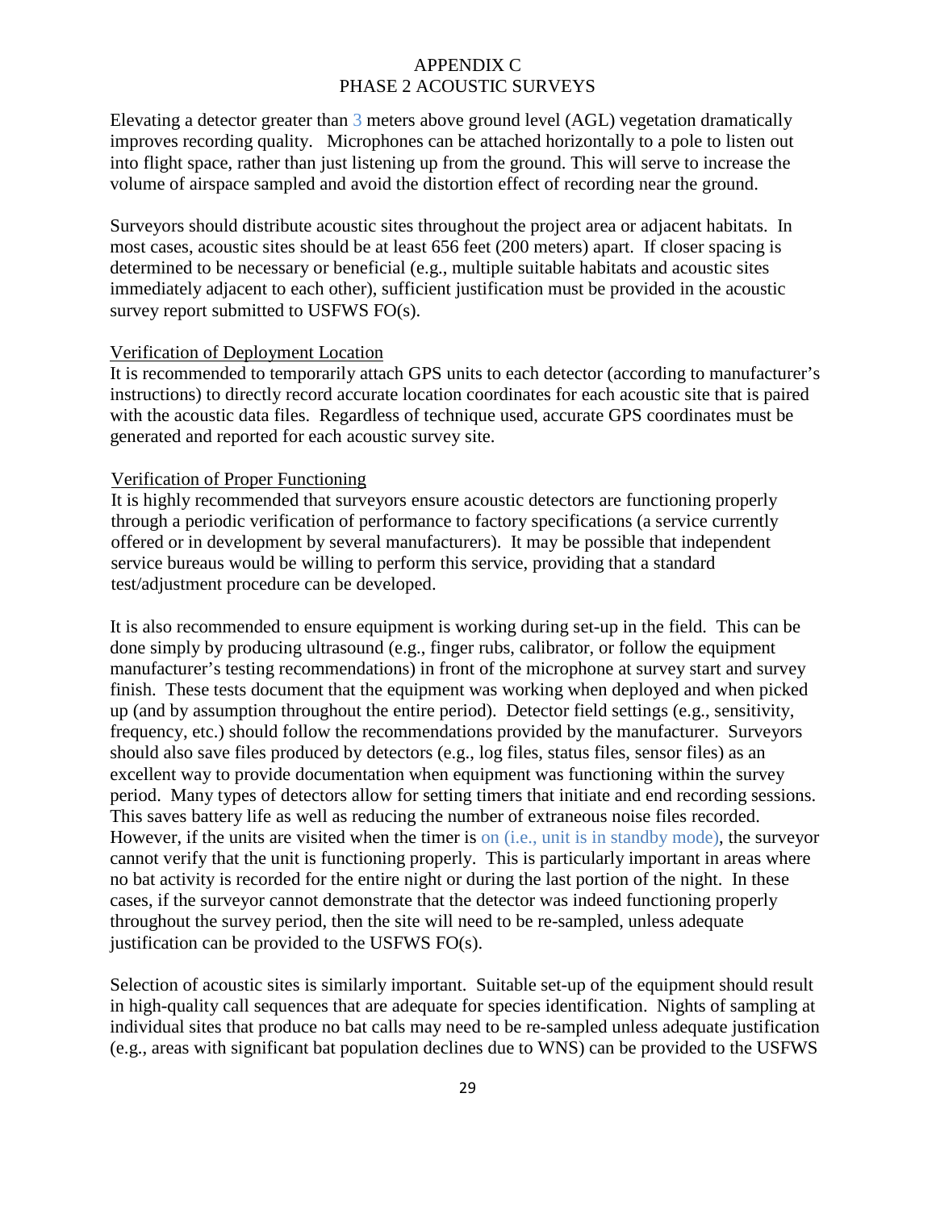# APPENDIX C
## PHASE 2 ACOUSTIC SURVEYS

Elevating a detector greater than 3 meters above ground level (AGL) vegetation dramatically improves recording quality. Microphones can be attached horizontally to a pole to listen out into flight space, rather than just listening up from the ground. This will serve to increase the volume of airspace sampled and avoid the distortion effect of recording near the ground.

Surveyors should distribute acoustic sites throughout the project area or adjacent habitats. In most cases, acoustic sites should be at least 656 feet (200 meters) apart. If closer spacing is determined to be necessary or beneficial (e.g., multiple suitable habitats and acoustic sites immediately adjacent to each other), sufficient justification must be provided in the acoustic survey report submitted to USFWS FO(s).

Verification of Deployment Location

It is recommended to temporarily attach GPS units to each detector (according to manufacturer's instructions) to directly record accurate location coordinates for each acoustic site that is paired with the acoustic data files. Regardless of technique used, accurate GPS coordinates must be generated and reported for each acoustic survey site.

Verification of Proper Functioning

It is highly recommended that surveyors ensure acoustic detectors are functioning properly through a periodic verification of performance to factory specifications (a service currently offered or in development by several manufacturers). It may be possible that independent service bureaus would be willing to perform this service, providing that a standard test/adjustment procedure can be developed.

It is also recommended to ensure equipment is working during set-up in the field. This can be done simply by producing ultrasound (e.g., finger rubs, calibrator, or follow the equipment manufacturer's testing recommendations) in front of the microphone at survey start and survey finish. These tests document that the equipment was working when deployed and when picked up (and by assumption throughout the entire period). Detector field settings (e.g., sensitivity, frequency, etc.) should follow the recommendations provided by the manufacturer. Surveyors should also save files produced by detectors (e.g., log files, status files, sensor files) as an excellent way to provide documentation when equipment was functioning within the survey period. Many types of detectors allow for setting timers that initiate and end recording sessions. This saves battery life as well as reducing the number of extraneous noise files recorded. However, if the units are visited when the timer is on (i.e., unit is in standby mode), the surveyor cannot verify that the unit is functioning properly. This is particularly important in areas where no bat activity is recorded for the entire night or during the last portion of the night. In these cases, if the surveyor cannot demonstrate that the detector was indeed functioning properly throughout the survey period, then the site will need to be re-sampled, unless adequate justification can be provided to the USFWS FO(s).

Selection of acoustic sites is similarly important. Suitable set-up of the equipment should result in high-quality call sequences that are adequate for species identification. Nights of sampling at individual sites that produce no bat calls may need to be re-sampled unless adequate justification (e.g., areas with significant bat population declines due to WNS) can be provided to the USFWS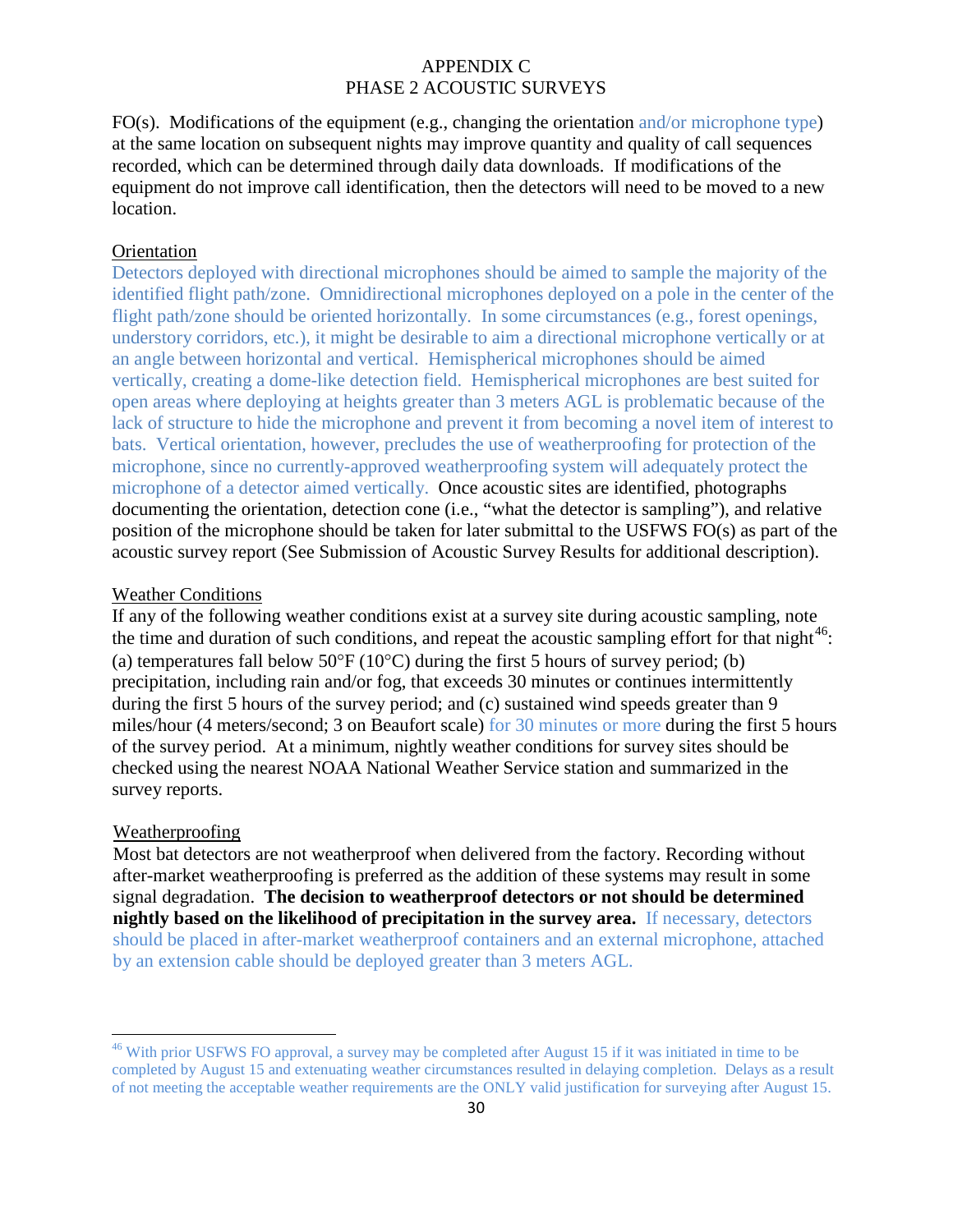FO(s). Modifications of the equipment (e.g., changing the orientation and/or microphone type) at the same location on subsequent nights may improve quantity and quality of call sequences recorded, which can be determined through daily data downloads. If modifications of the equipment do not improve call identification, then the detectors will need to be moved to a new location.

Orientation

Detectors deployed with directional microphones should be aimed to sample the majority of the identified flight path/zone. Omnidirectional microphones deployed on a pole in the center of the flight path/zone should be oriented horizontally. In some circumstances (e.g., forest openings, understory corridors, etc.), it might be desirable to aim a directional microphone vertically or at an angle between horizontal and vertical. Hemispherical microphones should be aimed vertically, creating a dome-like detection field. Hemispherical microphones are best suited for open areas where deploying at heights greater than 3 meters AGL is problematic because of the lack of structure to hide the microphone and prevent it from becoming a novel item of interest to bats. Vertical orientation, however, precludes the use of weatherproofing for protection of the microphone, since no currently-approved weatherproofing system will adequately protect the microphone of a detector aimed vertically. Once acoustic sites are identified, photographs documenting the orientation, detection cone (i.e., "what the detector is sampling"), and relative position of the microphone should be taken for later submittal to the USFWS FO(s) as part of the acoustic survey report (See Submission of Acoustic Survey Results for additional description).

Weather Conditions

If any of the following weather conditions exist at a survey site during acoustic sampling, note the time and duration of such conditions, and repeat the acoustic sampling effort for that night[46]: (a) temperatures fall below 50°F (10°C) during the first 5 hours of survey period; (b) precipitation, including rain and/or fog, that exceeds 30 minutes or continues intermittently during the first 5 hours of the survey period; and (c) sustained wind speeds greater than 9 miles/hour (4 meters/second; 3 on Beaufort scale) for 30 minutes or more during the first 5 hours of the survey period. At a minimum, nightly weather conditions for survey sites should be checked using the nearest NOAA National Weather Service station and summarized in the survey reports.

Weatherproofing

Most bat detectors are not weatherproof when delivered from the factory. Recording without after-market weatherproofing is preferred as the addition of these systems may result in some signal degradation. **The decision to weatherproof detectors or not should be determined nightly based on the likelihood of precipitation in the survey area.** If necessary, detectors should be placed in after-market weatherproof containers and an external microphone, attached by an extension cable should be deployed greater than 3 meters AGL.

---

[46] With prior USFWS FO approval, a survey may be completed after August 15 if it was initiated in time to be completed by August 15 and extenuating weather circumstances resulted in delaying completion. Delays as a result of not meeting the acceptable weather requirements are the ONLY valid justification for surveying after August 15.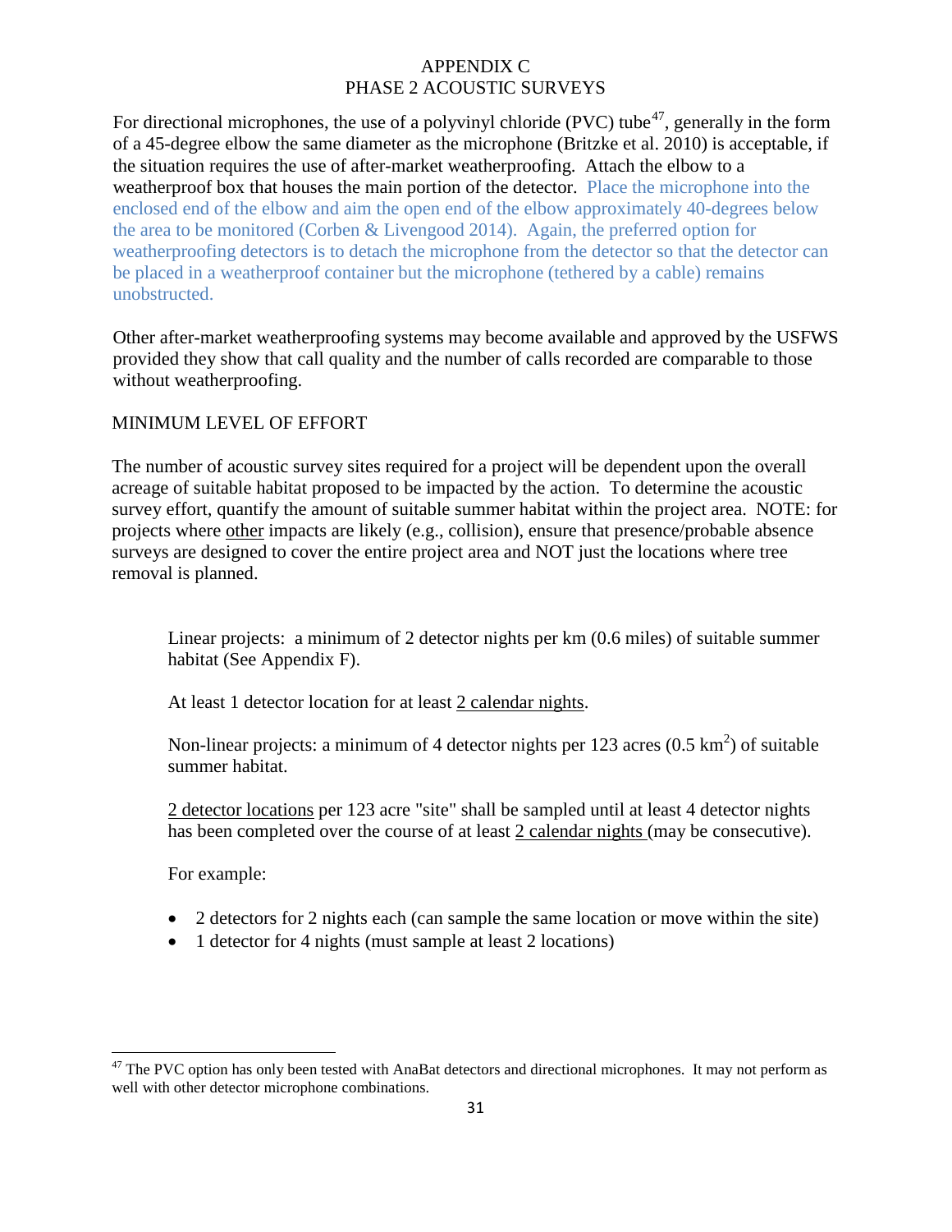# APPENDIX C
## PHASE 2 ACOUSTIC SURVEYS

For directional microphones, the use of a polyvinyl chloride (PVC) tube[47], generally in the form of a 45-degree elbow the same diameter as the microphone (Britzke et al. 2010) is acceptable, if the situation requires the use of after-market weatherproofing. Attach the elbow to a weatherproof box that houses the main portion of the detector. Place the microphone into the enclosed end of the elbow and aim the open end of the elbow approximately 40-degrees below the area to be monitored (Corben & Livengood 2014). Again, the preferred option for weatherproofing detectors is to detach the microphone from the detector so that the detector can be placed in a weatherproof container but the microphone (tethered by a cable) remains unobstructed.

Other after-market weatherproofing systems may become available and approved by the USFWS provided they show that call quality and the number of calls recorded are comparable to those without weatherproofing.

## MINIMUM LEVEL OF EFFORT

The number of acoustic survey sites required for a project will be dependent upon the overall acreage of suitable habitat proposed to be impacted by the action. To determine the acoustic survey effort, quantify the amount of suitable summer habitat within the project area. NOTE: for projects where <u>other</u> impacts are likely (e.g., collision), ensure that presence/probable absence surveys are designed to cover the entire project area and NOT just the locations where tree removal is planned.

> Linear projects: a minimum of 2 detector nights per km (0.6 miles) of suitable summer habitat (See Appendix F).
>
> At least 1 detector location for at least <u>2 calendar nights</u>.
>
> Non-linear projects: a minimum of 4 detector nights per 123 acres (0.5 $km^2$) of suitable summer habitat.
>
> <u>2 detector locations</u> per 123 acre "site" shall be sampled until at least 4 detector nights has been completed over the course of at least <u>2 calendar nights</u> (may be consecutive).
>
> For example:
>
> - 2 detectors for 2 nights each (can sample the same location or move within the site)
> - 1 detector for 4 nights (must sample at least 2 locations)

[47] The PVC option has only been tested with AnaBat detectors and directional microphones. It may not perform as well with other detector microphone combinations.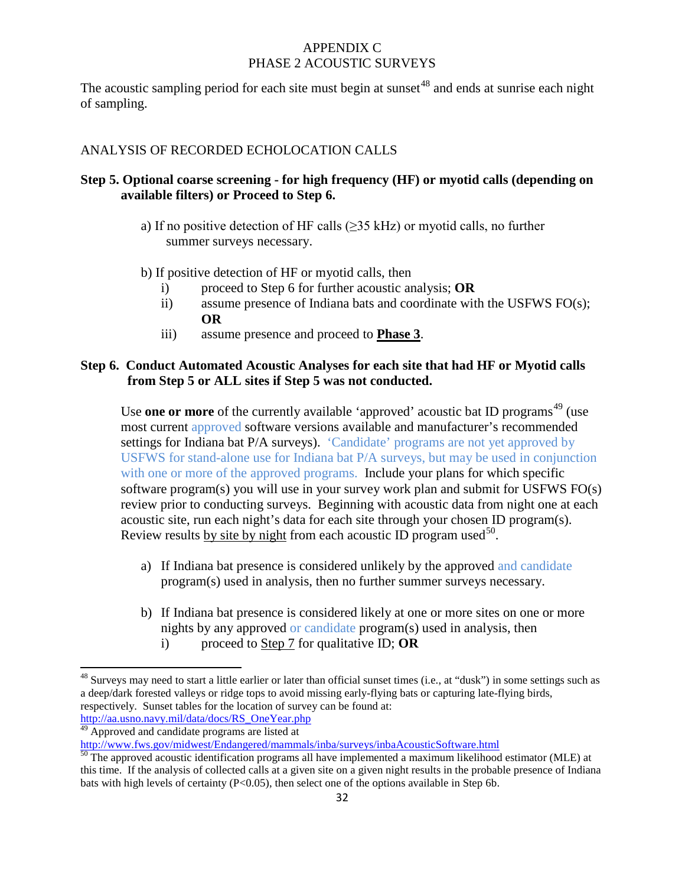# APPENDIX C
## PHASE 2 ACOUSTIC SURVEYS

The acoustic sampling period for each site must begin at sunset[48] and ends at sunrise each night of sampling.

### ANALYSIS OF RECORDED ECHOLOCATION CALLS

**Step 5. Optional coarse screening - for high frequency (HF) or myotid calls (depending on available filters) or Proceed to Step 6.**

a) If no positive detection of HF calls (≥35 kHz) or myotid calls, no further summer surveys necessary.

b) If positive detection of HF or myotid calls, then
   - i) proceed to Step 6 for further acoustic analysis; **OR**
   - ii) assume presence of Indiana bats and coordinate with the USFWS FO(s); **OR**
   - iii) assume presence and proceed to **Phase 3**.

**Step 6. Conduct Automated Acoustic Analyses for each site that had HF or Myotid calls from Step 5 or ALL sites if Step 5 was not conducted.**

Use **one or more** of the currently available 'approved' acoustic bat ID programs[49] (use most current approved software versions available and manufacturer's recommended settings for Indiana bat P/A surveys). 'Candidate' programs are not yet approved by USFWS for stand-alone use for Indiana bat P/A surveys, but may be used in conjunction with one or more of the approved programs. Include your plans for which specific software program(s) you will use in your survey work plan and submit for USFWS FO(s) review prior to conducting surveys. Beginning with acoustic data from night one at each acoustic site, run each night's data for each site through your chosen ID program(s). Review results by site by night from each acoustic ID program used[50].

a) If Indiana bat presence is considered unlikely by the approved and candidate program(s) used in analysis, then no further summer surveys necessary.

b) If Indiana bat presence is considered likely at one or more sites on one or more nights by any approved or candidate program(s) used in analysis, then
   - i) proceed to Step 7 for qualitative ID; **OR**

---

[48] Surveys may need to start a little earlier or later than official sunset times (i.e., at "dusk") in some settings such as a deep/dark forested valleys or ridge tops to avoid missing early-flying bats or capturing late-flying birds, respectively. Sunset tables for the location of survey can be found at: http://aa.usno.navy.mil/data/docs/RS_OneYear.php

[49] Approved and candidate programs are listed at http://www.fws.gov/midwest/Endangered/mammals/inba/surveys/inbaAcousticSoftware.html

[50] The approved acoustic identification programs all have implemented a maximum likelihood estimator (MLE) at this time. If the analysis of collected calls at a given site on a given night results in the probable presence of Indiana bats with high levels of certainty ($P<0.05$), then select one of the options available in Step 6b.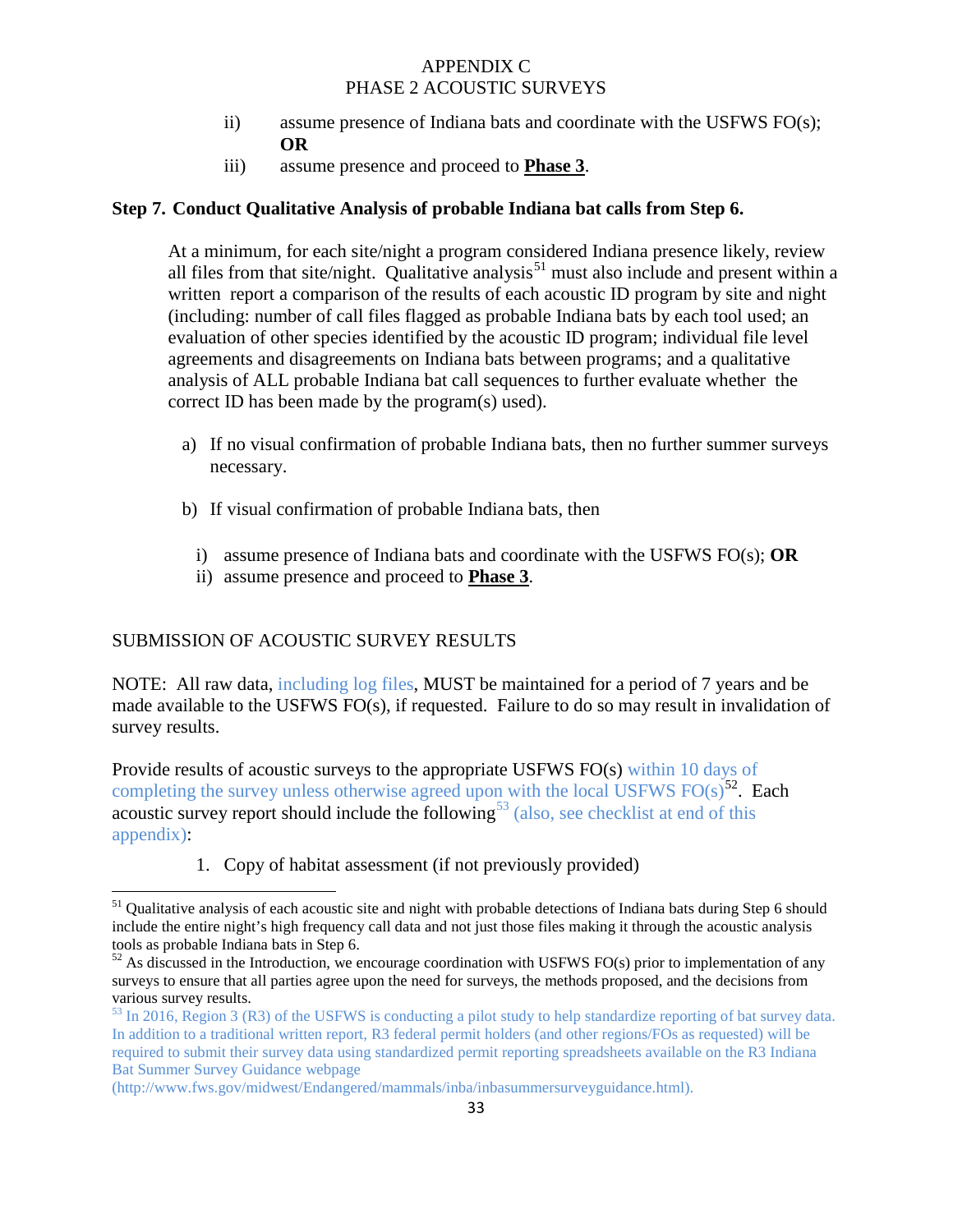ii) assume presence of Indiana bats and coordinate with the USFWS FO(s); **OR**

iii) assume presence and proceed to **<u>Phase 3</u>**.

**Step 7. Conduct Qualitative Analysis of probable Indiana bat calls from Step 6.**

At a minimum, for each site/night a program considered Indiana presence likely, review all files from that site/night. Qualitative analysis[51] must also include and present within a written report a comparison of the results of each acoustic ID program by site and night (including: number of call files flagged as probable Indiana bats by each tool used; an evaluation of other species identified by the acoustic ID program; individual file level agreements and disagreements on Indiana bats between programs; and a qualitative analysis of ALL probable Indiana bat call sequences to further evaluate whether the correct ID has been made by the program(s) used).

a) If no visual confirmation of probable Indiana bats, then no further summer surveys necessary.

b) If visual confirmation of probable Indiana bats, then

   i) assume presence of Indiana bats and coordinate with the USFWS FO(s); **OR**

   ii) assume presence and proceed to **<u>Phase 3</u>**.

SUBMISSION OF ACOUSTIC SURVEY RESULTS

NOTE: All raw data, including log files, MUST be maintained for a period of 7 years and be made available to the USFWS FO(s), if requested. Failure to do so may result in invalidation of survey results.

Provide results of acoustic surveys to the appropriate USFWS FO(s) within 10 days of completing the survey unless otherwise agreed upon with the local USFWS FO(s)[52]. Each acoustic survey report should include the following[53] (also, see checklist at end of this appendix):

1. Copy of habitat assessment (if not previously provided)

---

[51] Qualitative analysis of each acoustic site and night with probable detections of Indiana bats during Step 6 should include the entire night's high frequency call data and not just those files making it through the acoustic analysis tools as probable Indiana bats in Step 6.

[52] As discussed in the Introduction, we encourage coordination with USFWS FO(s) prior to implementation of any surveys to ensure that all parties agree upon the need for surveys, the methods proposed, and the decisions from various survey results.

[53] In 2016, Region 3 (R3) of the USFWS is conducting a pilot study to help standardize reporting of bat survey data. In addition to a traditional written report, R3 federal permit holders (and other regions/FOs as requested) will be required to submit their survey data using standardized permit reporting spreadsheets available on the R3 Indiana Bat Summer Survey Guidance webpage (http://www.fws.gov/midwest/Endangered/mammals/inba/inbasummersurveyguidance.html).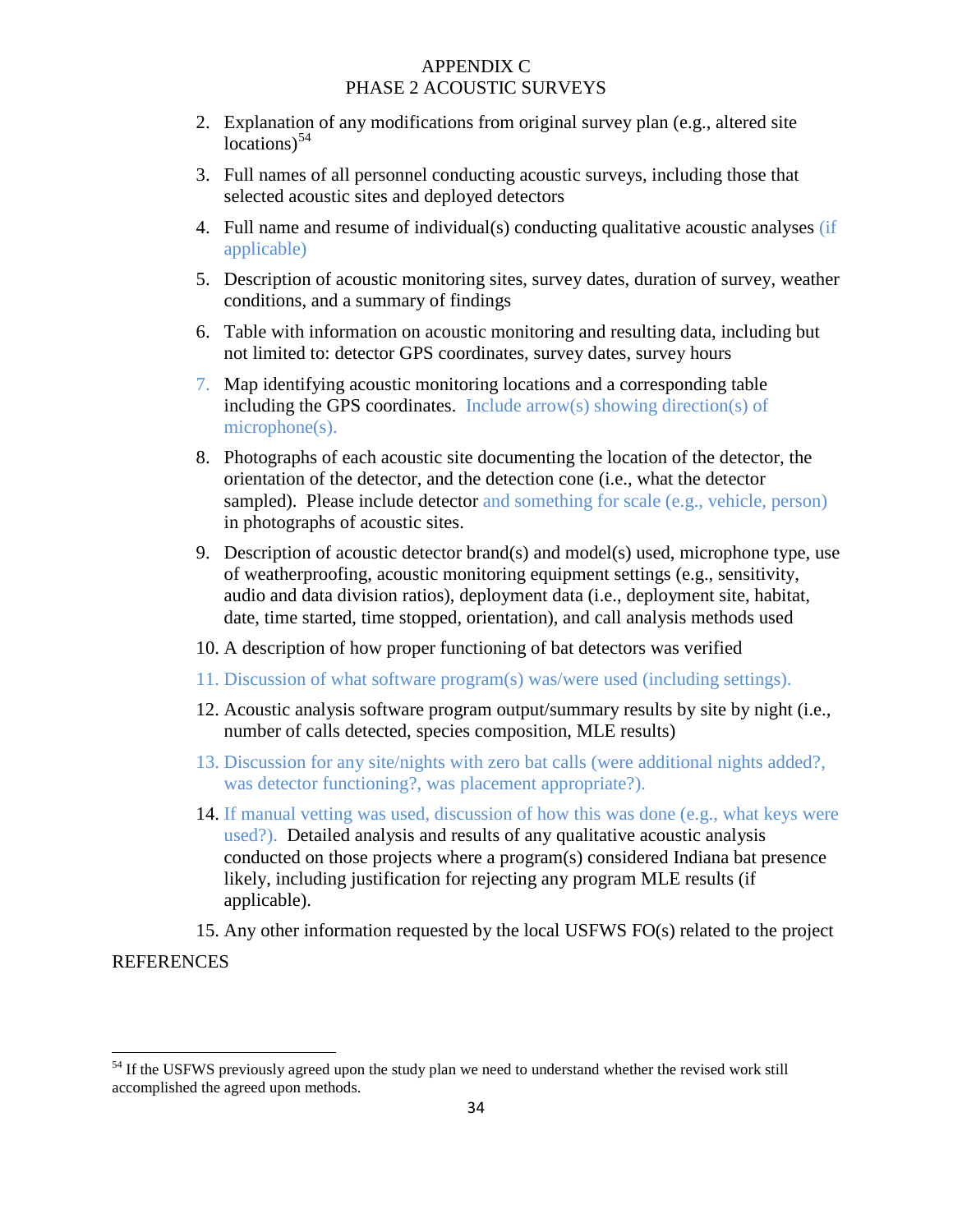2. Explanation of any modifications from original survey plan (e.g., altered site locations)[54]
3. Full names of all personnel conducting acoustic surveys, including those that selected acoustic sites and deployed detectors
4. Full name and resume of individual(s) conducting qualitative acoustic analyses (if applicable)
5. Description of acoustic monitoring sites, survey dates, duration of survey, weather conditions, and a summary of findings
6. Table with information on acoustic monitoring and resulting data, including but not limited to: detector GPS coordinates, survey dates, survey hours
7. Map identifying acoustic monitoring locations and a corresponding table including the GPS coordinates. Include arrow(s) showing direction(s) of microphone(s).
8. Photographs of each acoustic site documenting the location of the detector, the orientation of the detector, and the detection cone (i.e., what the detector sampled). Please include detector and something for scale (e.g., vehicle, person) in photographs of acoustic sites.
9. Description of acoustic detector brand(s) and model(s) used, microphone type, use of weatherproofing, acoustic monitoring equipment settings (e.g., sensitivity, audio and data division ratios), deployment data (i.e., deployment site, habitat, date, time started, time stopped, orientation), and call analysis methods used
10. A description of how proper functioning of bat detectors was verified
11. Discussion of what software program(s) was/were used (including settings).
12. Acoustic analysis software program output/summary results by site by night (i.e., number of calls detected, species composition, MLE results)
13. Discussion for any site/nights with zero bat calls (were additional nights added?, was detector functioning?, was placement appropriate?).
14. If manual vetting was used, discussion of how this was done (e.g., what keys were used?). Detailed analysis and results of any qualitative acoustic analysis conducted on those projects where a program(s) considered Indiana bat presence likely, including justification for rejecting any program MLE results (if applicable).
15. Any other information requested by the local USFWS FO(s) related to the project

REFERENCES

---

[54] If the USFWS previously agreed upon the study plan we need to understand whether the revised work still accomplished the agreed upon methods.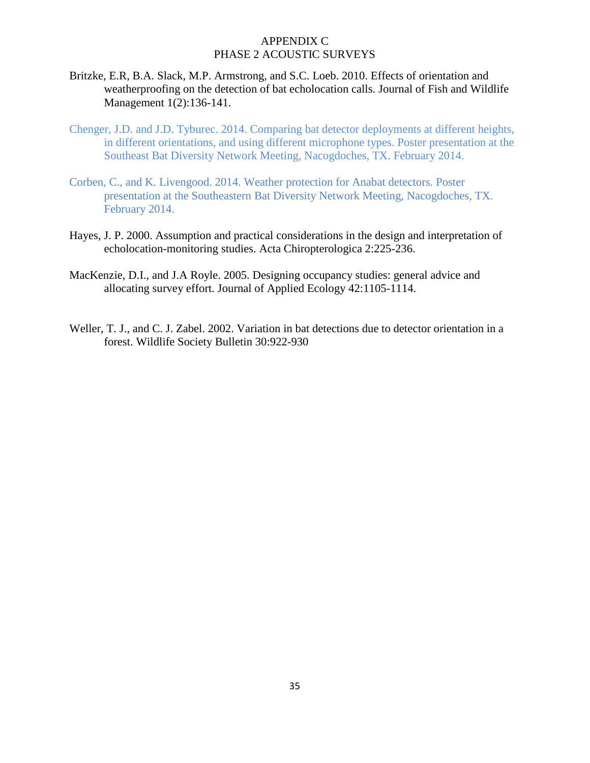APPENDIX C
PHASE 2 ACOUSTIC SURVEYS

Britzke, E.R, B.A. Slack, M.P. Armstrong, and S.C. Loeb. 2010. Effects of orientation and weatherproofing on the detection of bat echolocation calls. Journal of Fish and Wildlife Management 1(2):136-141.

Chenger, J.D. and J.D. Tyburec. 2014. Comparing bat detector deployments at different heights, in different orientations, and using different microphone types. Poster presentation at the Southeast Bat Diversity Network Meeting, Nacogdoches, TX. February 2014.

Corben, C., and K. Livengood. 2014. Weather protection for Anabat detectors. Poster presentation at the Southeastern Bat Diversity Network Meeting, Nacogdoches, TX. February 2014.

Hayes, J. P. 2000. Assumption and practical considerations in the design and interpretation of echolocation-monitoring studies. Acta Chiropterologica 2:225-236.

MacKenzie, D.I., and J.A Royle. 2005. Designing occupancy studies: general advice and allocating survey effort. Journal of Applied Ecology 42:1105-1114.

Weller, T. J., and C. J. Zabel. 2002. Variation in bat detections due to detector orientation in a forest. Wildlife Society Bulletin 30:922-930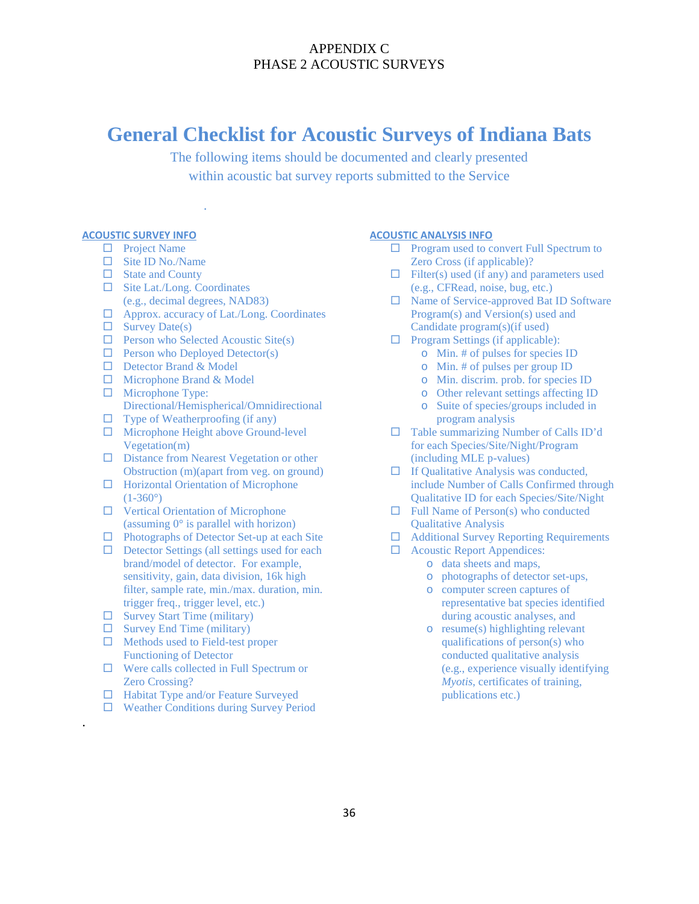APPENDIX C
PHASE 2 ACOUSTIC SURVEYS

# General Checklist for Acoustic Surveys of Indiana Bats

The following items should be documented and clearly presented within acoustic bat survey reports submitted to the Service

## ACOUSTIC SURVEY INFO

- ☐ Project Name
- ☐ Site ID No./Name
- ☐ State and County
- ☐ Site Lat./Long. Coordinates (e.g., decimal degrees, NAD83)
- ☐ Approx. accuracy of Lat./Long. Coordinates
- ☐ Survey Date(s)
- ☐ Person who Selected Acoustic Site(s)
- ☐ Person who Deployed Detector(s)
- ☐ Detector Brand & Model
- ☐ Microphone Brand & Model
- ☐ Microphone Type: Directional/Hemispherical/Omnidirectional
- ☐ Type of Weatherproofing (if any)
- ☐ Microphone Height above Ground-level Vegetation(m)
- ☐ Distance from Nearest Vegetation or other Obstruction (m)(apart from veg. on ground)
- ☐ Horizontal Orientation of Microphone (1-360°)
- ☐ Vertical Orientation of Microphone (assuming 0° is parallel with horizon)
- ☐ Photographs of Detector Set-up at each Site
- ☐ Detector Settings (all settings used for each brand/model of detector. For example, sensitivity, gain, data division, 16k high filter, sample rate, min./max. duration, min. trigger freq., trigger level, etc.)
- ☐ Survey Start Time (military)
- ☐ Survey End Time (military)
- ☐ Methods used to Field-test proper Functioning of Detector
- ☐ Were calls collected in Full Spectrum or Zero Crossing?
- ☐ Habitat Type and/or Feature Surveyed
- ☐ Weather Conditions during Survey Period

## ACOUSTIC ANALYSIS INFO

- ☐ Program used to convert Full Spectrum to Zero Cross (if applicable)?
- ☐ Filter(s) used (if any) and parameters used (e.g., CFRead, noise, bug, etc.)
- ☐ Name of Service-approved Bat ID Software Program(s) and Version(s) used and Candidate program(s)(if used)
- ☐ Program Settings (if applicable):
  - Min. # of pulses for species ID
  - Min. # of pulses per group ID
  - Min. discrim. prob. for species ID
  - Other relevant settings affecting ID
  - Suite of species/groups included in program analysis
- ☐ Table summarizing Number of Calls ID'd for each Species/Site/Night/Program (including MLE p-values)
- ☐ If Qualitative Analysis was conducted, include Number of Calls Confirmed through Qualitative ID for each Species/Site/Night
- ☐ Full Name of Person(s) who conducted Qualitative Analysis
- ☐ Additional Survey Reporting Requirements
- ☐ Acoustic Report Appendices:
  - data sheets and maps,
  - photographs of detector set-ups,
  - computer screen captures of representative bat species identified during acoustic analyses, and
  - resume(s) highlighting relevant qualifications of person(s) who conducted qualitative analysis (e.g., experience visually identifying *Myotis*, certificates of training, publications etc.)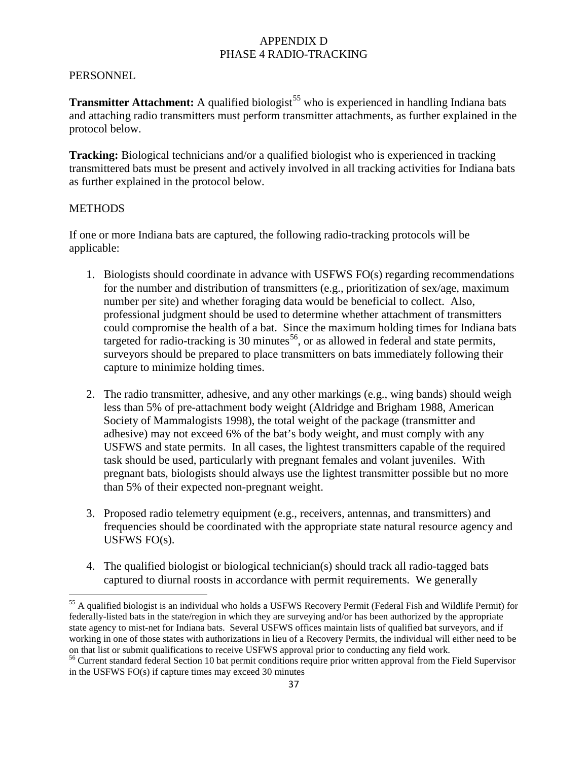# APPENDIX D
# PHASE 4 RADIO-TRACKING

## PERSONNEL

**Transmitter Attachment:** A qualified biologist[55] who is experienced in handling Indiana bats and attaching radio transmitters must perform transmitter attachments, as further explained in the protocol below.

**Tracking:** Biological technicians and/or a qualified biologist who is experienced in tracking transmittered bats must be present and actively involved in all tracking activities for Indiana bats as further explained in the protocol below.

## METHODS

If one or more Indiana bats are captured, the following radio-tracking protocols will be applicable:

1. Biologists should coordinate in advance with USFWS FO(s) regarding recommendations for the number and distribution of transmitters (e.g., prioritization of sex/age, maximum number per site) and whether foraging data would be beneficial to collect. Also, professional judgment should be used to determine whether attachment of transmitters could compromise the health of a bat. Since the maximum holding times for Indiana bats targeted for radio-tracking is 30 minutes[56], or as allowed in federal and state permits, surveyors should be prepared to place transmitters on bats immediately following their capture to minimize holding times.

2. The radio transmitter, adhesive, and any other markings (e.g., wing bands) should weigh less than 5% of pre-attachment body weight (Aldridge and Brigham 1988, American Society of Mammalogists 1998), the total weight of the package (transmitter and adhesive) may not exceed 6% of the bat's body weight, and must comply with any USFWS and state permits. In all cases, the lightest transmitters capable of the required task should be used, particularly with pregnant females and volant juveniles. With pregnant bats, biologists should always use the lightest transmitter possible but no more than 5% of their expected non-pregnant weight.

3. Proposed radio telemetry equipment (e.g., receivers, antennas, and transmitters) and frequencies should be coordinated with the appropriate state natural resource agency and USFWS FO(s).

4. The qualified biologist or biological technician(s) should track all radio-tagged bats captured to diurnal roosts in accordance with permit requirements. We generally

---

[55] A qualified biologist is an individual who holds a USFWS Recovery Permit (Federal Fish and Wildlife Permit) for federally-listed bats in the state/region in which they are surveying and/or has been authorized by the appropriate state agency to mist-net for Indiana bats. Several USFWS offices maintain lists of qualified bat surveyors, and if working in one of those states with authorizations in lieu of a Recovery Permits, the individual will either need to be on that list or submit qualifications to receive USFWS approval prior to conducting any field work.

[56] Current standard federal Section 10 bat permit conditions require prior written approval from the Field Supervisor in the USFWS FO(s) if capture times may exceed 30 minutes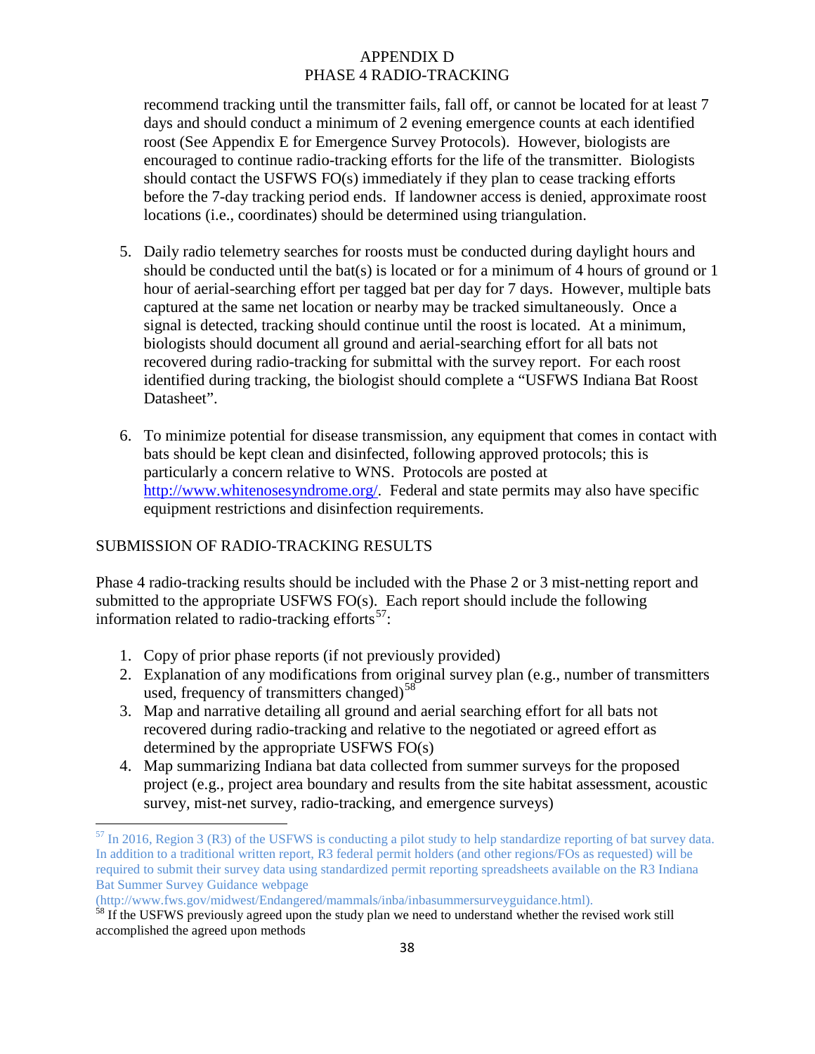recommend tracking until the transmitter fails, fall off, or cannot be located for at least 7 days and should conduct a minimum of 2 evening emergence counts at each identified roost (See Appendix E for Emergence Survey Protocols). However, biologists are encouraged to continue radio-tracking efforts for the life of the transmitter. Biologists should contact the USFWS FO(s) immediately if they plan to cease tracking efforts before the 7-day tracking period ends. If landowner access is denied, approximate roost locations (i.e., coordinates) should be determined using triangulation.

5. Daily radio telemetry searches for roosts must be conducted during daylight hours and should be conducted until the bat(s) is located or for a minimum of 4 hours of ground or 1 hour of aerial-searching effort per tagged bat per day for 7 days. However, multiple bats captured at the same net location or nearby may be tracked simultaneously. Once a signal is detected, tracking should continue until the roost is located. At a minimum, biologists should document all ground and aerial-searching effort for all bats not recovered during radio-tracking for submittal with the survey report. For each roost identified during tracking, the biologist should complete a "USFWS Indiana Bat Roost Datasheet".

6. To minimize potential for disease transmission, any equipment that comes in contact with bats should be kept clean and disinfected, following approved protocols; this is particularly a concern relative to WNS. Protocols are posted at http://www.whitenosesyndrome.org/. Federal and state permits may also have specific equipment restrictions and disinfection requirements.

## SUBMISSION OF RADIO-TRACKING RESULTS

Phase 4 radio-tracking results should be included with the Phase 2 or 3 mist-netting report and submitted to the appropriate USFWS FO(s). Each report should include the following information related to radio-tracking efforts[57]:

1. Copy of prior phase reports (if not previously provided)
2. Explanation of any modifications from original survey plan (e.g., number of transmitters used, frequency of transmitters changed)[58]
3. Map and narrative detailing all ground and aerial searching effort for all bats not recovered during radio-tracking and relative to the negotiated or agreed effort as determined by the appropriate USFWS FO(s)
4. Map summarizing Indiana bat data collected from summer surveys for the proposed project (e.g., project area boundary and results from the site habitat assessment, acoustic survey, mist-net survey, radio-tracking, and emergence surveys)

---

[57] In 2016, Region 3 (R3) of the USFWS is conducting a pilot study to help standardize reporting of bat survey data. In addition to a traditional written report, R3 federal permit holders (and other regions/FOs as requested) will be required to submit their survey data using standardized permit reporting spreadsheets available on the R3 Indiana Bat Summer Survey Guidance webpage (http://www.fws.gov/midwest/Endangered/mammals/inba/inbasummersurveyguidance.html).

[58] If the USFWS previously agreed upon the study plan we need to understand whether the revised work still accomplished the agreed upon methods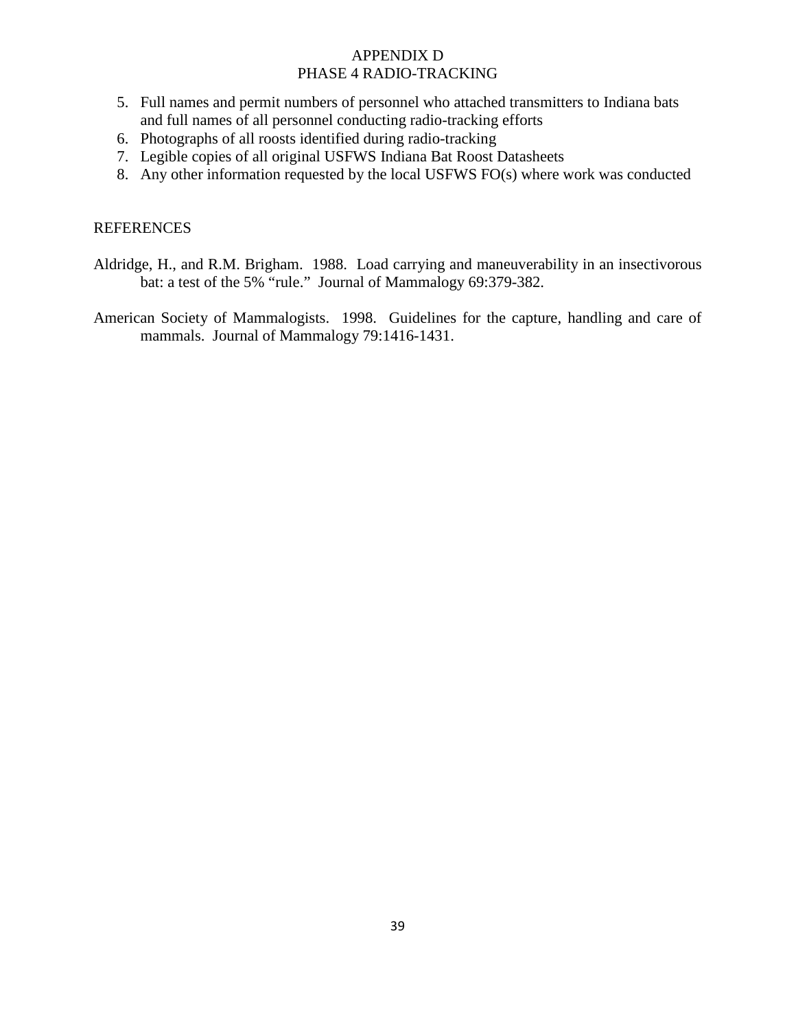## APPENDIX D
## PHASE 4 RADIO-TRACKING

5. Full names and permit numbers of personnel who attached transmitters to Indiana bats and full names of all personnel conducting radio-tracking efforts
6. Photographs of all roosts identified during radio-tracking
7. Legible copies of all original USFWS Indiana Bat Roost Datasheets
8. Any other information requested by the local USFWS FO(s) where work was conducted

### REFERENCES

Aldridge, H., and R.M. Brigham. 1988. Load carrying and maneuverability in an insectivorous bat: a test of the 5% "rule." Journal of Mammalogy 69:379-382.

American Society of Mammalogists. 1998. Guidelines for the capture, handling and care of mammals. Journal of Mammalogy 79:1416-1431.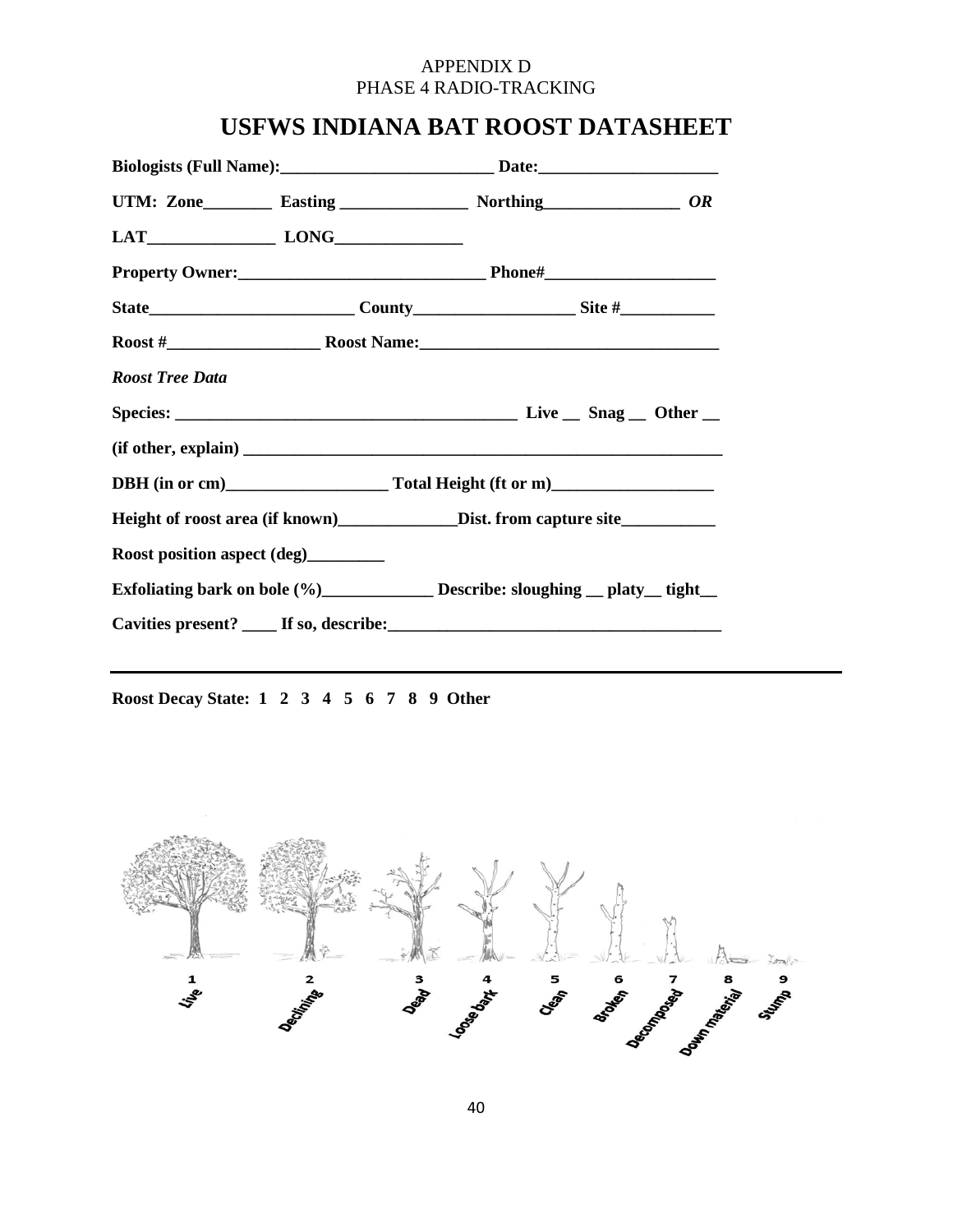APPENDIX D
PHASE 4 RADIO-TRACKING

# USFWS INDIANA BAT ROOST DATASHEET

**Biologists (Full Name):__________________________ Date:______________________**

**UTM: Zone________ Easting _______________ Northing________________ *OR***

**LAT_______________ LONG_______________**

**Property Owner:______________________________ Phone#_____________________**

**State_________________________ County___________________ Site #___________**

**Roost #__________________ Roost Name:____________________________________**

***Roost Tree Data***

**Species: _________________________________________ Live __ Snag __ Other __**

**(if other, explain) ___________________________________________________________**

**DBH (in or cm)___________________ Total Height (ft or m)___________________**

**Height of roost area (if known)______________Dist. from capture site___________**

**Roost position aspect (deg)_________**

**Exfoliating bark on bole (%)_____________ Describe: sloughing __ platy__ tight__**

**Cavities present? ____ If so, describe:_______________________________________**

---

**Roost Decay State: 1 2 3 4 5 6 7 8 9 Other**

1 Live 2 Declining 3 Dead 4 Loose bark 5 Clean 6 Broken 7 Decomposed 8 Down material 9 Stump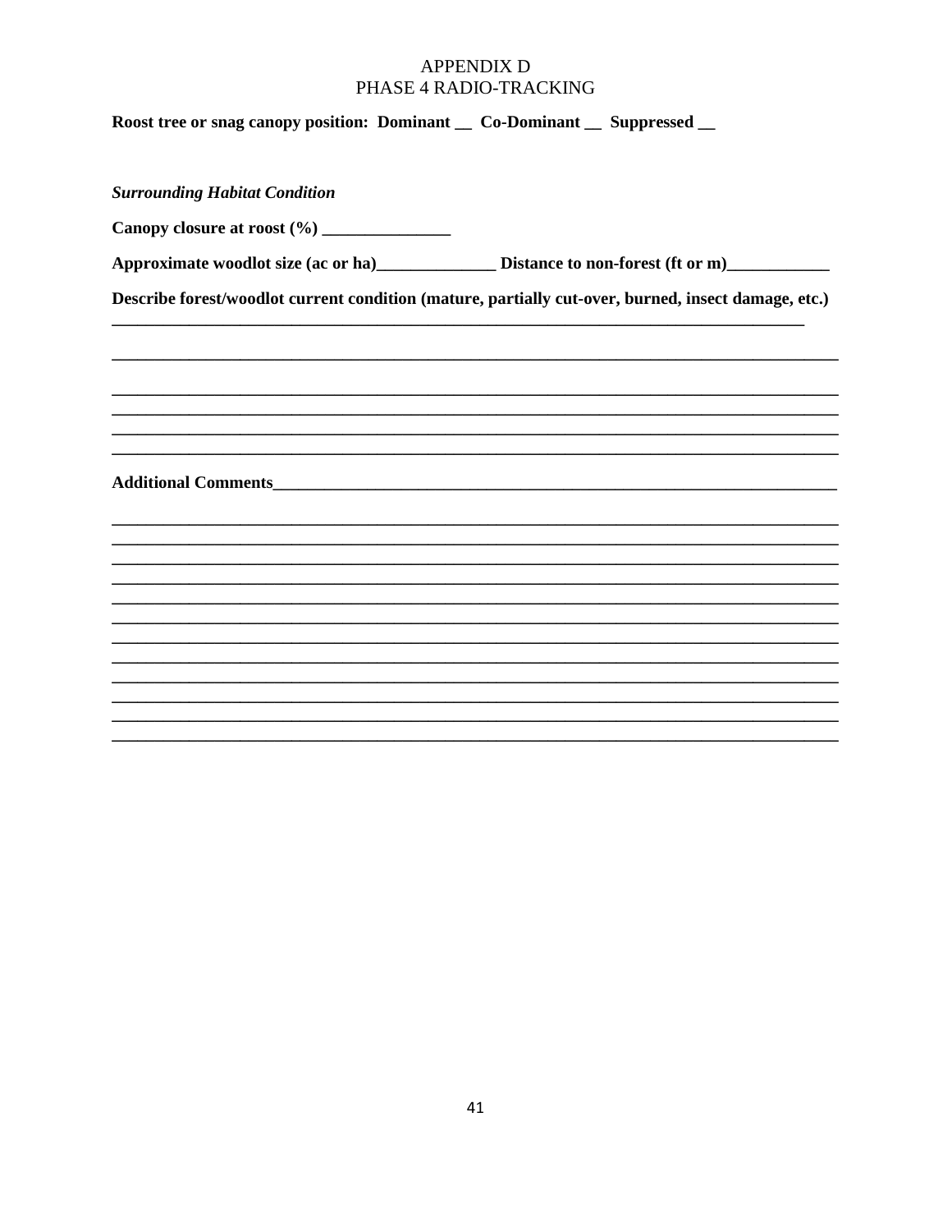# APPENDIX D
## PHASE 4 RADIO-TRACKING

**Roost tree or snag canopy position: Dominant __ Co-Dominant __ Suppressed __**

***Surrounding Habitat Condition***

**Canopy closure at roost (%) _______________**

**Approximate woodlot size (ac or ha)______________ Distance to non-forest (ft or m)____________**

**Describe forest/woodlot current condition (mature, partially cut-over, burned, insect damage, etc.)**
_____________________________________________________________________________________

_____________________________________________________________________________________

_____________________________________________________________________________________
_____________________________________________________________________________________
_____________________________________________________________________________________
_____________________________________________________________________________________

**Additional Comments**_____________________________________________________________________

_____________________________________________________________________________________
_____________________________________________________________________________________
_____________________________________________________________________________________
_____________________________________________________________________________________
_____________________________________________________________________________________
_____________________________________________________________________________________
_____________________________________________________________________________________
_____________________________________________________________________________________
_____________________________________________________________________________________
_____________________________________________________________________________________
_____________________________________________________________________________________
_____________________________________________________________________________________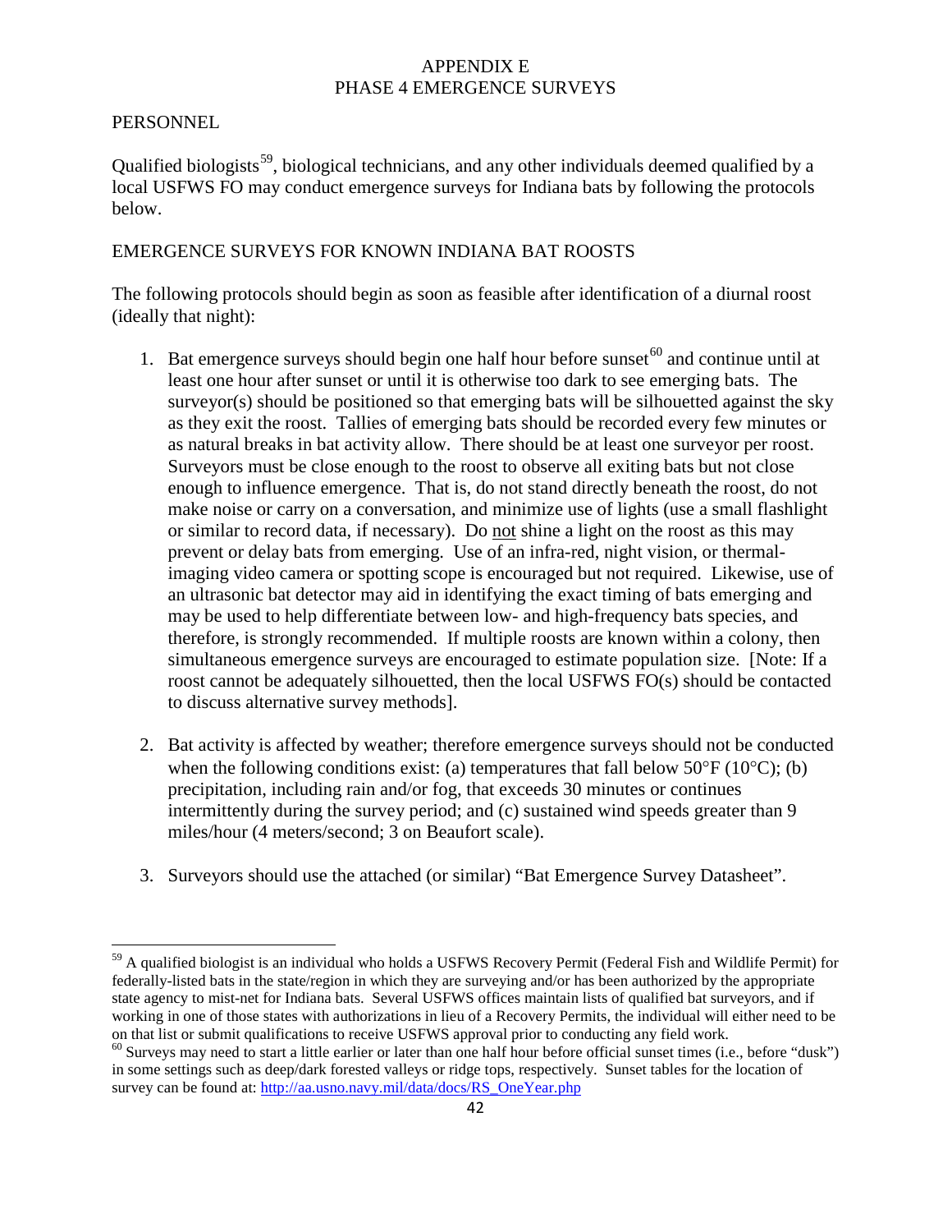# APPENDIX E
# PHASE 4 EMERGENCE SURVEYS

## PERSONNEL

Qualified biologists[59], biological technicians, and any other individuals deemed qualified by a local USFWS FO may conduct emergence surveys for Indiana bats by following the protocols below.

## EMERGENCE SURVEYS FOR KNOWN INDIANA BAT ROOSTS

The following protocols should begin as soon as feasible after identification of a diurnal roost (ideally that night):

1. Bat emergence surveys should begin one half hour before sunset[60] and continue until at least one hour after sunset or until it is otherwise too dark to see emerging bats. The surveyor(s) should be positioned so that emerging bats will be silhouetted against the sky as they exit the roost. Tallies of emerging bats should be recorded every few minutes or as natural breaks in bat activity allow. There should be at least one surveyor per roost. Surveyors must be close enough to the roost to observe all exiting bats but not close enough to influence emergence. That is, do not stand directly beneath the roost, do not make noise or carry on a conversation, and minimize use of lights (use a small flashlight or similar to record data, if necessary). Do <u>not</u> shine a light on the roost as this may prevent or delay bats from emerging. Use of an infra-red, night vision, or thermal-imaging video camera or spotting scope is encouraged but not required. Likewise, use of an ultrasonic bat detector may aid in identifying the exact timing of bats emerging and may be used to help differentiate between low- and high-frequency bats species, and therefore, is strongly recommended. If multiple roosts are known within a colony, then simultaneous emergence surveys are encouraged to estimate population size. [Note: If a roost cannot be adequately silhouetted, then the local USFWS FO(s) should be contacted to discuss alternative survey methods].

2. Bat activity is affected by weather; therefore emergence surveys should not be conducted when the following conditions exist: (a) temperatures that fall below 50°F (10°C); (b) precipitation, including rain and/or fog, that exceeds 30 minutes or continues intermittently during the survey period; and (c) sustained wind speeds greater than 9 miles/hour (4 meters/second; 3 on Beaufort scale).

3. Surveyors should use the attached (or similar) "Bat Emergence Survey Datasheet".

---

[59] A qualified biologist is an individual who holds a USFWS Recovery Permit (Federal Fish and Wildlife Permit) for federally-listed bats in the state/region in which they are surveying and/or has been authorized by the appropriate state agency to mist-net for Indiana bats. Several USFWS offices maintain lists of qualified bat surveyors, and if working in one of those states with authorizations in lieu of a Recovery Permits, the individual will either need to be on that list or submit qualifications to receive USFWS approval prior to conducting any field work.

[60] Surveys may need to start a little earlier or later than one half hour before official sunset times (i.e., before "dusk") in some settings such as deep/dark forested valleys or ridge tops, respectively. Sunset tables for the location of survey can be found at: http://aa.usno.navy.mil/data/docs/RS_OneYear.php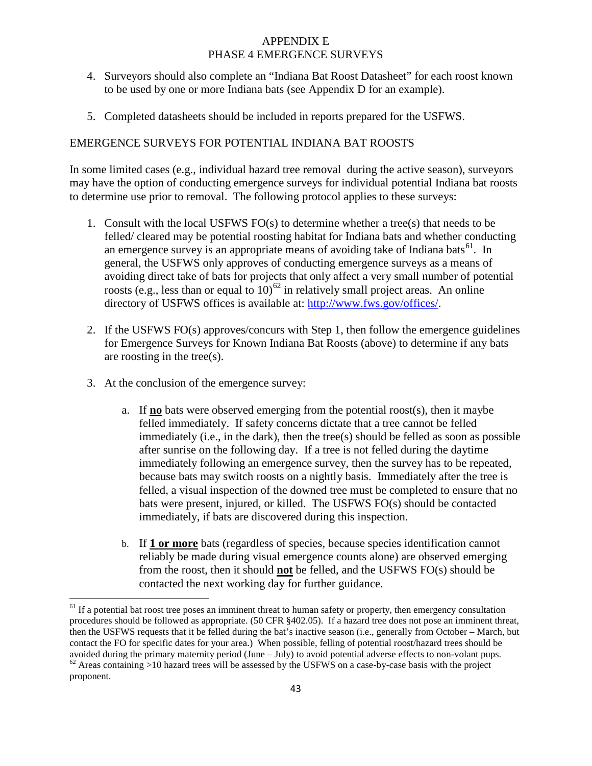4. Surveyors should also complete an "Indiana Bat Roost Datasheet" for each roost known to be used by one or more Indiana bats (see Appendix D for an example).

5. Completed datasheets should be included in reports prepared for the USFWS.

## EMERGENCE SURVEYS FOR POTENTIAL INDIANA BAT ROOSTS

In some limited cases (e.g., individual hazard tree removal during the active season), surveyors may have the option of conducting emergence surveys for individual potential Indiana bat roosts to determine use prior to removal. The following protocol applies to these surveys:

1. Consult with the local USFWS FO(s) to determine whether a tree(s) that needs to be felled/ cleared may be potential roosting habitat for Indiana bats and whether conducting an emergence survey is an appropriate means of avoiding take of Indiana bats[61]. In general, the USFWS only approves of conducting emergence surveys as a means of avoiding direct take of bats for projects that only affect a very small number of potential roosts (e.g., less than or equal to 10)[62] in relatively small project areas. An online directory of USFWS offices is available at: http://www.fws.gov/offices/.

2. If the USFWS FO(s) approves/concurs with Step 1, then follow the emergence guidelines for Emergence Surveys for Known Indiana Bat Roosts (above) to determine if any bats are roosting in the tree(s).

3. At the conclusion of the emergence survey:

   a. If **no** bats were observed emerging from the potential roost(s), then it maybe felled immediately. If safety concerns dictate that a tree cannot be felled immediately (i.e., in the dark), then the tree(s) should be felled as soon as possible after sunrise on the following day. If a tree is not felled during the daytime immediately following an emergence survey, then the survey has to be repeated, because bats may switch roosts on a nightly basis. Immediately after the tree is felled, a visual inspection of the downed tree must be completed to ensure that no bats were present, injured, or killed. The USFWS FO(s) should be contacted immediately, if bats are discovered during this inspection.

   b. If **1 or more** bats (regardless of species, because species identification cannot reliably be made during visual emergence counts alone) are observed emerging from the roost, then it should **not** be felled, and the USFWS FO(s) should be contacted the next working day for further guidance.

---

[61] If a potential bat roost tree poses an imminent threat to human safety or property, then emergency consultation procedures should be followed as appropriate. (50 CFR §402.05). If a hazard tree does not pose an imminent threat, then the USFWS requests that it be felled during the bat's inactive season (i.e., generally from October – March, but contact the FO for specific dates for your area.) When possible, felling of potential roost/hazard trees should be avoided during the primary maternity period (June – July) to avoid potential adverse effects to non-volant pups.

[62] Areas containing >10 hazard trees will be assessed by the USFWS on a case-by-case basis with the project proponent.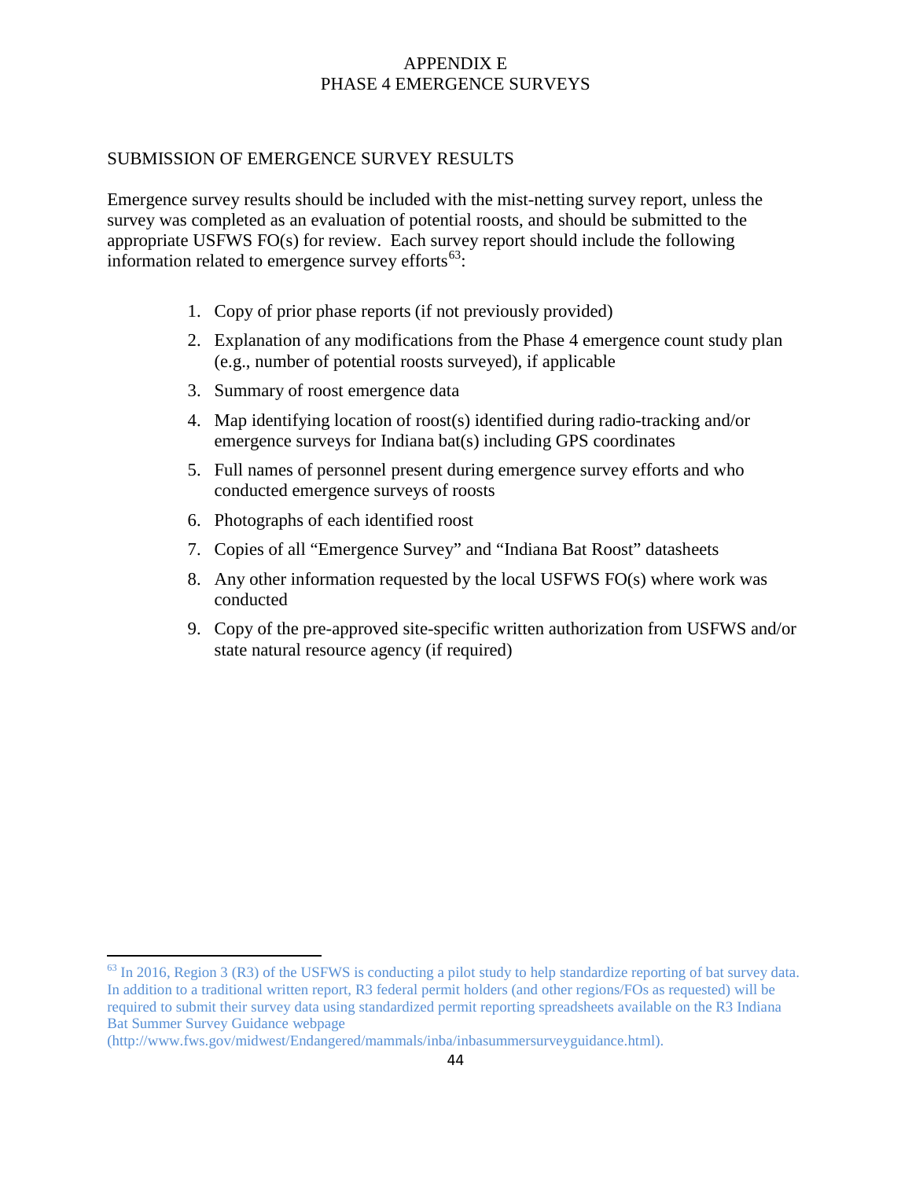# APPENDIX E
# PHASE 4 EMERGENCE SURVEYS

## SUBMISSION OF EMERGENCE SURVEY RESULTS

Emergence survey results should be included with the mist-netting survey report, unless the survey was completed as an evaluation of potential roosts, and should be submitted to the appropriate USFWS FO(s) for review. Each survey report should include the following information related to emergence survey efforts[63]:

1. Copy of prior phase reports (if not previously provided)
2. Explanation of any modifications from the Phase 4 emergence count study plan (e.g., number of potential roosts surveyed), if applicable
3. Summary of roost emergence data
4. Map identifying location of roost(s) identified during radio-tracking and/or emergence surveys for Indiana bat(s) including GPS coordinates
5. Full names of personnel present during emergence survey efforts and who conducted emergence surveys of roosts
6. Photographs of each identified roost
7. Copies of all "Emergence Survey" and "Indiana Bat Roost" datasheets
8. Any other information requested by the local USFWS FO(s) where work was conducted
9. Copy of the pre-approved site-specific written authorization from USFWS and/or state natural resource agency (if required)

---

[63] In 2016, Region 3 (R3) of the USFWS is conducting a pilot study to help standardize reporting of bat survey data. In addition to a traditional written report, R3 federal permit holders (and other regions/FOs as requested) will be required to submit their survey data using standardized permit reporting spreadsheets available on the R3 Indiana Bat Summer Survey Guidance webpage (http://www.fws.gov/midwest/Endangered/mammals/inba/inbasummersurveyguidance.html).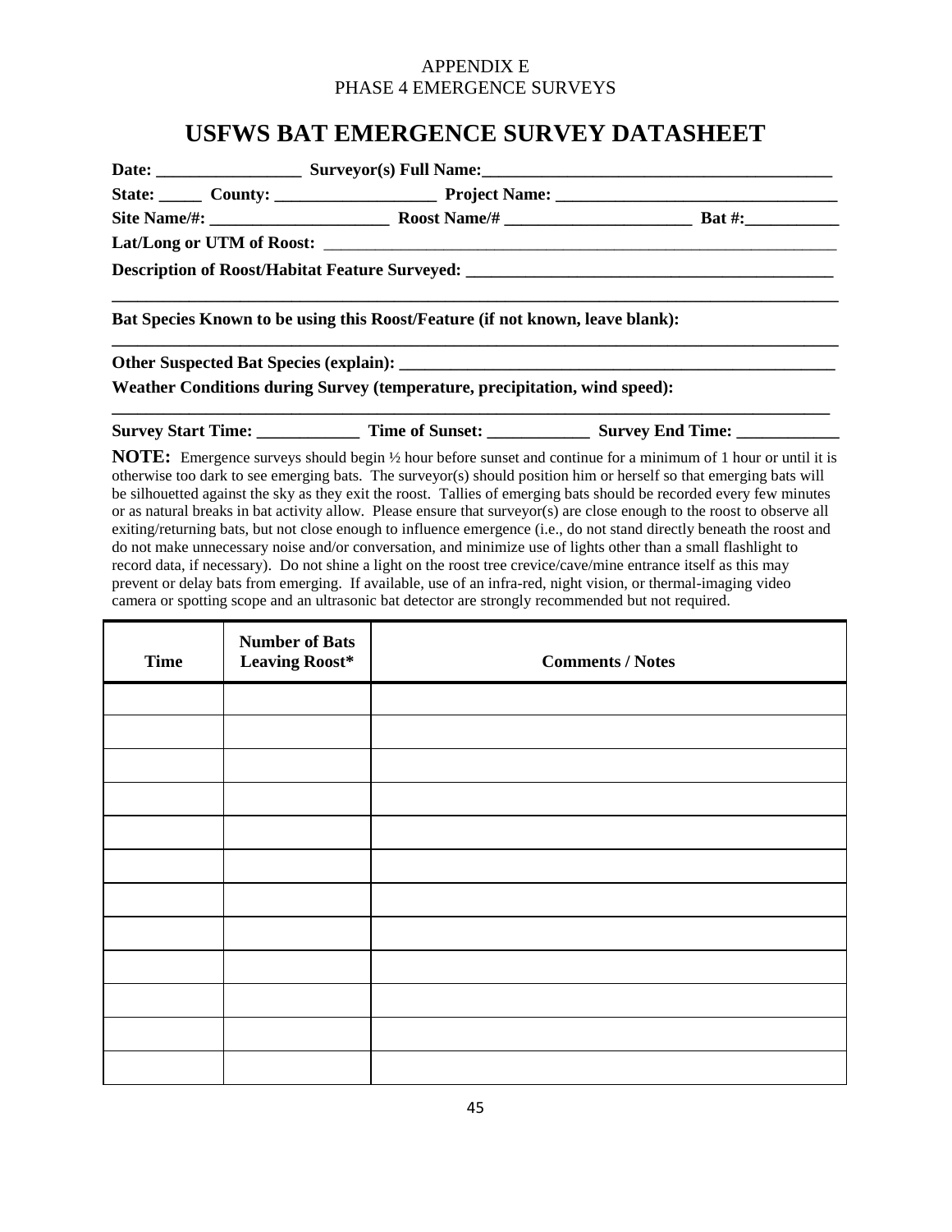APPENDIX E
PHASE 4 EMERGENCE SURVEYS

# USFWS BAT EMERGENCE SURVEY DATASHEET

**Date:** _________________ **Surveyor(s) Full Name:**_________________________________________

**State:** _____ **County:** ___________________ **Project Name:** _________________________________

**Site Name/#:** _____________________ **Roost Name/#** ______________________ **Bat #:**___________

**Lat/Long or UTM of Roost:** _______________________________________________________________

**Description of Roost/Habitat Feature Surveyed:** ____________________________________________

_____________________________________________________________________________________

**Bat Species Known to be using this Roost/Feature (if not known, leave blank):**

_____________________________________________________________________________________

**Other Suspected Bat Species (explain):** ___________________________________________________

**Weather Conditions during Survey (temperature, precipitation, wind speed):**

_____________________________________________________________________________________

**Survey Start Time:** ____________ **Time of Sunset:** ____________ **Survey End Time:** ____________

**NOTE:** Emergence surveys should begin ½ hour before sunset and continue for a minimum of 1 hour or until it is otherwise too dark to see emerging bats. The surveyor(s) should position him or herself so that emerging bats will be silhouetted against the sky as they exit the roost. Tallies of emerging bats should be recorded every few minutes or as natural breaks in bat activity allow. Please ensure that surveyor(s) are close enough to the roost to observe all exiting/returning bats, but not close enough to influence emergence (i.e., do not stand directly beneath the roost and do not make unnecessary noise and/or conversation, and minimize use of lights other than a small flashlight to record data, if necessary). Do not shine a light on the roost tree crevice/cave/mine entrance itself as this may prevent or delay bats from emerging. If available, use of an infra-red, night vision, or thermal-imaging video camera or spotting scope and an ultrasonic bat detector are strongly recommended but not required.

| Time | Number of Bats Leaving Roost* | Comments / Notes |
|---|---|---|
| | | |
| | | |
| | | |
| | | |
| | | |
| | | |
| | | |
| | | |
| | | |
| | | |
| | | |
| | | |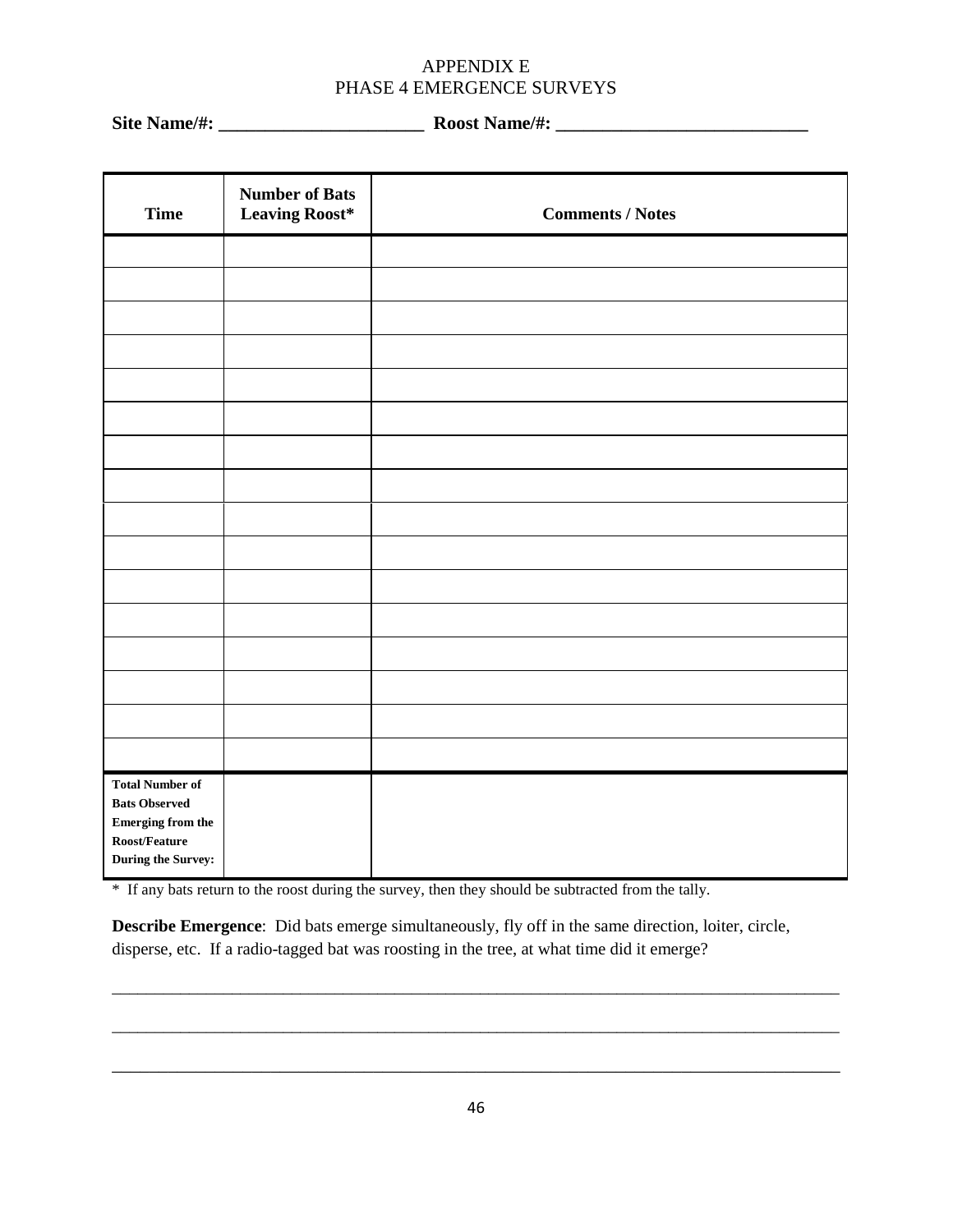# APPENDIX E
## PHASE 4 EMERGENCE SURVEYS

**Site Name/#: ______________________ Roost Name/#: ___________________________**

| Time | Number of Bats Leaving Roost* | Comments / Notes |
|---|---|---|
| | | |
| | | |
| | | |
| | | |
| | | |
| | | |
| | | |
| | | |
| | | |
| | | |
| | | |
| | | |
| | | |
| | | |
| | | |
| | | |
| **Total Number of Bats Observed Emerging from the Roost/Feature During the Survey:** | | |

\* If any bats return to the roost during the survey, then they should be subtracted from the tally.

**Describe Emergence**: Did bats emerge simultaneously, fly off in the same direction, loiter, circle, disperse, etc. If a radio-tagged bat was roosting in the tree, at what time did it emerge?

_______________________________________________________________________________

_______________________________________________________________________________

_______________________________________________________________________________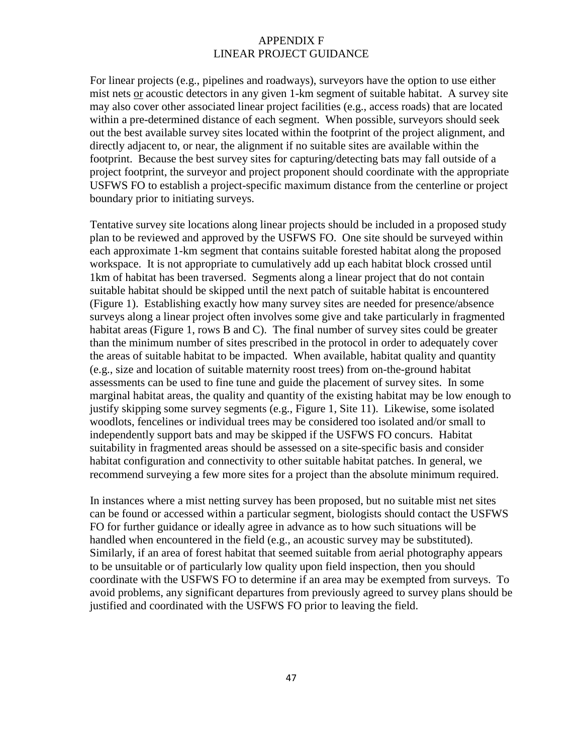# APPENDIX F
# LINEAR PROJECT GUIDANCE

For linear projects (e.g., pipelines and roadways), surveyors have the option to use either mist nets <u>or</u> acoustic detectors in any given 1-km segment of suitable habitat. A survey site may also cover other associated linear project facilities (e.g., access roads) that are located within a pre-determined distance of each segment. When possible, surveyors should seek out the best available survey sites located within the footprint of the project alignment, and directly adjacent to, or near, the alignment if no suitable sites are available within the footprint. Because the best survey sites for capturing/detecting bats may fall outside of a project footprint, the surveyor and project proponent should coordinate with the appropriate USFWS FO to establish a project-specific maximum distance from the centerline or project boundary prior to initiating surveys.

Tentative survey site locations along linear projects should be included in a proposed study plan to be reviewed and approved by the USFWS FO. One site should be surveyed within each approximate 1-km segment that contains suitable forested habitat along the proposed workspace. It is not appropriate to cumulatively add up each habitat block crossed until 1km of habitat has been traversed. Segments along a linear project that do not contain suitable habitat should be skipped until the next patch of suitable habitat is encountered (Figure 1). Establishing exactly how many survey sites are needed for presence/absence surveys along a linear project often involves some give and take particularly in fragmented habitat areas (Figure 1, rows B and C). The final number of survey sites could be greater than the minimum number of sites prescribed in the protocol in order to adequately cover the areas of suitable habitat to be impacted. When available, habitat quality and quantity (e.g., size and location of suitable maternity roost trees) from on-the-ground habitat assessments can be used to fine tune and guide the placement of survey sites. In some marginal habitat areas, the quality and quantity of the existing habitat may be low enough to justify skipping some survey segments (e.g., Figure 1, Site 11). Likewise, some isolated woodlots, fencelines or individual trees may be considered too isolated and/or small to independently support bats and may be skipped if the USFWS FO concurs. Habitat suitability in fragmented areas should be assessed on a site-specific basis and consider habitat configuration and connectivity to other suitable habitat patches. In general, we recommend surveying a few more sites for a project than the absolute minimum required.

In instances where a mist netting survey has been proposed, but no suitable mist net sites can be found or accessed within a particular segment, biologists should contact the USFWS FO for further guidance or ideally agree in advance as to how such situations will be handled when encountered in the field (e.g., an acoustic survey may be substituted). Similarly, if an area of forest habitat that seemed suitable from aerial photography appears to be unsuitable or of particularly low quality upon field inspection, then you should coordinate with the USFWS FO to determine if an area may be exempted from surveys. To avoid problems, any significant departures from previously agreed to survey plans should be justified and coordinated with the USFWS FO prior to leaving the field.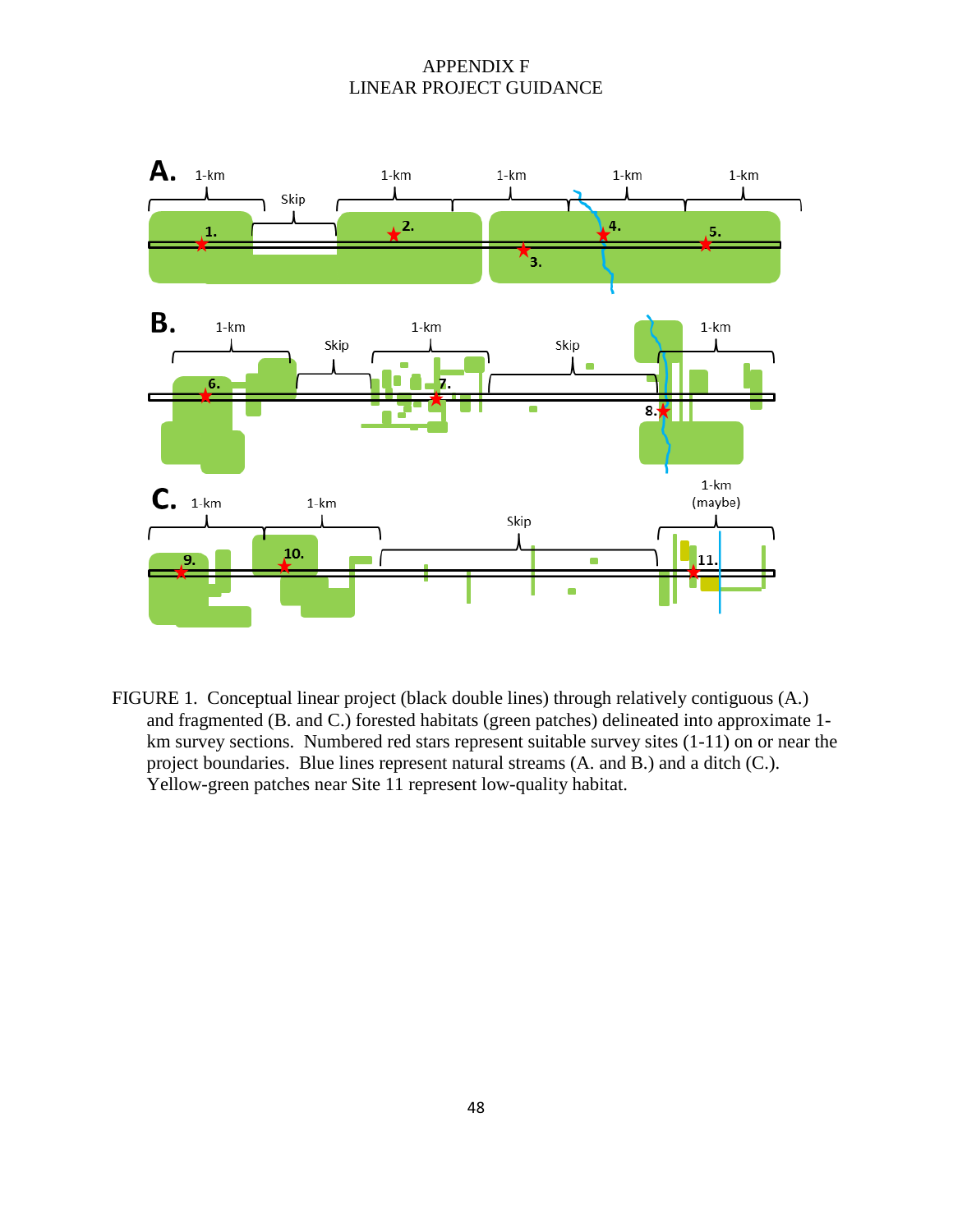# APPENDIX F
## LINEAR PROJECT GUIDANCE

A.
1-km
Skip
1-km
1-km
1-km
1-km
1.
2.
3.
4.
5.

B.
1-km
Skip
1-km
Skip
1-km
6.
7.
8.

C.
1-km
1-km
Skip
1-km
(maybe)
9.
10.
11.

FIGURE 1. Conceptual linear project (black double lines) through relatively contiguous (A.) and fragmented (B. and C.) forested habitats (green patches) delineated into approximate 1-km survey sections. Numbered red stars represent suitable survey sites (1-11) on or near the project boundaries. Blue lines represent natural streams (A. and B.) and a ditch (C.). Yellow-green patches near Site 11 represent low-quality habitat.